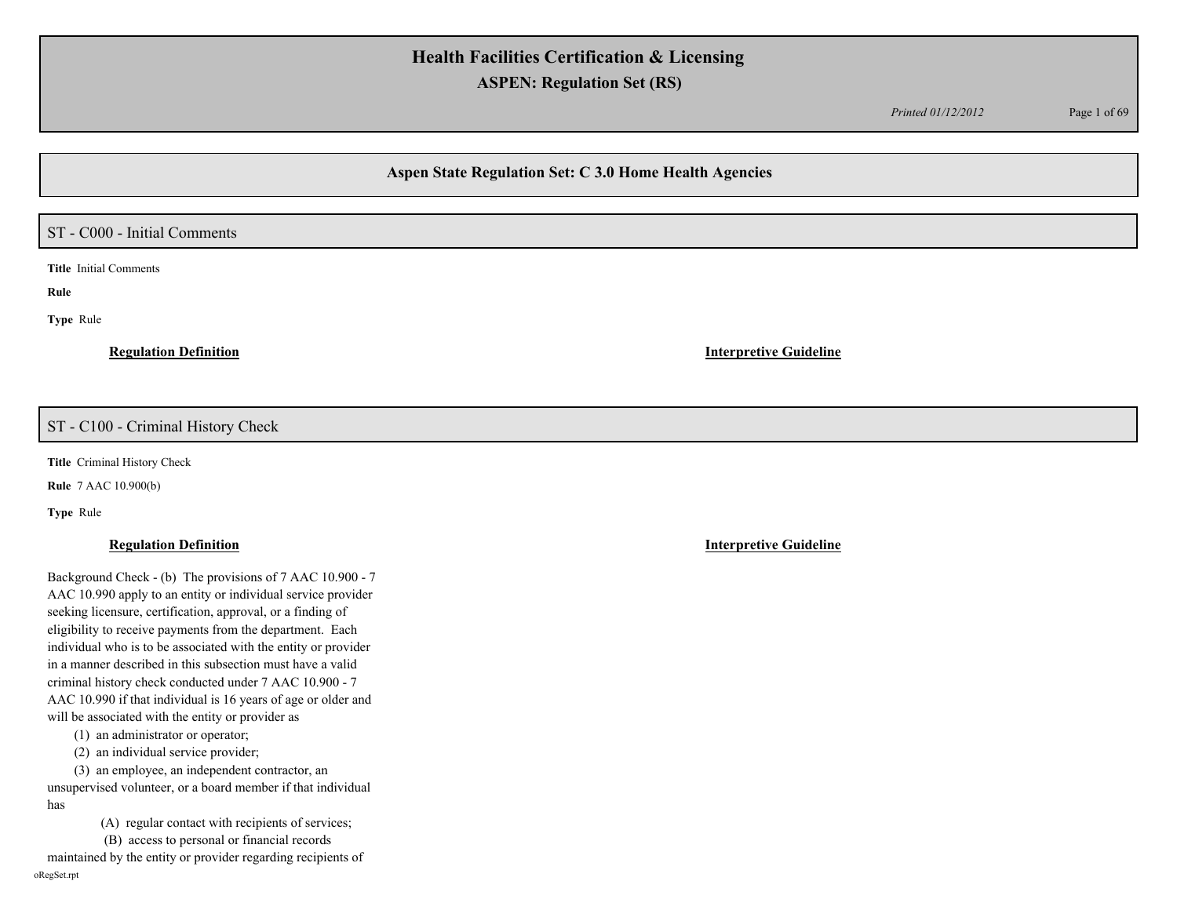# Health Facilities Certification & Licensing

## ASPEN: Regulation Set (RS)

## Aspen State Regulation Set: C 3.0 Home Health Agencies

### ST - C000 - Initial Comments

**Title** Initial Comments

**Rule**

**Type** Rule

**Regulation Definition**

**Interpretive Guideline**

### ST - C100 - Criminal History Check

**Title** Criminal History Check

**Rule** 7 AAC 10.900(b)

**Type** Rule

**Regulation Definition**

**Interpretive Guideline**

Background Check - (b) The provisions of 7 AAC 10.900 - 7 AAC 10.990 apply to an entity or individual service provider seeking licensure, certification, approval, or a finding of eligibility to receive payments from the department. Each individual who is to be associated with the entity or provider in a manner described in this subsection must have a valid criminal history check conducted under 7 AAC 10.900 - 7 AAC 10.990 if that individual is 16 years of age or older and will be associated with the entity or provider as

(1) an administrator or operator;

(2) an individual service provider;

(3) an employee, an independent contractor, an unsupervised volunteer, or a board member if that individual has

(A) regular contact with recipients of services;

(B) access to personal or financial records maintained by the entity or provider regarding recipients of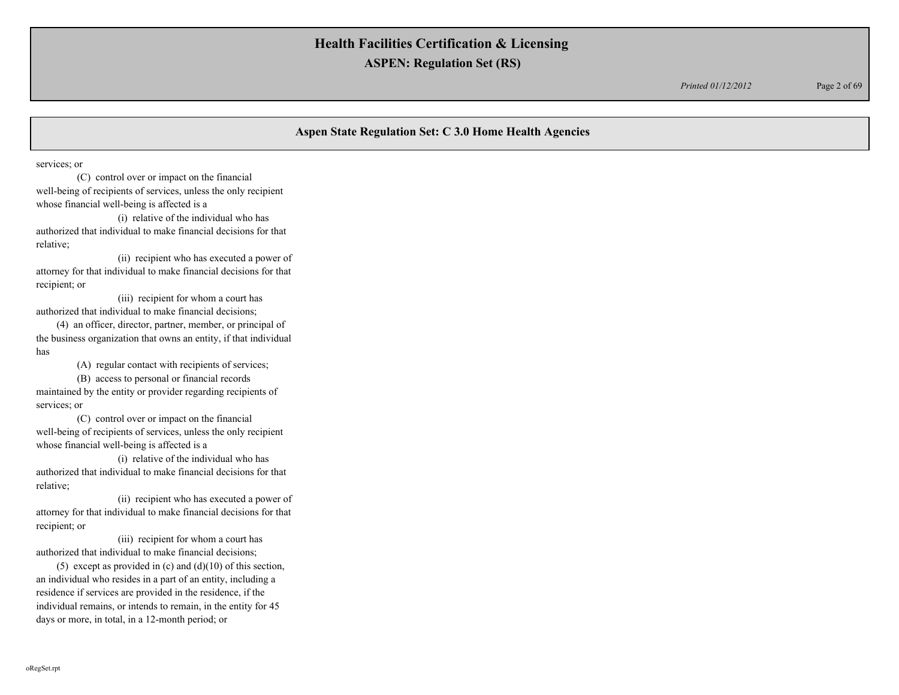## Aspen State Regulation Set: C 3.0 Home Health Agencies

services; or

(C) control over or impact on the financial well-being of recipients of services, unless the only recipient whose financial well-being is affected is a

(i) relative of the individual who has authorized that individual to make financial decisions for that relative;

(ii) recipient who has executed a power of attorney for that individual to make financial decisions for that recipient; or

(iii) recipient for whom a court has authorized that individual to make financial decisions;

(4) an officer, director, partner, member, or principal of the business organization that owns an entity, if that individual has

(A) regular contact with recipients of services;

(B) access to personal or financial records maintained by the entity or provider regarding recipients of services; or

(C) control over or impact on the financial well-being of recipients of services, unless the only recipient whose financial well-being is affected is a

(i) relative of the individual who has authorized that individual to make financial decisions for that relative;

(ii) recipient who has executed a power of attorney for that individual to make financial decisions for that recipient; or

(iii) recipient for whom a court has authorized that individual to make financial decisions;

(5) except as provided in (c) and (d)(10) of this section, an individual who resides in a part of an entity, including a residence if services are provided in the residence, if the individual remains, or intends to remain, in the entity for 45 days or more, in total, in a 12-month period; or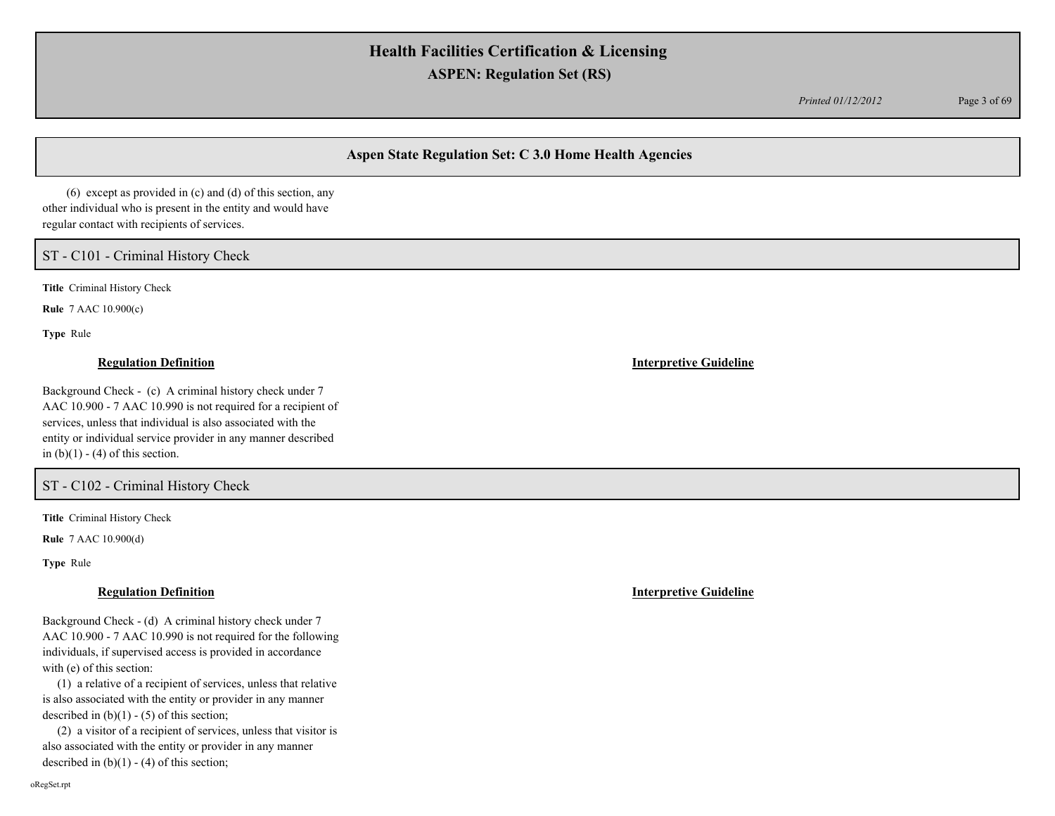(6) except as provided in (c) and (d) of this section, any other individual who is present in the entity and would have regular contact with recipients of services.

## ST - C101 - Criminal History Check

**Title** Criminal History Check

**Rule** 7 AAC 10.900(c)

**Type** Rule

**Regulation Definition**

Background Check - (c) A criminal history check under 7 AAC 10.900 - 7 AAC 10.990 is not required for a recipient of services, unless that individual is also associated with the entity or individual service provider in any manner described in (b)(1) - (4) of this section.

**Interpretive Guideline**

## ST - C102 - Criminal History Check

**Title** Criminal History Check

**Rule** 7 AAC 10.900(d)

**Type** Rule

**Regulation Definition**

Background Check - (d) A criminal history check under 7 AAC 10.900 - 7 AAC 10.990 is not required for the following individuals, if supervised access is provided in accordance with (e) of this section:

(1) a relative of a recipient of services, unless that relative is also associated with the entity or provider in any manner described in (b)(1) - (5) of this section;

(2) a visitor of a recipient of services, unless that visitor is also associated with the entity or provider in any manner described in (b)(1) - (4) of this section;

**Interpretive Guideline**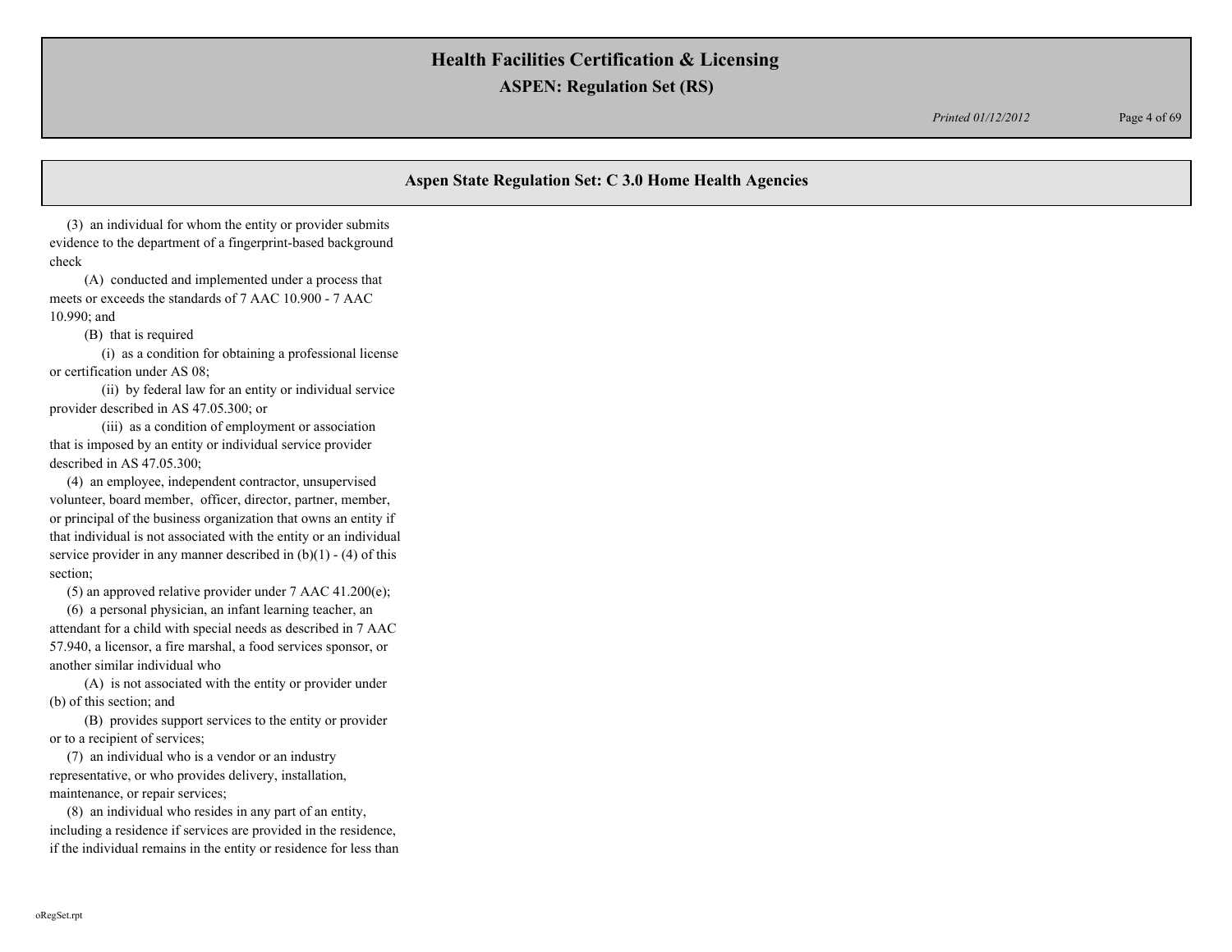## Aspen State Regulation Set: C 3.0 Home Health Agencies

(3) an individual for whom the entity or provider submits evidence to the department of a fingerprint-based background check

(A) conducted and implemented under a process that meets or exceeds the standards of 7 AAC 10.900 - 7 AAC 10.990; and

(B) that is required

(i) as a condition for obtaining a professional license or certification under AS 08;

(ii) by federal law for an entity or individual service provider described in AS 47.05.300; or

(iii) as a condition of employment or association that is imposed by an entity or individual service provider described in AS 47.05.300;

(4) an employee, independent contractor, unsupervised volunteer, board member, officer, director, partner, member, or principal of the business organization that owns an entity if that individual is not associated with the entity or an individual service provider in any manner described in (b)(1) - (4) of this section;

(5) an approved relative provider under 7 AAC 41.200(e);

(6) a personal physician, an infant learning teacher, an attendant for a child with special needs as described in 7 AAC 57.940, a licensor, a fire marshal, a food services sponsor, or another similar individual who

(A) is not associated with the entity or provider under (b) of this section; and

(B) provides support services to the entity or provider or to a recipient of services;

(7) an individual who is a vendor or an industry representative, or who provides delivery, installation, maintenance, or repair services;

(8) an individual who resides in any part of an entity, including a residence if services are provided in the residence, if the individual remains in the entity or residence for less than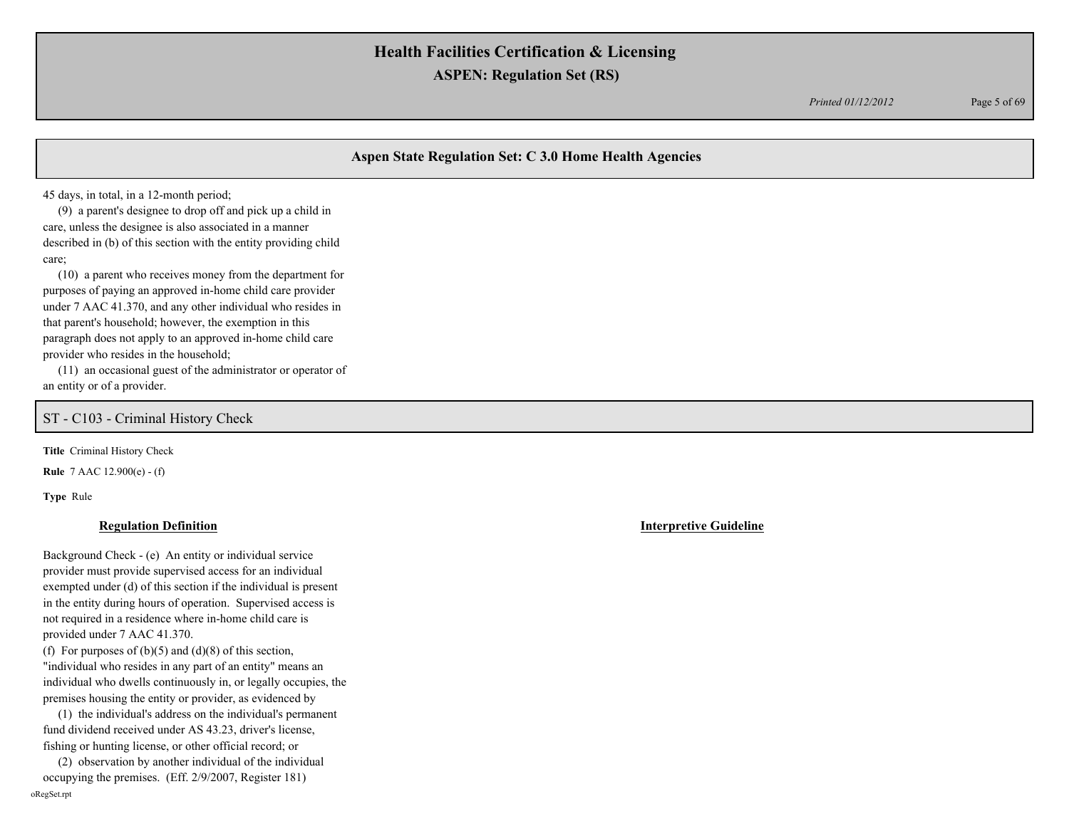## Aspen State Regulation Set: C 3.0 Home Health Agencies

45 days, in total, in a 12-month period;

(9) a parent's designee to drop off and pick up a child in care, unless the designee is also associated in a manner described in (b) of this section with the entity providing child care;

(10) a parent who receives money from the department for purposes of paying an approved in-home child care provider under 7 AAC 41.370, and any other individual who resides in that parent's household; however, the exemption in this paragraph does not apply to an approved in-home child care provider who resides in the household;

(11) an occasional guest of the administrator or operator of an entity or of a provider.

## ST - C103 - Criminal History Check

**Title** Criminal History Check

**Rule** 7 AAC 12.900(e) - (f)

**Type** Rule

**Regulation Definition**

Background Check - (e) An entity or individual service provider must provide supervised access for an individual exempted under (d) of this section if the individual is present in the entity during hours of operation. Supervised access is not required in a residence where in-home child care is provided under 7 AAC 41.370.

(f) For purposes of (b)(5) and (d)(8) of this section, "individual who resides in any part of an entity" means an individual who dwells continuously in, or legally occupies, the premises housing the entity or provider, as evidenced by

(1) the individual's address on the individual's permanent fund dividend received under AS 43.23, driver's license, fishing or hunting license, or other official record; or

(2) observation by another individual of the individual occupying the premises. (Eff. 2/9/2007, Register 181)

**Interpretive Guideline**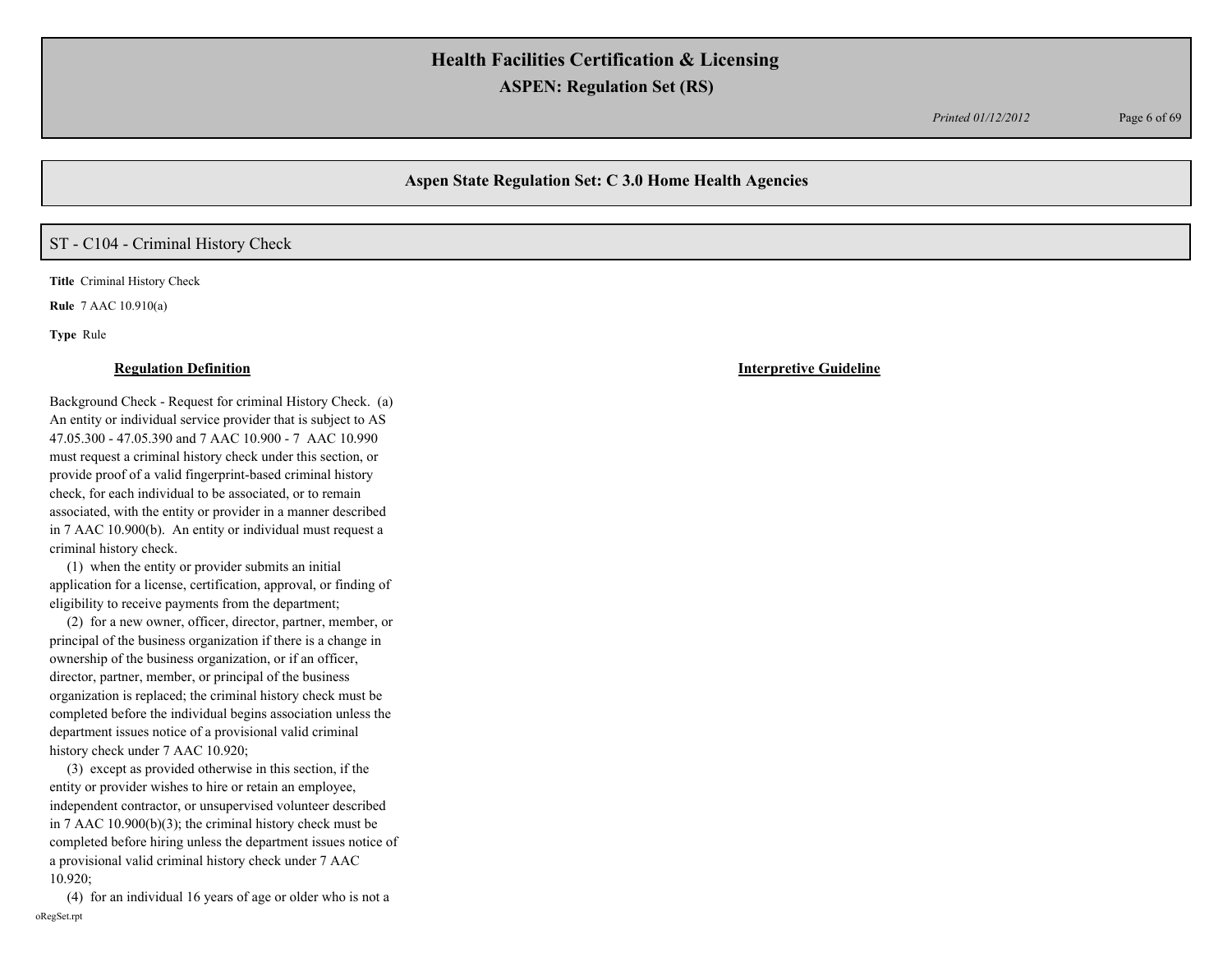## Aspen State Regulation Set: C 3.0 Home Health Agencies

### ST - C104 - Criminal History Check

**Title** Criminal History Check

**Rule** 7 AAC 10.910(a)

**Type** Rule

| Regulation Definition | Interpretive Guideline |
| --- | --- |
| Background Check - Request for criminal History Check. (a) An entity or individual service provider that is subject to AS 47.05.300 - 47.05.390 and 7 AAC 10.900 - 7 AAC 10.990 must request a criminal history check under this section, or provide proof of a valid fingerprint-based criminal history check, for each individual to be associated, or to remain associated, with the entity or provider in a manner described in 7 AAC 10.900(b). An entity or individual must request a criminal history check.<br>(1) when the entity or provider submits an initial application for a license, certification, approval, or finding of eligibility to receive payments from the department;<br>(2) for a new owner, officer, director, partner, member, or principal of the business organization if there is a change in ownership of the business organization, or if an officer, director, partner, member, or principal of the business organization is replaced; the criminal history check must be completed before the individual begins association unless the department issues notice of a provisional valid criminal history check under 7 AAC 10.920;<br>(3) except as provided otherwise in this section, if the entity or provider wishes to hire or retain an employee, independent contractor, or unsupervised volunteer described in 7 AAC 10.900(b)(3); the criminal history check must be completed before hiring unless the department issues notice of a provisional valid criminal history check under 7 AAC 10.920;<br>(4) for an individual 16 years of age or older who is not a | |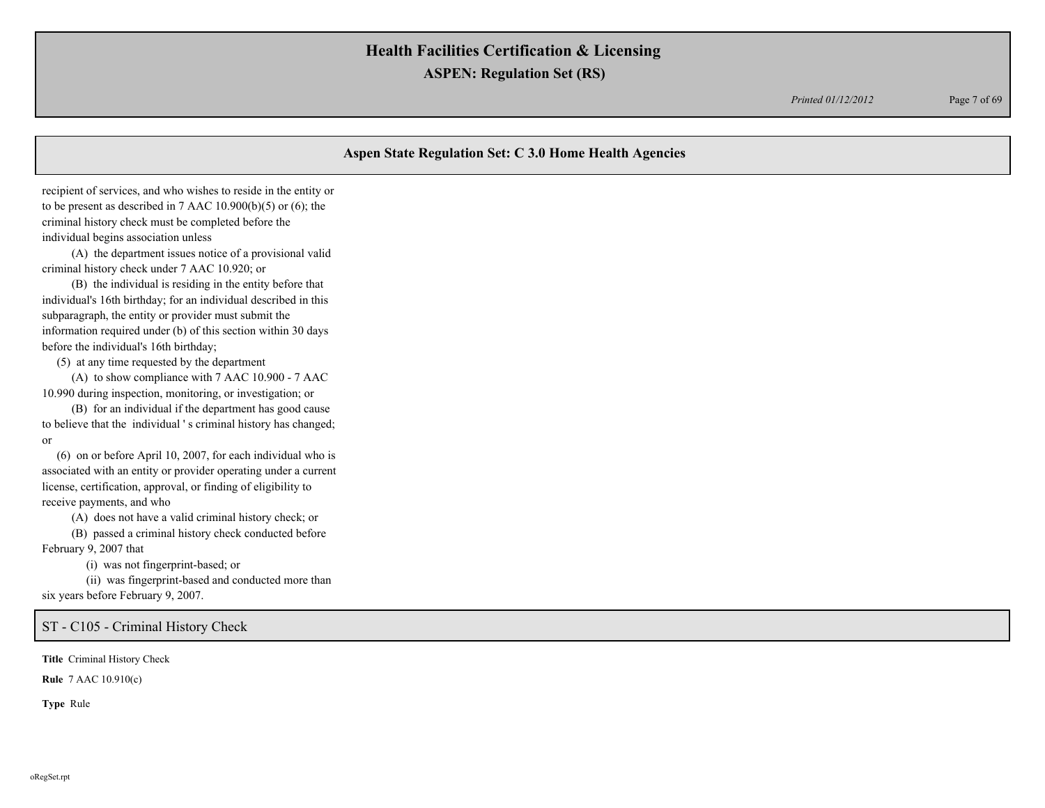## Aspen State Regulation Set: C 3.0 Home Health Agencies

recipient of services, and who wishes to reside in the entity or to be present as described in 7 AAC 10.900(b)(5) or (6); the criminal history check must be completed before the individual begins association unless

(A) the department issues notice of a provisional valid criminal history check under 7 AAC 10.920; or

(B) the individual is residing in the entity before that individual's 16th birthday; for an individual described in this subparagraph, the entity or provider must submit the information required under (b) of this section within 30 days before the individual's 16th birthday;

(5) at any time requested by the department

(A) to show compliance with 7 AAC 10.900 - 7 AAC 10.990 during inspection, monitoring, or investigation; or

(B) for an individual if the department has good cause to believe that the individual ' s criminal history has changed; or

(6) on or before April 10, 2007, for each individual who is associated with an entity or provider operating under a current license, certification, approval, or finding of eligibility to receive payments, and who

(A) does not have a valid criminal history check; or

(B) passed a criminal history check conducted before February 9, 2007 that

(i) was not fingerprint-based; or

(ii) was fingerprint-based and conducted more than six years before February 9, 2007.

## ST - C105 - Criminal History Check

**Title** Criminal History Check

**Rule** 7 AAC 10.910(c)

**Type** Rule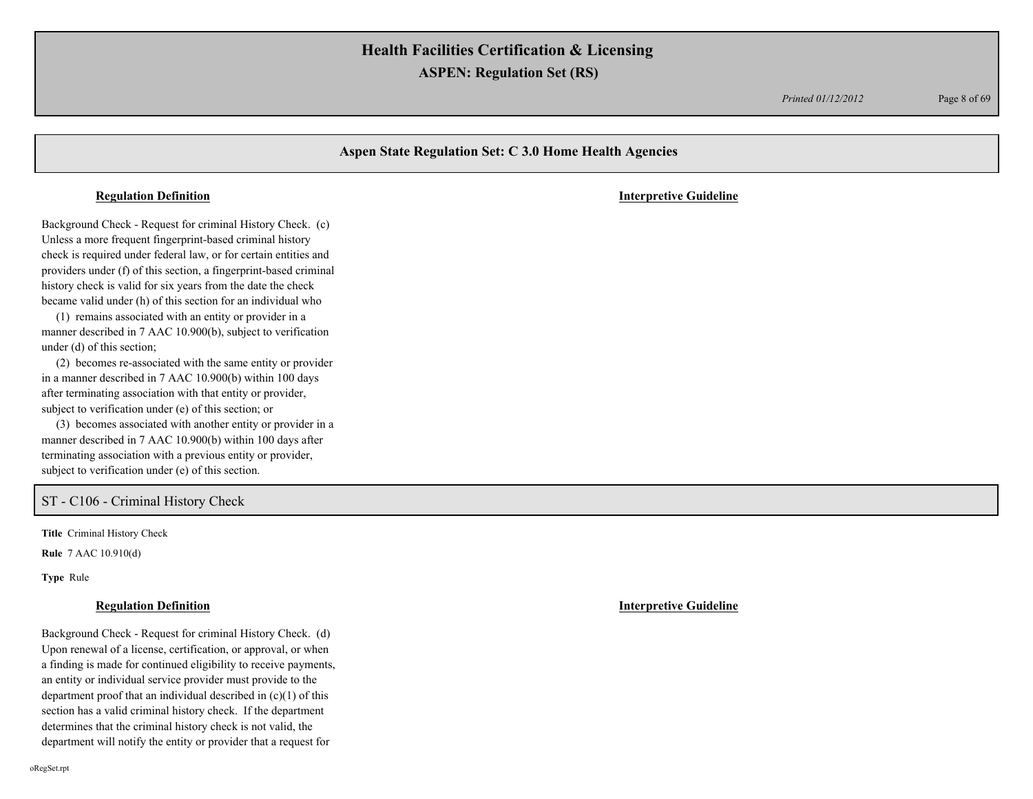## Aspen State Regulation Set: C 3.0 Home Health Agencies

**Regulation Definition**

**Interpretive Guideline**

Background Check - Request for criminal History Check. (c) Unless a more frequent fingerprint-based criminal history check is required under federal law, or for certain entities and providers under (f) of this section, a fingerprint-based criminal history check is valid for six years from the date the check became valid under (h) of this section for an individual who

(1) remains associated with an entity or provider in a manner described in 7 AAC 10.900(b), subject to verification under (d) of this section;

(2) becomes re-associated with the same entity or provider in a manner described in 7 AAC 10.900(b) within 100 days after terminating association with that entity or provider, subject to verification under (e) of this section; or

(3) becomes associated with another entity or provider in a manner described in 7 AAC 10.900(b) within 100 days after terminating association with a previous entity or provider, subject to verification under (e) of this section.

## ST - C106 - Criminal History Check

**Title** Criminal History Check

**Rule** 7 AAC 10.910(d)

**Type** Rule

**Regulation Definition**

**Interpretive Guideline**

Background Check - Request for criminal History Check. (d) Upon renewal of a license, certification, or approval, or when a finding is made for continued eligibility to receive payments, an entity or individual service provider must provide to the department proof that an individual described in (c)(1) of this section has a valid criminal history check. If the department determines that the criminal history check is not valid, the department will notify the entity or provider that a request for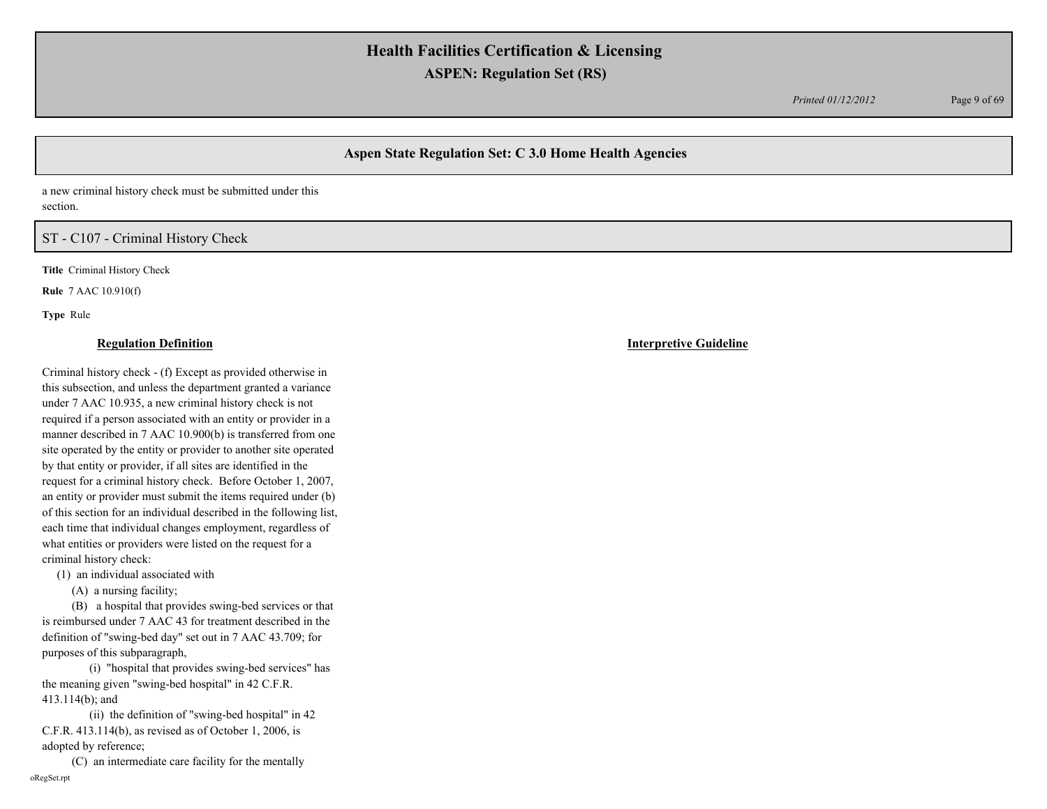a new criminal history check must be submitted under this section.

## ST - C107 - Criminal History Check

**Title** Criminal History Check

**Rule** 7 AAC 10.910(f)

**Type** Rule

**Regulation Definition**

Criminal history check - (f) Except as provided otherwise in this subsection, and unless the department granted a variance under 7 AAC 10.935, a new criminal history check is not required if a person associated with an entity or provider in a manner described in 7 AAC 10.900(b) is transferred from one site operated by the entity or provider to another site operated by that entity or provider, if all sites are identified in the request for a criminal history check. Before October 1, 2007, an entity or provider must submit the items required under (b) of this section for an individual described in the following list, each time that individual changes employment, regardless of what entities or providers were listed on the request for a criminal history check:

(1) an individual associated with

(A) a nursing facility;

(B) a hospital that provides swing-bed services or that is reimbursed under 7 AAC 43 for treatment described in the definition of "swing-bed day" set out in 7 AAC 43.709; for purposes of this subparagraph,

(i) "hospital that provides swing-bed services" has the meaning given "swing-bed hospital" in 42 C.F.R. 413.114(b); and

(ii) the definition of "swing-bed hospital" in 42 C.F.R. 413.114(b), as revised as of October 1, 2006, is adopted by reference;

(C) an intermediate care facility for the mentally

**Interpretive Guideline**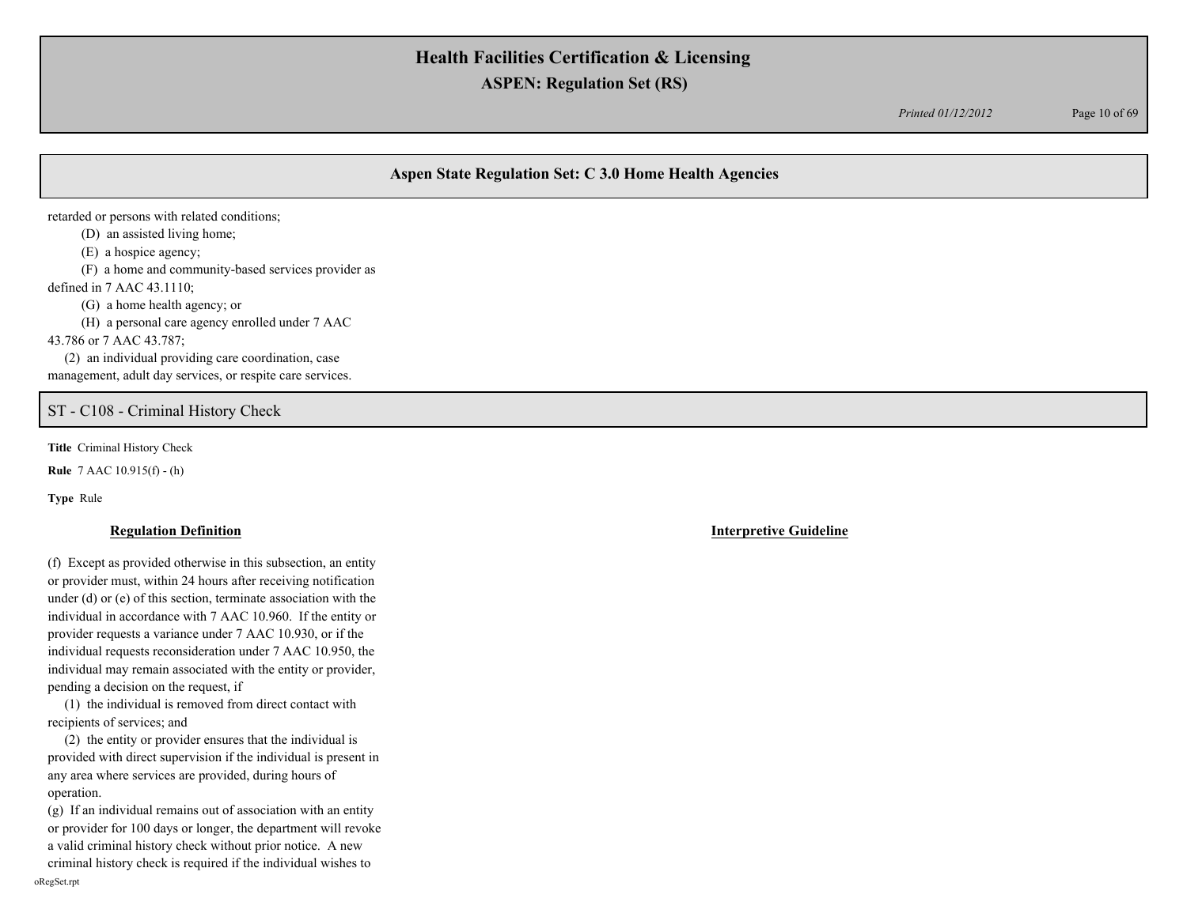## Aspen State Regulation Set: C 3.0 Home Health Agencies

retarded or persons with related conditions;

(D) an assisted living home;

(E) a hospice agency;

(F) a home and community-based services provider as defined in 7 AAC 43.1110;

(G) a home health agency; or

(H) a personal care agency enrolled under 7 AAC 43.786 or 7 AAC 43.787;

(2) an individual providing care coordination, case management, adult day services, or respite care services.

## ST - C108 - Criminal History Check

**Title** Criminal History Check

**Rule** 7 AAC 10.915(f) - (h)

**Type** Rule

| Regulation Definition | Interpretive Guideline |
| --- | --- |
| (f) Except as provided otherwise in this subsection, an entity or provider must, within 24 hours after receiving notification under (d) or (e) of this section, terminate association with the individual in accordance with 7 AAC 10.960. If the entity or provider requests a variance under 7 AAC 10.930, or if the individual requests reconsideration under 7 AAC 10.950, the individual may remain associated with the entity or provider, pending a decision on the request, if<br>(1) the individual is removed from direct contact with recipients of services; and<br>(2) the entity or provider ensures that the individual is provided with direct supervision if the individual is present in any area where services are provided, during hours of operation.<br>(g) If an individual remains out of association with an entity or provider for 100 days or longer, the department will revoke a valid criminal history check without prior notice. A new criminal history check is required if the individual wishes to | |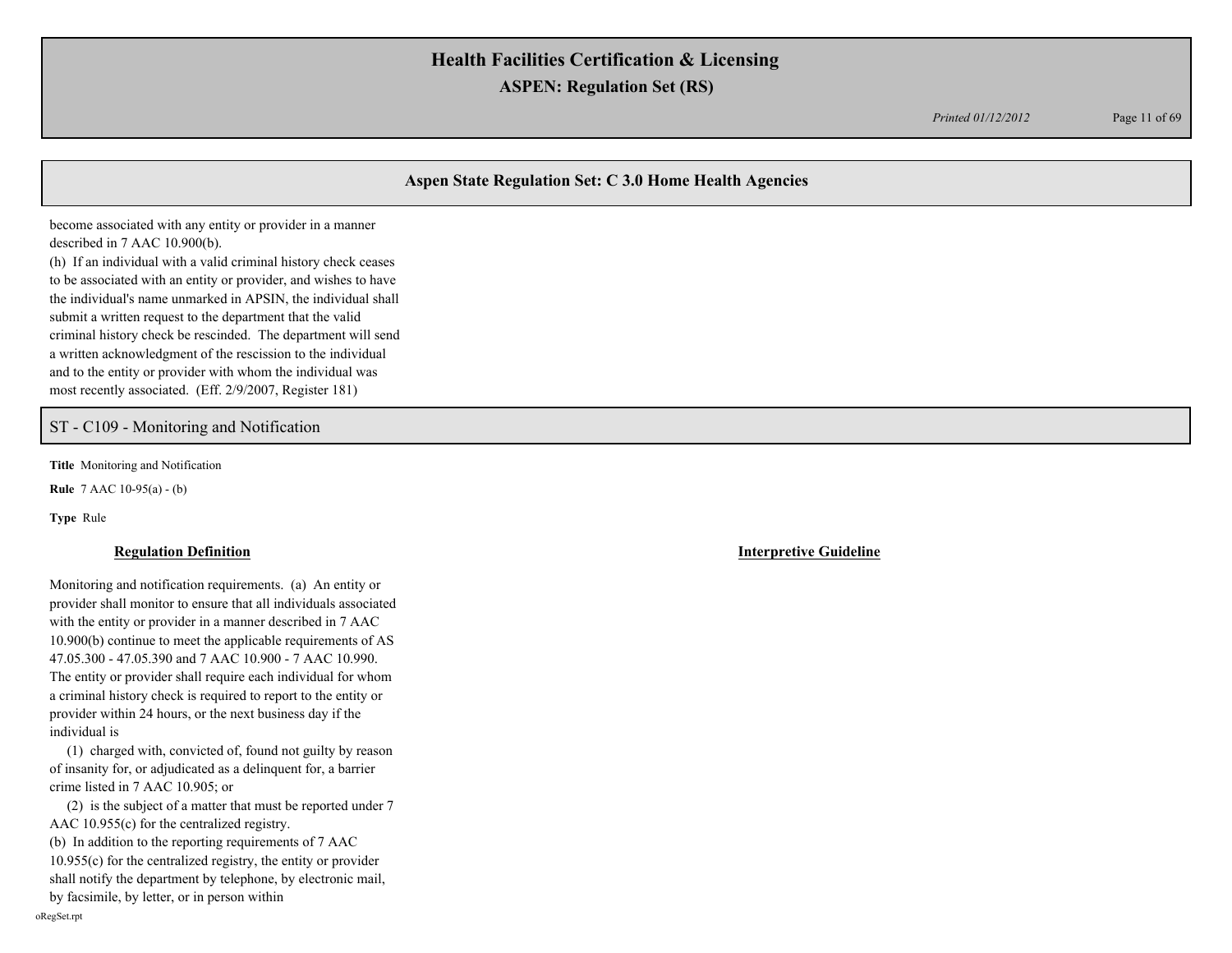## Aspen State Regulation Set: C 3.0 Home Health Agencies

become associated with any entity or provider in a manner described in 7 AAC 10.900(b).
(h) If an individual with a valid criminal history check ceases to be associated with an entity or provider, and wishes to have the individual's name unmarked in APSIN, the individual shall submit a written request to the department that the valid criminal history check be rescinded. The department will send a written acknowledgment of the rescission to the individual and to the entity or provider with whom the individual was most recently associated. (Eff. 2/9/2007, Register 181)

## ST - C109 - Monitoring and Notification

**Title** Monitoring and Notification

**Rule** 7 AAC 10-95(a) - (b)

**Type** Rule

**Regulation Definition**

Monitoring and notification requirements. (a) An entity or provider shall monitor to ensure that all individuals associated with the entity or provider in a manner described in 7 AAC 10.900(b) continue to meet the applicable requirements of AS 47.05.300 - 47.05.390 and 7 AAC 10.900 - 7 AAC 10.990. The entity or provider shall require each individual for whom a criminal history check is required to report to the entity or provider within 24 hours, or the next business day if the individual is

(1) charged with, convicted of, found not guilty by reason of insanity for, or adjudicated as a delinquent for, a barrier crime listed in 7 AAC 10.905; or

(2) is the subject of a matter that must be reported under 7 AAC 10.955(c) for the centralized registry.

(b) In addition to the reporting requirements of 7 AAC 10.955(c) for the centralized registry, the entity or provider shall notify the department by telephone, by electronic mail, by facsimile, by letter, or in person within

**Interpretive Guideline**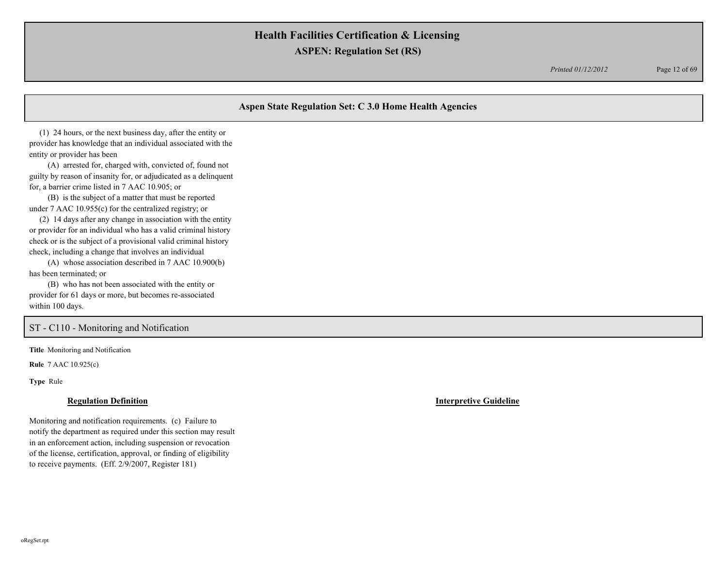## Aspen State Regulation Set: C 3.0 Home Health Agencies

(1) 24 hours, or the next business day, after the entity or provider has knowledge that an individual associated with the entity or provider has been

(A) arrested for, charged with, convicted of, found not guilty by reason of insanity for, or adjudicated as a delinquent for, a barrier crime listed in 7 AAC 10.905; or

(B) is the subject of a matter that must be reported under 7 AAC 10.955(c) for the centralized registry; or

(2) 14 days after any change in association with the entity or provider for an individual who has a valid criminal history check or is the subject of a provisional valid criminal history check, including a change that involves an individual

(A) whose association described in 7 AAC 10.900(b) has been terminated; or

(B) who has not been associated with the entity or provider for 61 days or more, but becomes re-associated within 100 days.

### ST - C110 - Monitoring and Notification

**Title** Monitoring and Notification

**Rule** 7 AAC 10.925(c)

**Type** Rule

**Regulation Definition**

Monitoring and notification requirements. (c) Failure to notify the department as required under this section may result in an enforcement action, including suspension or revocation of the license, certification, approval, or finding of eligibility to receive payments. (Eff. 2/9/2007, Register 181)

**Interpretive Guideline**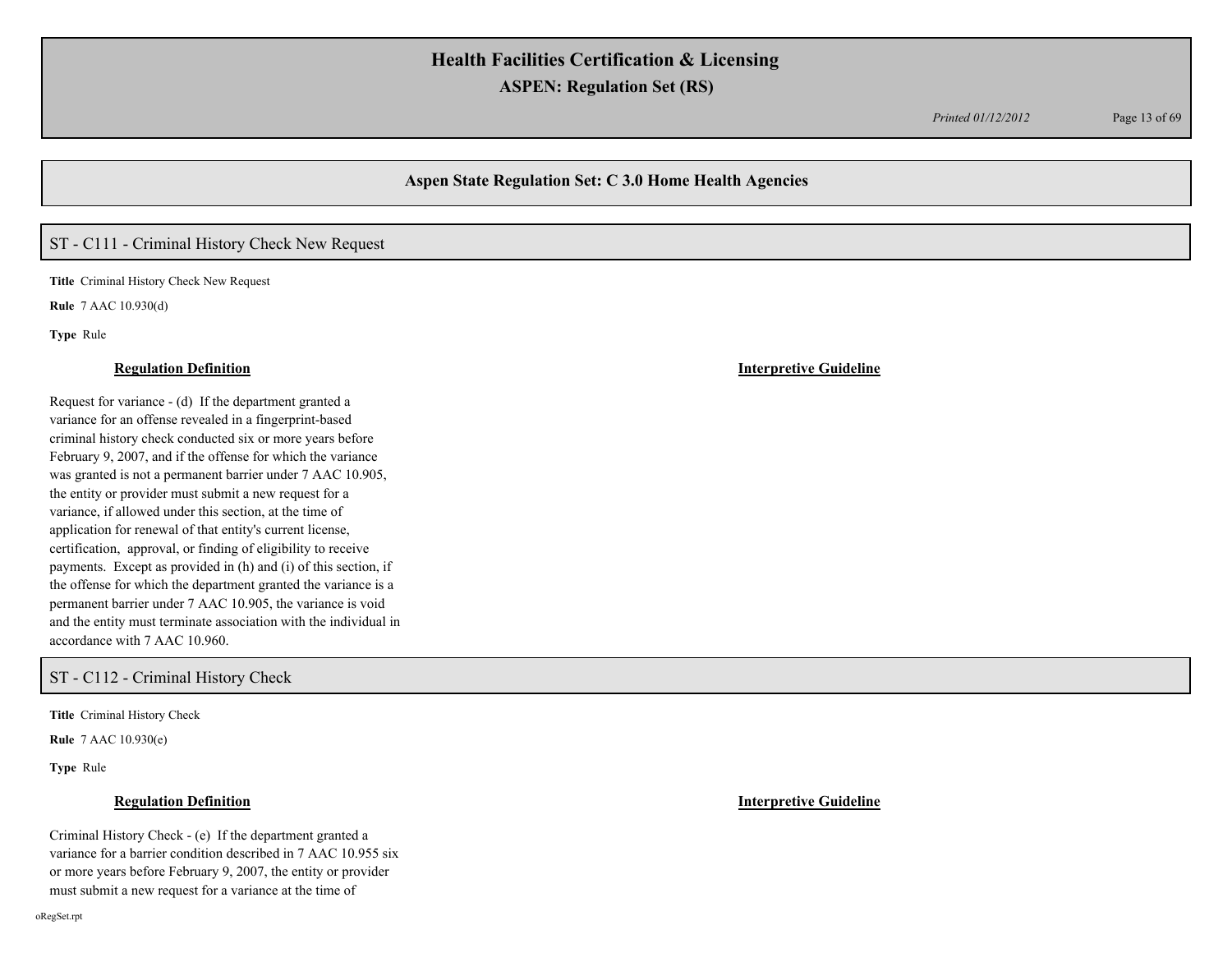## Aspen State Regulation Set: C 3.0 Home Health Agencies

### ST - C111 - Criminal History Check New Request

**Title** Criminal History Check New Request

**Rule** 7 AAC 10.930(d)

**Type** Rule

**Regulation Definition**

Request for variance - (d) If the department granted a variance for an offense revealed in a fingerprint-based criminal history check conducted six or more years before February 9, 2007, and if the offense for which the variance was granted is not a permanent barrier under 7 AAC 10.905, the entity or provider must submit a new request for a variance, if allowed under this section, at the time of application for renewal of that entity's current license, certification, approval, or finding of eligibility to receive payments. Except as provided in (h) and (i) of this section, if the offense for which the department granted the variance is a permanent barrier under 7 AAC 10.905, the variance is void and the entity must terminate association with the individual in accordance with 7 AAC 10.960.

**Interpretive Guideline**

### ST - C112 - Criminal History Check

**Title** Criminal History Check

**Rule** 7 AAC 10.930(e)

**Type** Rule

**Regulation Definition**

Criminal History Check - (e) If the department granted a variance for a barrier condition described in 7 AAC 10.955 six or more years before February 9, 2007, the entity or provider must submit a new request for a variance at the time of

**Interpretive Guideline**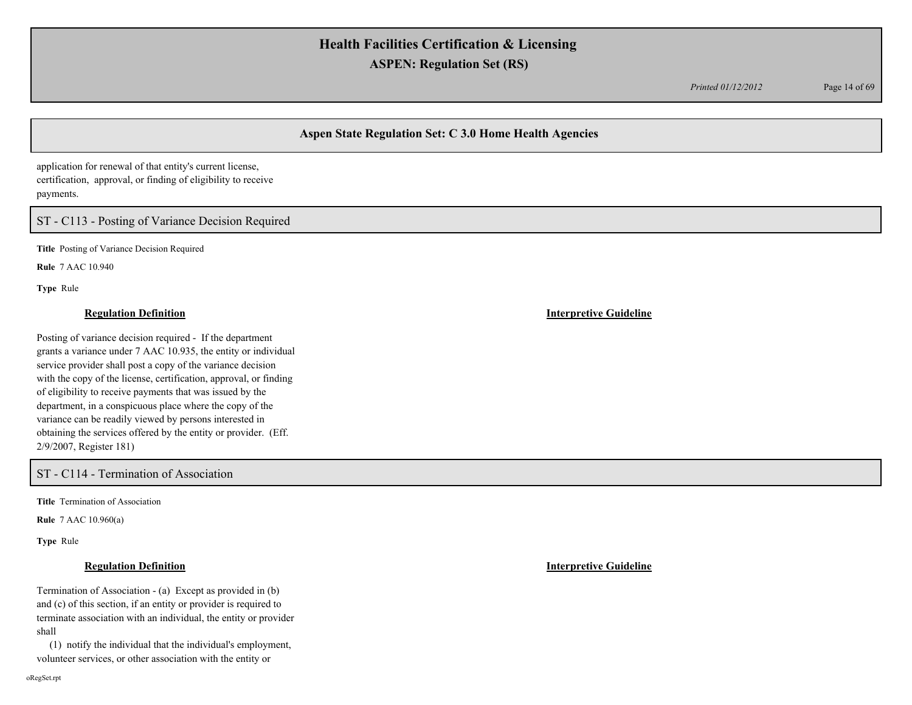application for renewal of that entity's current license, certification, approval, or finding of eligibility to receive payments.

## ST - C113 - Posting of Variance Decision Required

**Title** Posting of Variance Decision Required

**Rule** 7 AAC 10.940

**Type** Rule

**Regulation Definition**

Posting of variance decision required - If the department grants a variance under 7 AAC 10.935, the entity or individual service provider shall post a copy of the variance decision with the copy of the license, certification, approval, or finding of eligibility to receive payments that was issued by the department, in a conspicuous place where the copy of the variance can be readily viewed by persons interested in obtaining the services offered by the entity or provider. (Eff. 2/9/2007, Register 181)

**Interpretive Guideline**

## ST - C114 - Termination of Association

**Title** Termination of Association

**Rule** 7 AAC 10.960(a)

**Type** Rule

**Regulation Definition**

Termination of Association - (a) Except as provided in (b) and (c) of this section, if an entity or provider is required to terminate association with an individual, the entity or provider shall

(1) notify the individual that the individual's employment, volunteer services, or other association with the entity or

**Interpretive Guideline**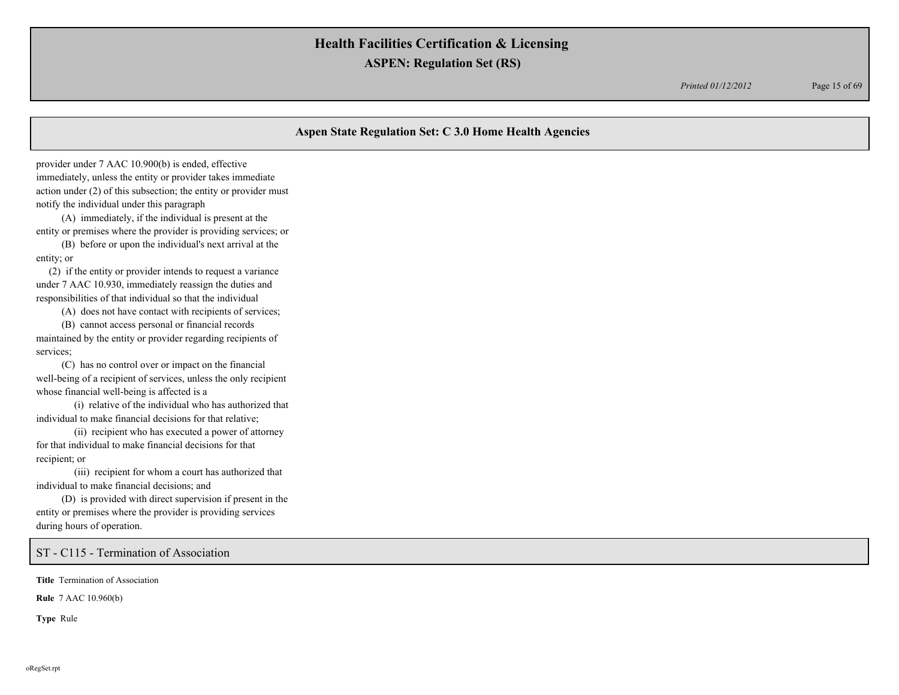## Aspen State Regulation Set: C 3.0 Home Health Agencies

provider under 7 AAC 10.900(b) is ended, effective immediately, unless the entity or provider takes immediate action under (2) of this subsection; the entity or provider must notify the individual under this paragraph

(A) immediately, if the individual is present at the entity or premises where the provider is providing services; or

(B) before or upon the individual's next arrival at the entity; or

(2) if the entity or provider intends to request a variance under 7 AAC 10.930, immediately reassign the duties and responsibilities of that individual so that the individual

(A) does not have contact with recipients of services;

(B) cannot access personal or financial records maintained by the entity or provider regarding recipients of services;

(C) has no control over or impact on the financial well-being of a recipient of services, unless the only recipient whose financial well-being is affected is a

(i) relative of the individual who has authorized that individual to make financial decisions for that relative;

(ii) recipient who has executed a power of attorney for that individual to make financial decisions for that recipient; or

(iii) recipient for whom a court has authorized that individual to make financial decisions; and

(D) is provided with direct supervision if present in the entity or premises where the provider is providing services during hours of operation.

## ST - C115 - Termination of Association

**Title** Termination of Association

**Rule** 7 AAC 10.960(b)

**Type** Rule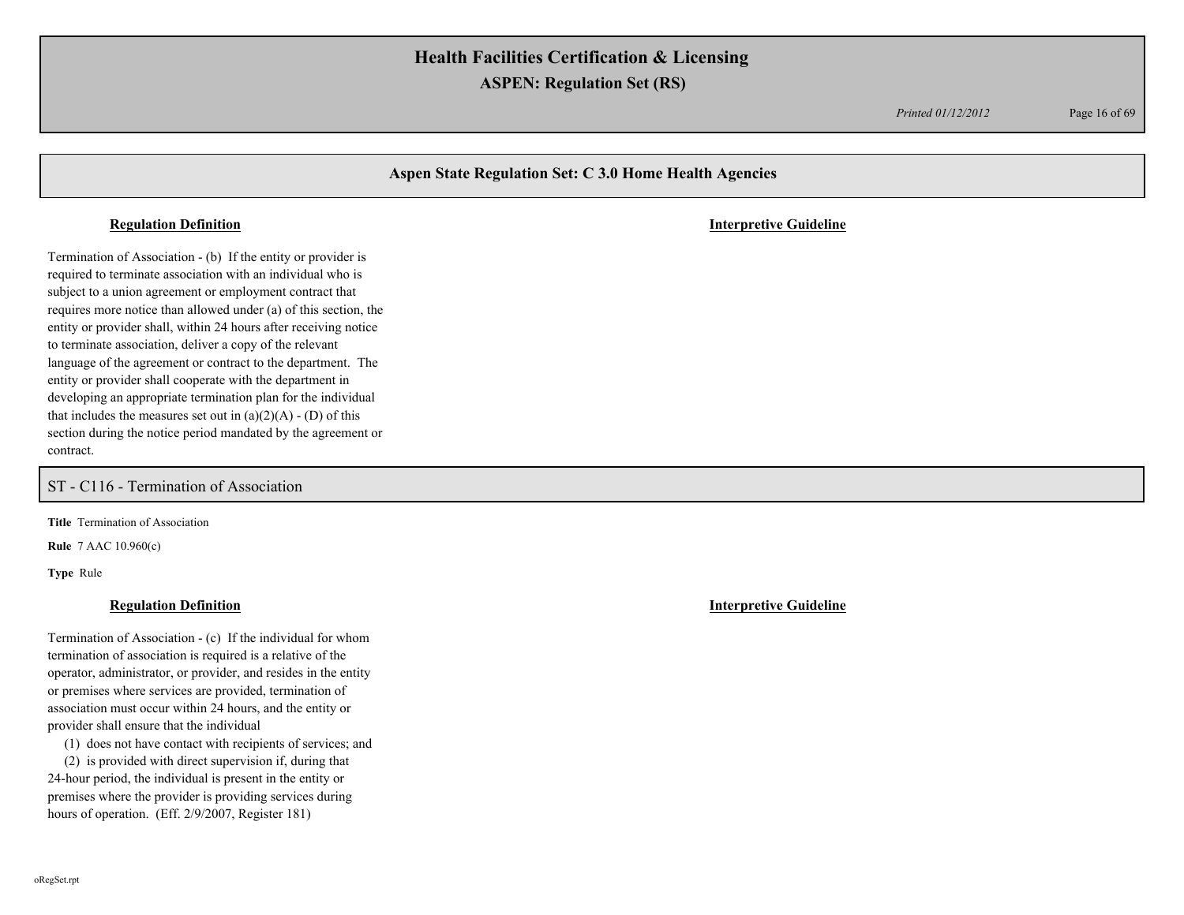## Aspen State Regulation Set: C 3.0 Home Health Agencies

**Regulation Definition** | **Interpretive Guideline**

Termination of Association - (b) If the entity or provider is required to terminate association with an individual who is subject to a union agreement or employment contract that requires more notice than allowed under (a) of this section, the entity or provider shall, within 24 hours after receiving notice to terminate association, deliver a copy of the relevant language of the agreement or contract to the department. The entity or provider shall cooperate with the department in developing an appropriate termination plan for the individual that includes the measures set out in (a)(2)(A) - (D) of this section during the notice period mandated by the agreement or contract.

## ST - C116 - Termination of Association

**Title** Termination of Association

**Rule** 7 AAC 10.960(c)

**Type** Rule

**Regulation Definition** | **Interpretive Guideline**

Termination of Association - (c) If the individual for whom termination of association is required is a relative of the operator, administrator, or provider, and resides in the entity or premises where services are provided, termination of association must occur within 24 hours, and the entity or provider shall ensure that the individual

(1) does not have contact with recipients of services; and

(2) is provided with direct supervision if, during that 24-hour period, the individual is present in the entity or premises where the provider is providing services during hours of operation. (Eff. 2/9/2007, Register 181)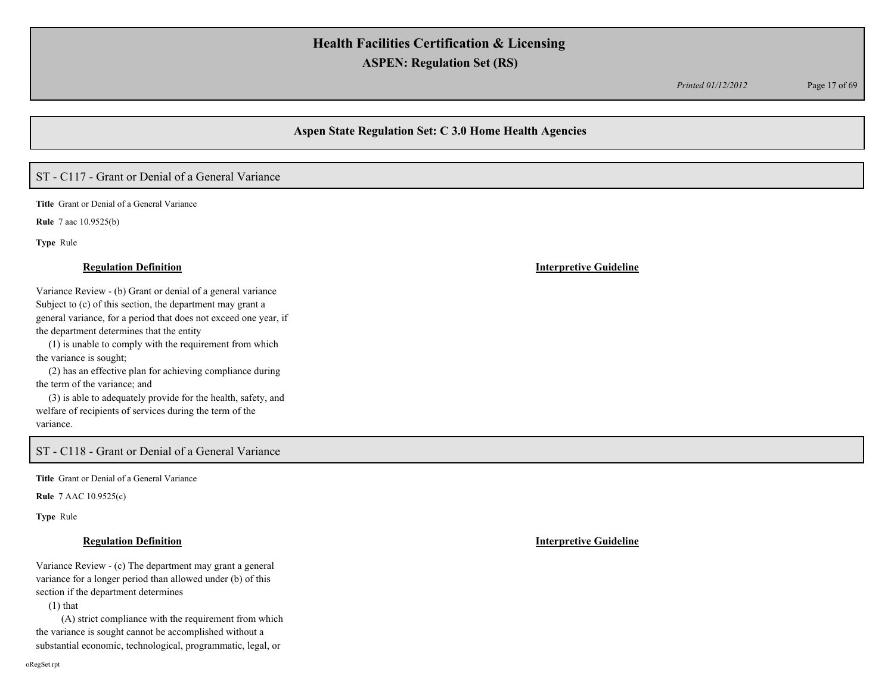## Aspen State Regulation Set: C 3.0 Home Health Agencies

### ST - C117 - Grant or Denial of a General Variance

**Title** Grant or Denial of a General Variance

**Rule** 7 aac 10.9525(b)

**Type** Rule

**Regulation Definition**

Variance Review - (b) Grant or denial of a general variance Subject to (c) of this section, the department may grant a general variance, for a period that does not exceed one year, if the department determines that the entity

(1) is unable to comply with the requirement from which the variance is sought;

(2) has an effective plan for achieving compliance during the term of the variance; and

(3) is able to adequately provide for the health, safety, and welfare of recipients of services during the term of the variance.

**Interpretive Guideline**

### ST - C118 - Grant or Denial of a General Variance

**Title** Grant or Denial of a General Variance

**Rule** 7 AAC 10.9525(c)

**Type** Rule

**Regulation Definition**

Variance Review - (c) The department may grant a general variance for a longer period than allowed under (b) of this section if the department determines

(1) that

(A) strict compliance with the requirement from which the variance is sought cannot be accomplished without a substantial economic, technological, programmatic, legal, or

**Interpretive Guideline**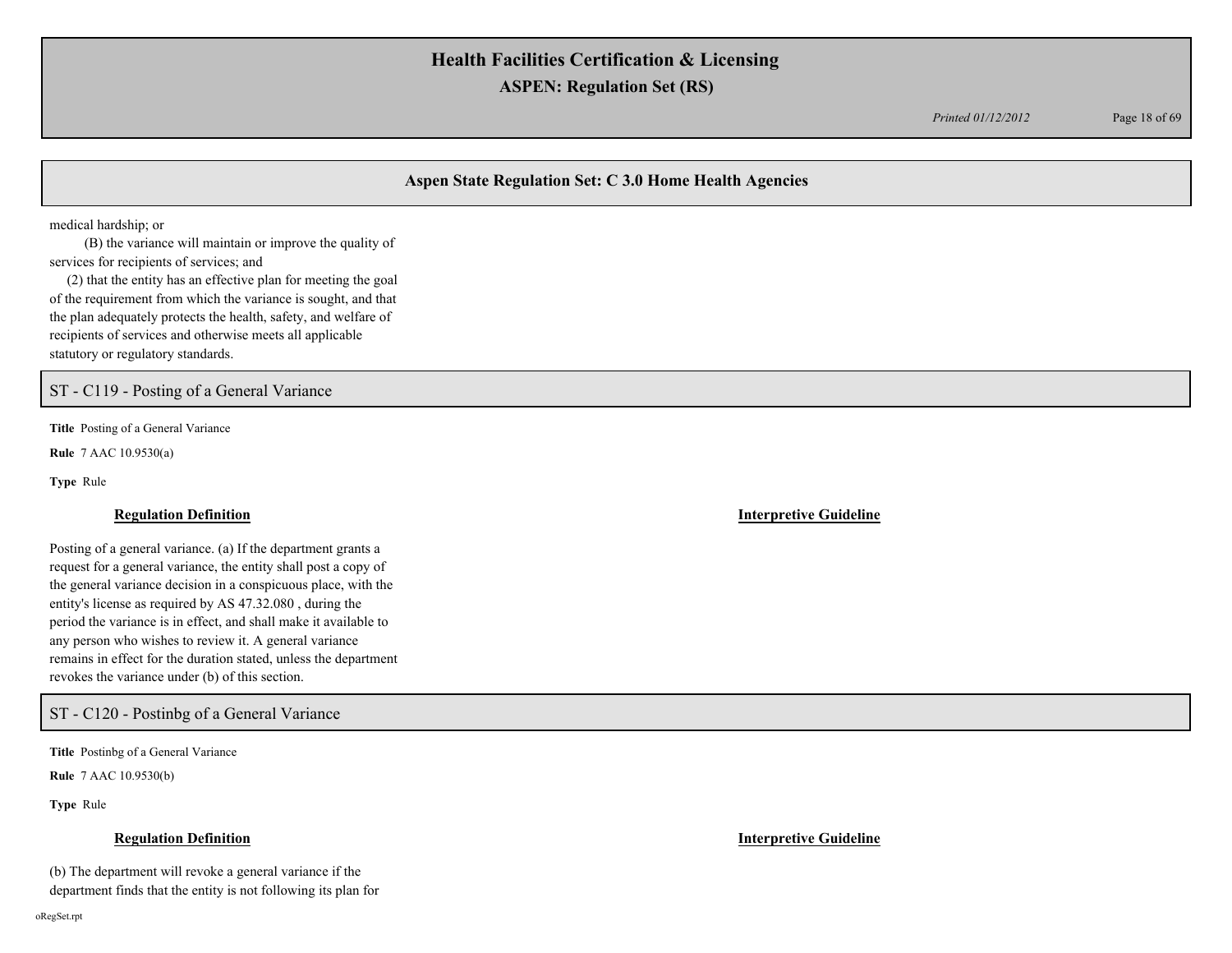## Aspen State Regulation Set: C 3.0 Home Health Agencies

medical hardship; or

(B) the variance will maintain or improve the quality of services for recipients of services; and

(2) that the entity has an effective plan for meeting the goal of the requirement from which the variance is sought, and that the plan adequately protects the health, safety, and welfare of recipients of services and otherwise meets all applicable statutory or regulatory standards.

## ST - C119 - Posting of a General Variance

**Title** Posting of a General Variance

**Rule** 7 AAC 10.9530(a)

**Type** Rule

### Regulation Definition

Posting of a general variance. (a) If the department grants a request for a general variance, the entity shall post a copy of the general variance decision in a conspicuous place, with the entity's license as required by AS 47.32.080 , during the period the variance is in effect, and shall make it available to any person who wishes to review it. A general variance remains in effect for the duration stated, unless the department revokes the variance under (b) of this section.

### Interpretive Guideline

## ST - C120 - Postinbg of a General Variance

**Title** Postinbg of a General Variance

**Rule** 7 AAC 10.9530(b)

**Type** Rule

### Regulation Definition

(b) The department will revoke a general variance if the department finds that the entity is not following its plan for

### Interpretive Guideline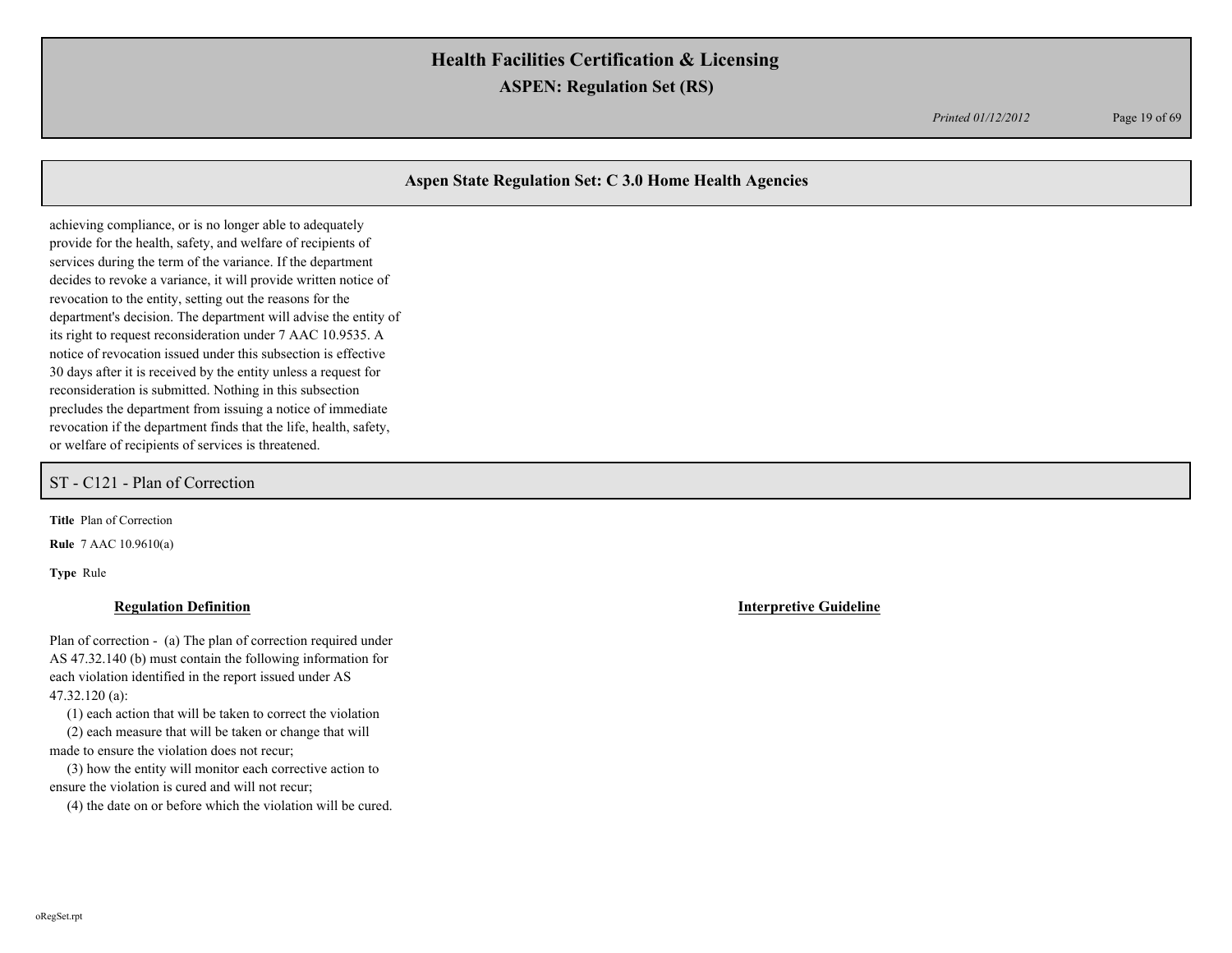achieving compliance, or is no longer able to adequately provide for the health, safety, and welfare of recipients of services during the term of the variance. If the department decides to revoke a variance, it will provide written notice of revocation to the entity, setting out the reasons for the department's decision. The department will advise the entity of its right to request reconsideration under 7 AAC 10.9535. A notice of revocation issued under this subsection is effective 30 days after it is received by the entity unless a request for reconsideration is submitted. Nothing in this subsection precludes the department from issuing a notice of immediate revocation if the department finds that the life, health, safety, or welfare of recipients of services is threatened.

## ST - C121 - Plan of Correction

**Title** Plan of Correction

**Rule** 7 AAC 10.9610(a)

**Type** Rule

**Regulation Definition**

Plan of correction - (a) The plan of correction required under AS 47.32.140 (b) must contain the following information for each violation identified in the report issued under AS 47.32.120 (a):

(1) each action that will be taken to correct the violation

(2) each measure that will be taken or change that will made to ensure the violation does not recur;

(3) how the entity will monitor each corrective action to ensure the violation is cured and will not recur;

(4) the date on or before which the violation will be cured.

**Interpretive Guideline**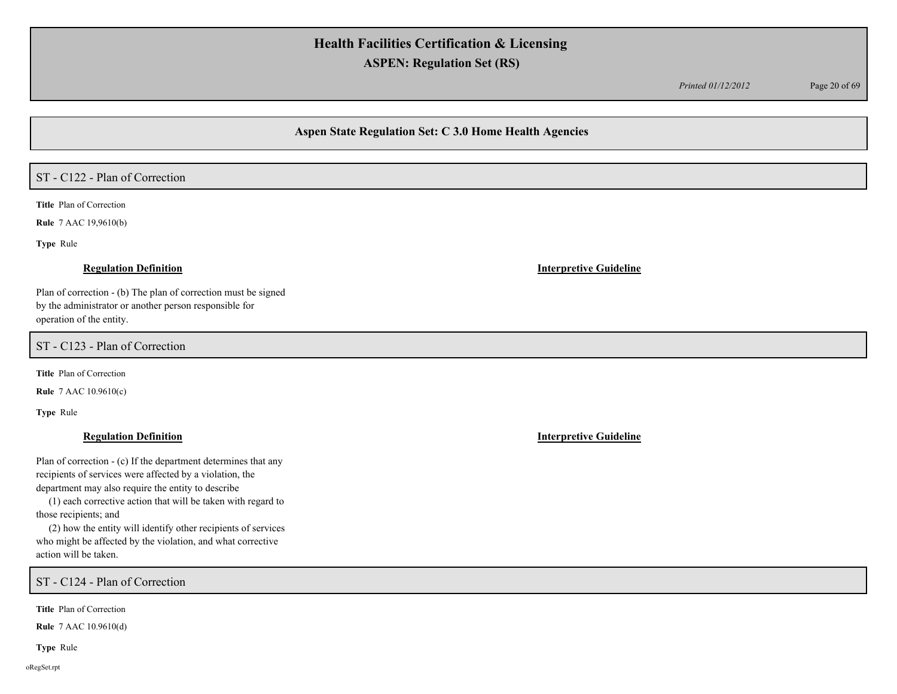## Aspen State Regulation Set: C 3.0 Home Health Agencies

### ST - C122 - Plan of Correction

**Title** Plan of Correction

**Rule** 7 AAC 19,9610(b)

**Type** Rule

**Regulation Definition**

Plan of correction - (b) The plan of correction must be signed by the administrator or another person responsible for operation of the entity.

**Interpretive Guideline**

### ST - C123 - Plan of Correction

**Title** Plan of Correction

**Rule** 7 AAC 10.9610(c)

**Type** Rule

**Regulation Definition**

Plan of correction - (c) If the department determines that any recipients of services were affected by a violation, the department may also require the entity to describe

(1) each corrective action that will be taken with regard to those recipients; and

(2) how the entity will identify other recipients of services who might be affected by the violation, and what corrective action will be taken.

**Interpretive Guideline**

### ST - C124 - Plan of Correction

**Title** Plan of Correction

**Rule** 7 AAC 10.9610(d)

**Type** Rule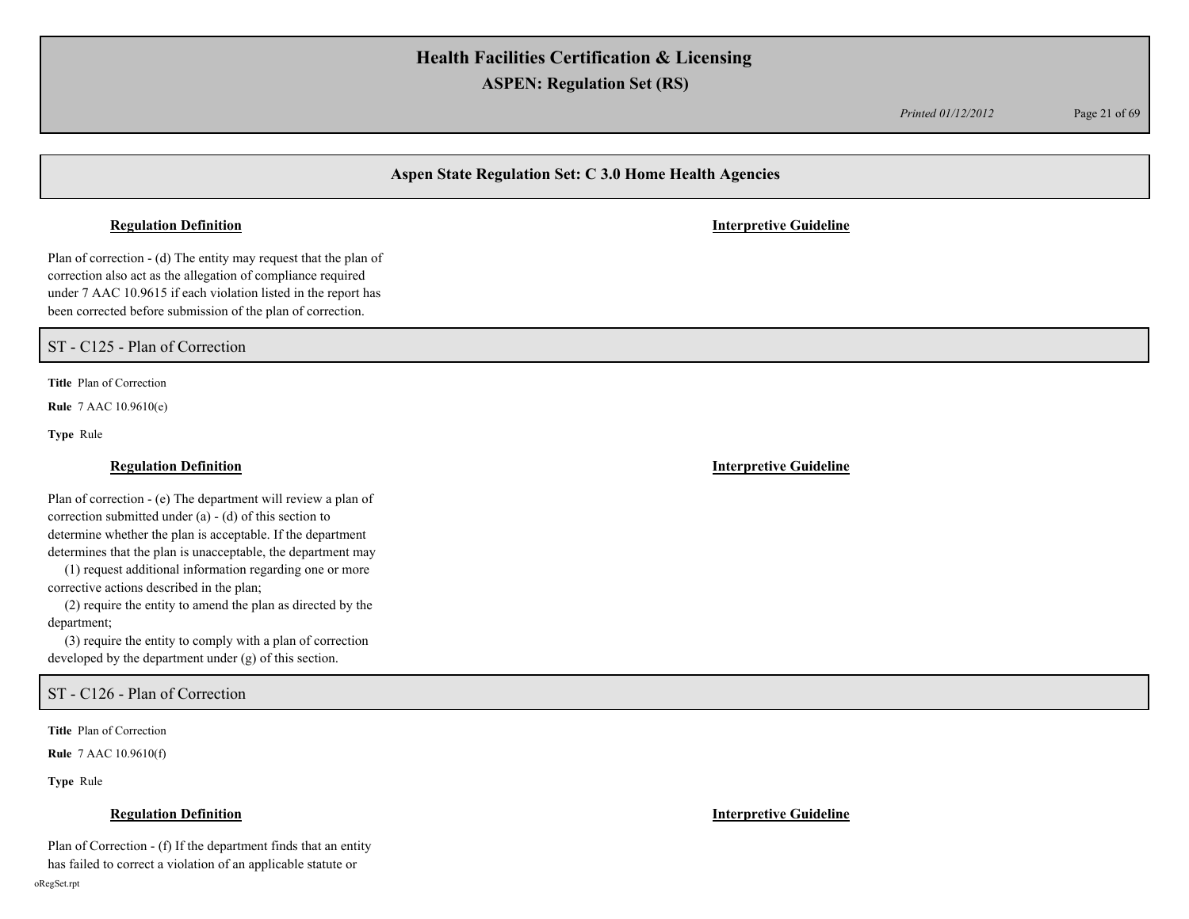## Aspen State Regulation Set: C 3.0 Home Health Agencies

**Regulation Definition** | **Interpretive Guideline**

Plan of correction - (d) The entity may request that the plan of correction also act as the allegation of compliance required under 7 AAC 10.9615 if each violation listed in the report has been corrected before submission of the plan of correction.

## ST - C125 - Plan of Correction

**Title** Plan of Correction

**Rule** 7 AAC 10.9610(e)

**Type** Rule

**Regulation Definition** | **Interpretive Guideline**

Plan of correction - (e) The department will review a plan of correction submitted under (a) - (d) of this section to determine whether the plan is acceptable. If the department determines that the plan is unacceptable, the department may

(1) request additional information regarding one or more corrective actions described in the plan;

(2) require the entity to amend the plan as directed by the department;

(3) require the entity to comply with a plan of correction developed by the department under (g) of this section.

## ST - C126 - Plan of Correction

**Title** Plan of Correction

**Rule** 7 AAC 10.9610(f)

**Type** Rule

**Regulation Definition** | **Interpretive Guideline**

Plan of Correction - (f) If the department finds that an entity has failed to correct a violation of an applicable statute or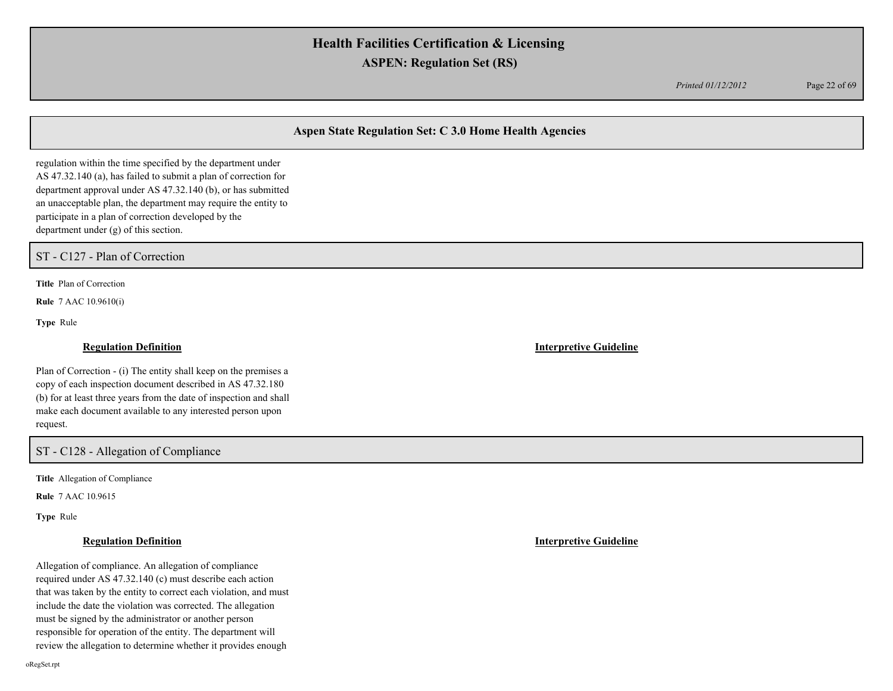regulation within the time specified by the department under AS 47.32.140 (a), has failed to submit a plan of correction for department approval under AS 47.32.140 (b), or has submitted an unacceptable plan, the department may require the entity to participate in a plan of correction developed by the department under (g) of this section.

## ST - C127 - Plan of Correction

**Title** Plan of Correction

**Rule** 7 AAC 10.9610(i)

**Type** Rule

### Regulation Definition

Plan of Correction - (i) The entity shall keep on the premises a copy of each inspection document described in AS 47.32.180 (b) for at least three years from the date of inspection and shall make each document available to any interested person upon request.

### Interpretive Guideline

## ST - C128 - Allegation of Compliance

**Title** Allegation of Compliance

**Rule** 7 AAC 10.9615

**Type** Rule

### Regulation Definition

Allegation of compliance. An allegation of compliance required under AS 47.32.140 (c) must describe each action that was taken by the entity to correct each violation, and must include the date the violation was corrected. The allegation must be signed by the administrator or another person responsible for operation of the entity. The department will review the allegation to determine whether it provides enough

### Interpretive Guideline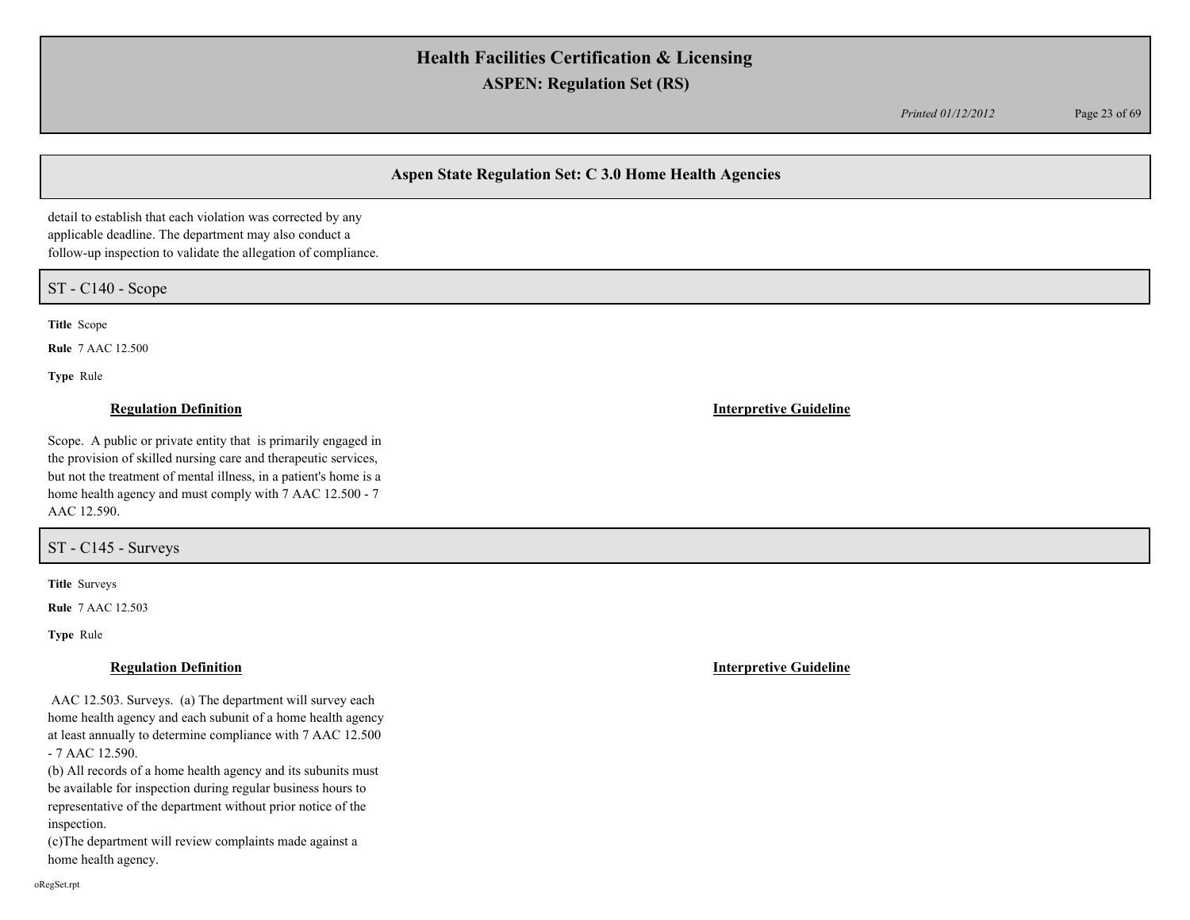## Aspen State Regulation Set: C 3.0 Home Health Agencies

detail to establish that each violation was corrected by any applicable deadline. The department may also conduct a follow-up inspection to validate the allegation of compliance.

### ST - C140 - Scope

**Title** Scope

**Rule** 7 AAC 12.500

**Type** Rule

**Regulation Definition**

Scope. A public or private entity that is primarily engaged in the provision of skilled nursing care and therapeutic services, but not the treatment of mental illness, in a patient's home is a home health agency and must comply with 7 AAC 12.500 - 7 AAC 12.590.

**Interpretive Guideline**

### ST - C145 - Surveys

**Title** Surveys

**Rule** 7 AAC 12.503

**Type** Rule

**Regulation Definition**

AAC 12.503. Surveys. (a) The department will survey each home health agency and each subunit of a home health agency at least annually to determine compliance with 7 AAC 12.500 - 7 AAC 12.590.
(b) All records of a home health agency and its subunits must be available for inspection during regular business hours to representative of the department without prior notice of the inspection.
(c)The department will review complaints made against a home health agency.

**Interpretive Guideline**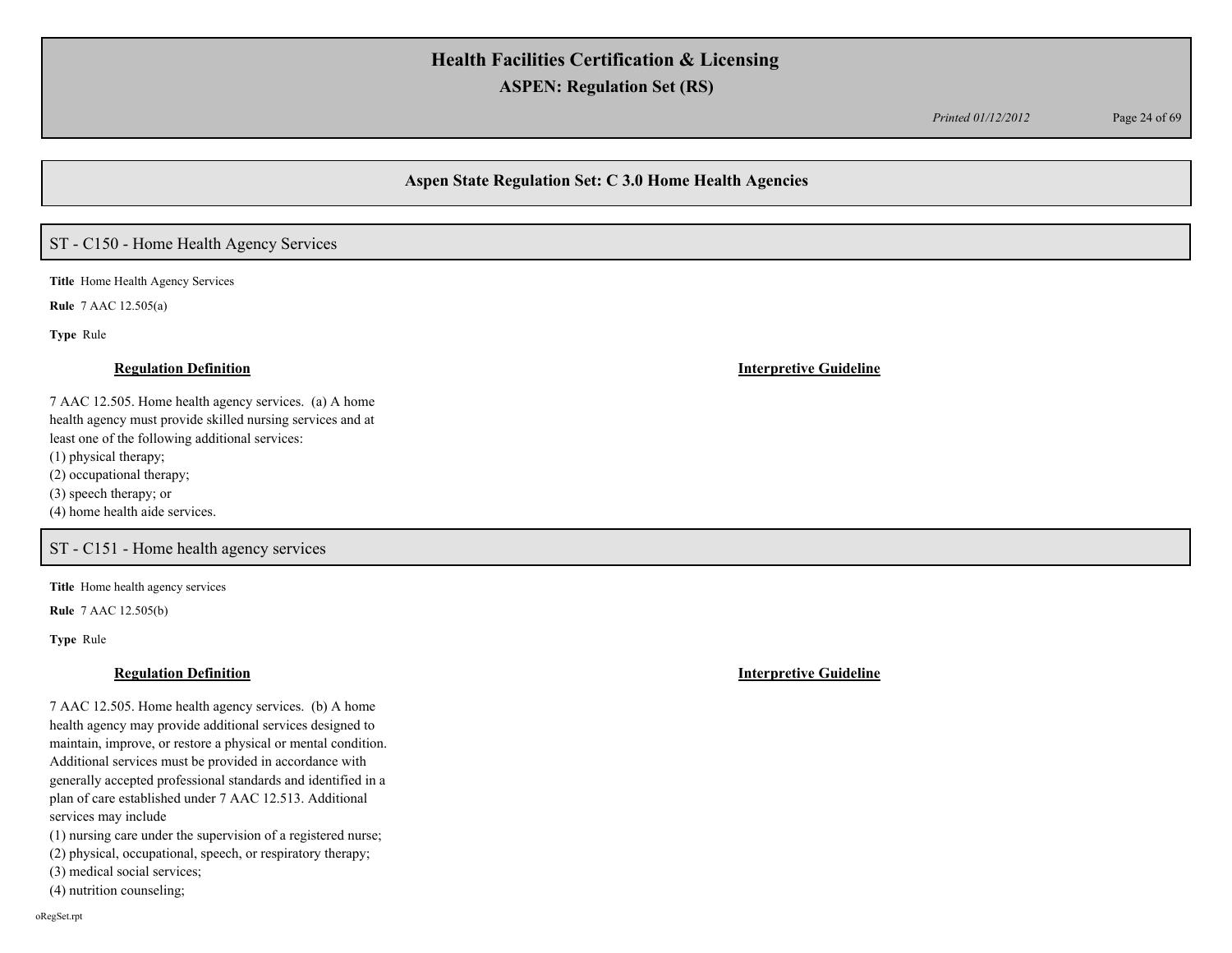## Aspen State Regulation Set: C 3.0 Home Health Agencies

### ST - C150 - Home Health Agency Services

**Title** Home Health Agency Services

**Rule** 7 AAC 12.505(a)

**Type** Rule

**Regulation Definition**

7 AAC 12.505. Home health agency services. (a) A home health agency must provide skilled nursing services and at least one of the following additional services:
(1) physical therapy;
(2) occupational therapy;
(3) speech therapy; or
(4) home health aide services.

**Interpretive Guideline**

### ST - C151 - Home health agency services

**Title** Home health agency services

**Rule** 7 AAC 12.505(b)

**Type** Rule

**Regulation Definition**

7 AAC 12.505. Home health agency services. (b) A home health agency may provide additional services designed to maintain, improve, or restore a physical or mental condition. Additional services must be provided in accordance with generally accepted professional standards and identified in a plan of care established under 7 AAC 12.513. Additional services may include
(1) nursing care under the supervision of a registered nurse;
(2) physical, occupational, speech, or respiratory therapy;
(3) medical social services;
(4) nutrition counseling;

**Interpretive Guideline**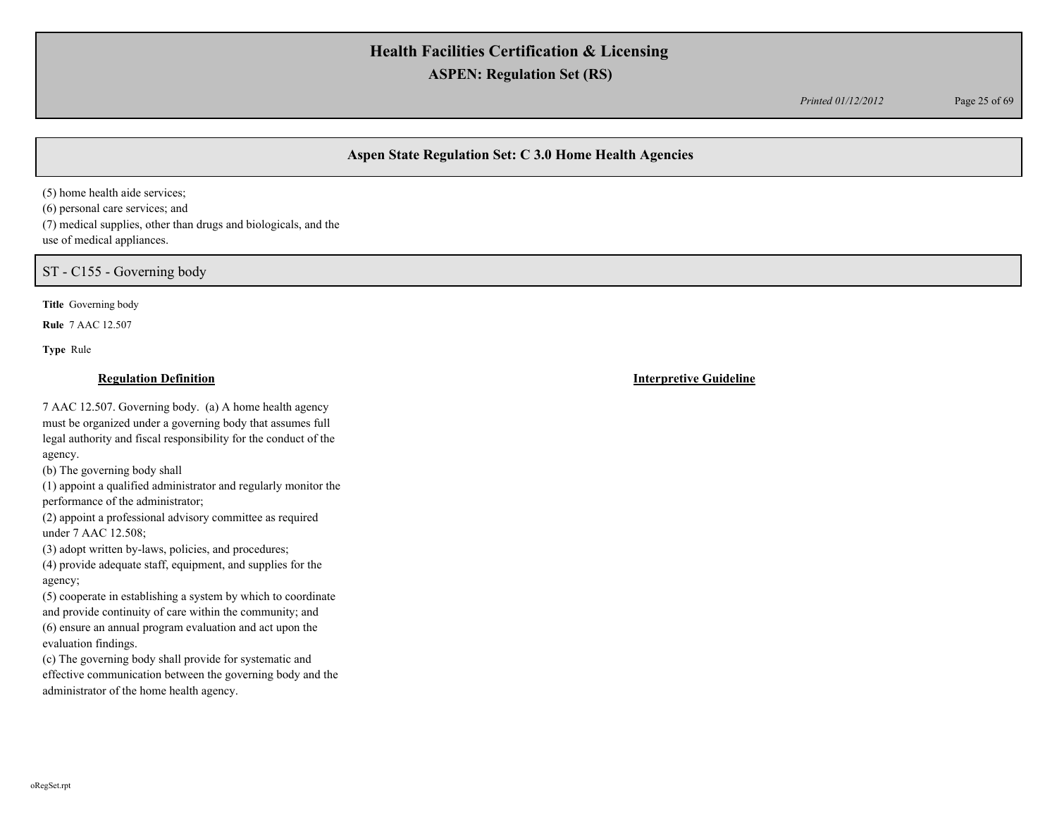(5) home health aide services;
(6) personal care services; and
(7) medical supplies, other than drugs and biologicals, and the use of medical appliances.

## ST - C155 - Governing body

**Title** Governing body

**Rule** 7 AAC 12.507

**Type** Rule

**Regulation Definition**

7 AAC 12.507. Governing body. (a) A home health agency must be organized under a governing body that assumes full legal authority and fiscal responsibility for the conduct of the agency.
(b) The governing body shall
(1) appoint a qualified administrator and regularly monitor the performance of the administrator;
(2) appoint a professional advisory committee as required under 7 AAC 12.508;
(3) adopt written by-laws, policies, and procedures;
(4) provide adequate staff, equipment, and supplies for the agency;
(5) cooperate in establishing a system by which to coordinate and provide continuity of care within the community; and
(6) ensure an annual program evaluation and act upon the evaluation findings.
(c) The governing body shall provide for systematic and effective communication between the governing body and the administrator of the home health agency.

**Interpretive Guideline**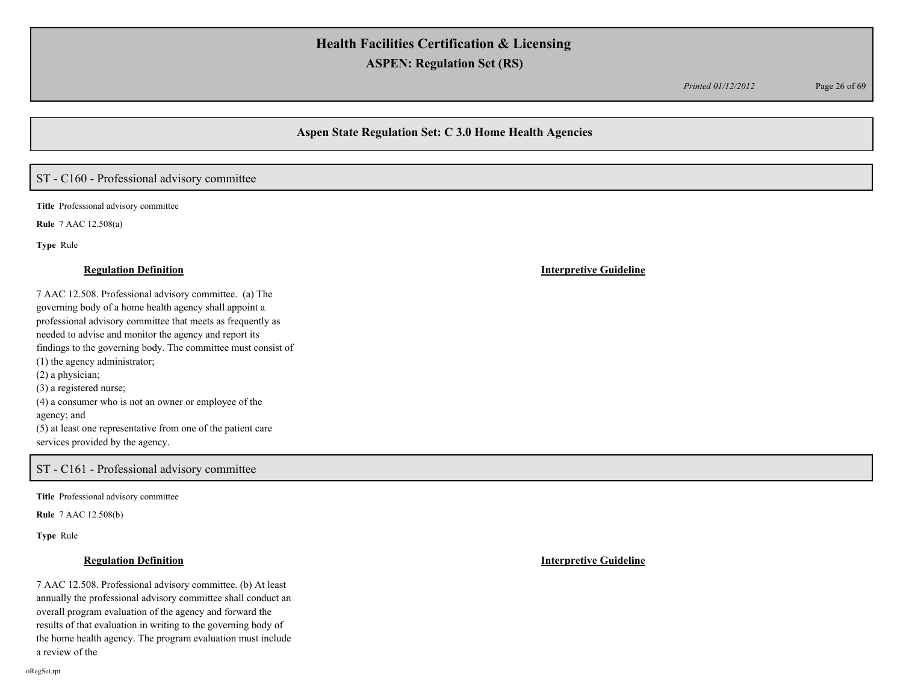## Aspen State Regulation Set: C 3.0 Home Health Agencies

### ST - C160 - Professional advisory committee

**Title** Professional advisory committee

**Rule** 7 AAC 12.508(a)

**Type** Rule

**Regulation Definition**

7 AAC 12.508. Professional advisory committee. (a) The governing body of a home health agency shall appoint a professional advisory committee that meets as frequently as needed to advise and monitor the agency and report its findings to the governing body. The committee must consist of

(1) the agency administrator;
(2) a physician;
(3) a registered nurse;
(4) a consumer who is not an owner or employee of the agency; and
(5) at least one representative from one of the patient care services provided by the agency.

**Interpretive Guideline**

### ST - C161 - Professional advisory committee

**Title** Professional advisory committee

**Rule** 7 AAC 12.508(b)

**Type** Rule

**Regulation Definition**

7 AAC 12.508. Professional advisory committee. (b) At least annually the professional advisory committee shall conduct an overall program evaluation of the agency and forward the results of that evaluation in writing to the governing body of the home health agency. The program evaluation must include a review of the

**Interpretive Guideline**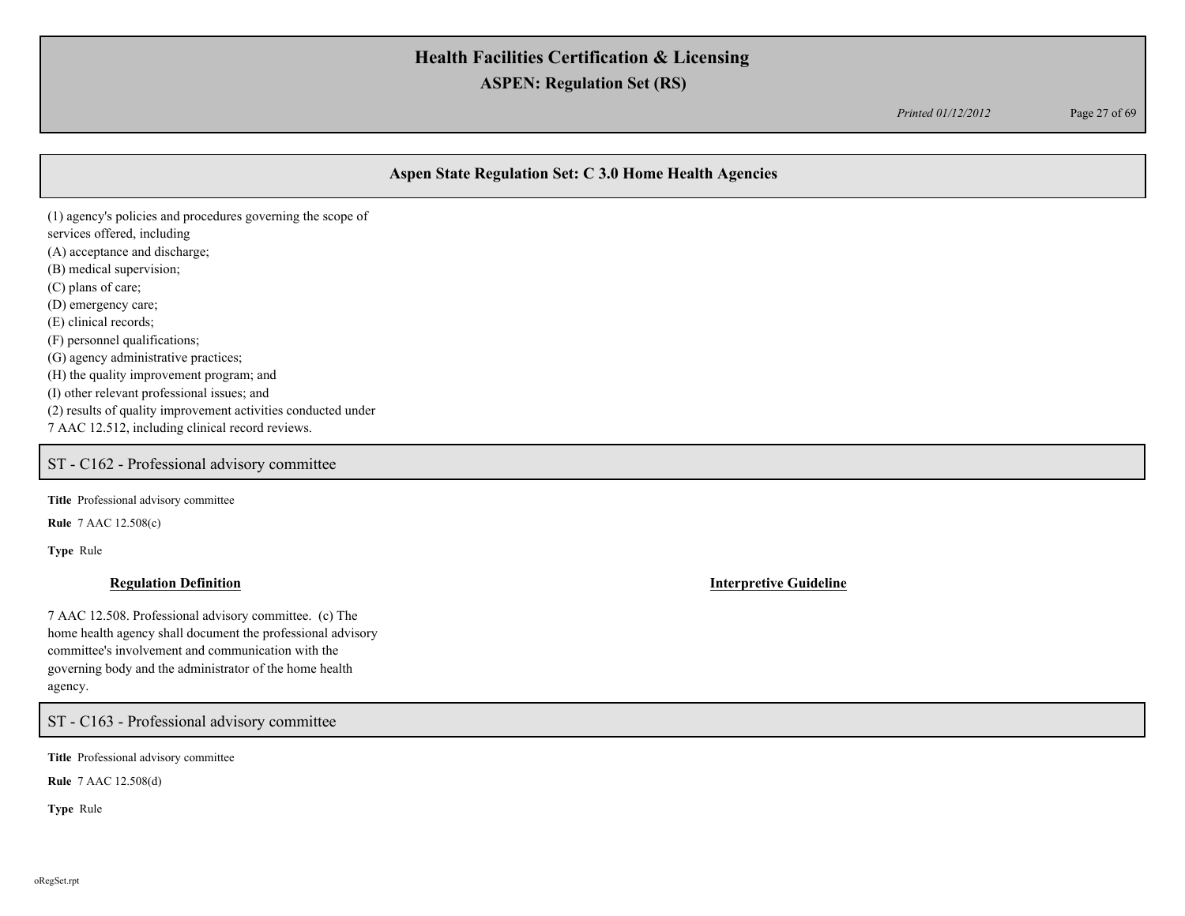## Aspen State Regulation Set: C 3.0 Home Health Agencies

(1) agency's policies and procedures governing the scope of services offered, including
(A) acceptance and discharge;
(B) medical supervision;
(C) plans of care;
(D) emergency care;
(E) clinical records;
(F) personnel qualifications;
(G) agency administrative practices;
(H) the quality improvement program; and
(I) other relevant professional issues; and
(2) results of quality improvement activities conducted under 7 AAC 12.512, including clinical record reviews.

## ST - C162 - Professional advisory committee

**Title** Professional advisory committee

**Rule** 7 AAC 12.508(c)

**Type** Rule

**Regulation Definition**

7 AAC 12.508. Professional advisory committee. (c) The home health agency shall document the professional advisory committee's involvement and communication with the governing body and the administrator of the home health agency.

**Interpretive Guideline**

## ST - C163 - Professional advisory committee

**Title** Professional advisory committee

**Rule** 7 AAC 12.508(d)

**Type** Rule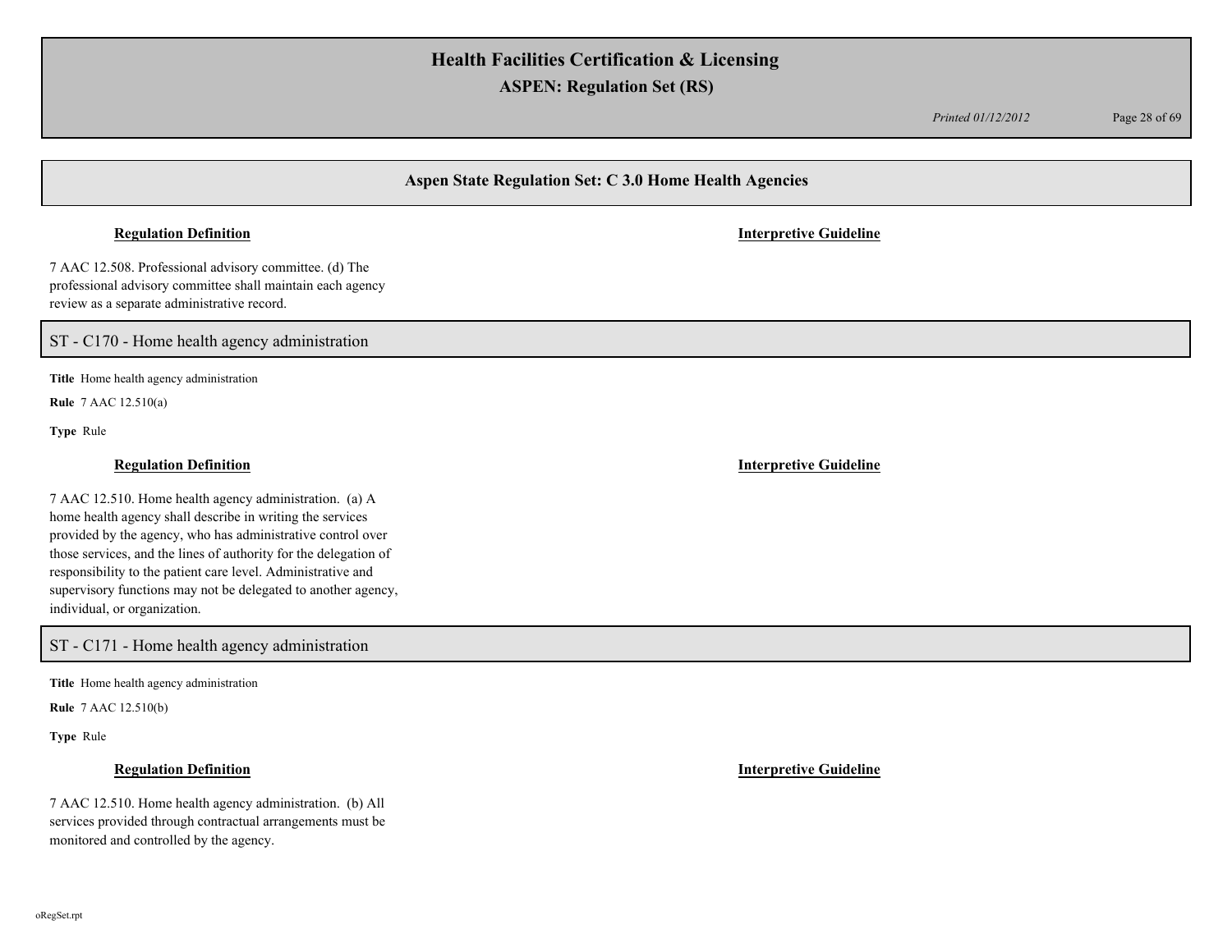## Aspen State Regulation Set: C 3.0 Home Health Agencies

**Regulation Definition** | **Interpretive Guideline**

7 AAC 12.508. Professional advisory committee. (d) The professional advisory committee shall maintain each agency review as a separate administrative record.

### ST - C170 - Home health agency administration

**Title** Home health agency administration

**Rule** 7 AAC 12.510(a)

**Type** Rule

**Regulation Definition** | **Interpretive Guideline**

7 AAC 12.510. Home health agency administration. (a) A home health agency shall describe in writing the services provided by the agency, who has administrative control over those services, and the lines of authority for the delegation of responsibility to the patient care level. Administrative and supervisory functions may not be delegated to another agency, individual, or organization.

### ST - C171 - Home health agency administration

**Title** Home health agency administration

**Rule** 7 AAC 12.510(b)

**Type** Rule

**Regulation Definition** | **Interpretive Guideline**

7 AAC 12.510. Home health agency administration. (b) All services provided through contractual arrangements must be monitored and controlled by the agency.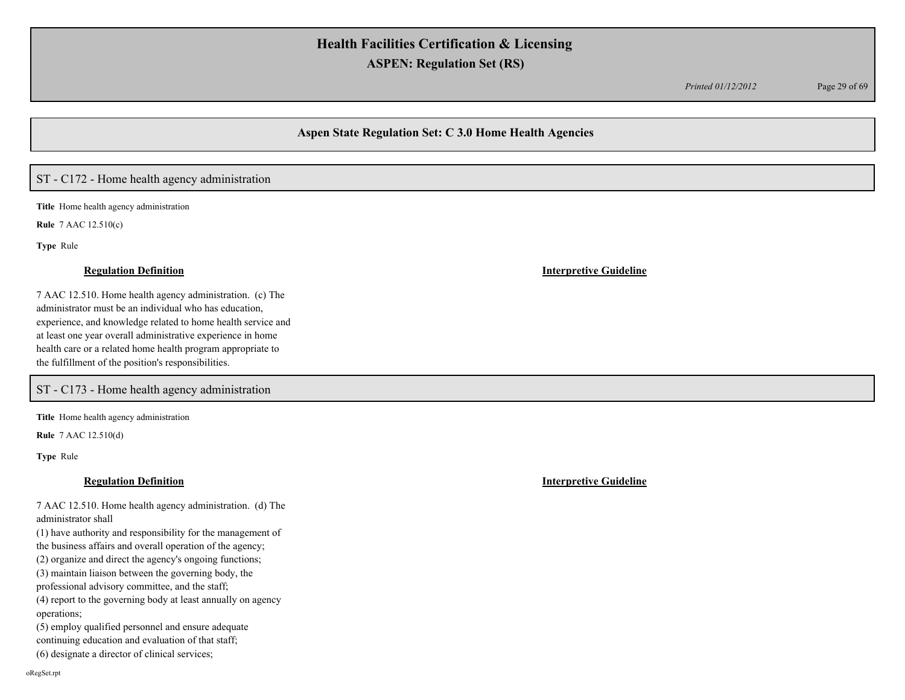# Health Facilities Certification & Licensing

## ASPEN: Regulation Set (RS)

*Printed 01/12/2012*

## Aspen State Regulation Set: C 3.0 Home Health Agencies

### ST - C172 - Home health agency administration

**Title** Home health agency administration

**Rule** 7 AAC 12.510(c)

**Type** Rule

**Regulation Definition**

7 AAC 12.510. Home health agency administration. (c) The administrator must be an individual who has education, experience, and knowledge related to home health service and at least one year overall administrative experience in home health care or a related home health program appropriate to the fulfillment of the position's responsibilities.

**Interpretive Guideline**

### ST - C173 - Home health agency administration

**Title** Home health agency administration

**Rule** 7 AAC 12.510(d)

**Type** Rule

**Regulation Definition**

7 AAC 12.510. Home health agency administration. (d) The administrator shall
(1) have authority and responsibility for the management of the business affairs and overall operation of the agency;
(2) organize and direct the agency's ongoing functions;
(3) maintain liaison between the governing body, the professional advisory committee, and the staff;
(4) report to the governing body at least annually on agency operations;
(5) employ qualified personnel and ensure adequate continuing education and evaluation of that staff;
(6) designate a director of clinical services;

**Interpretive Guideline**

oRegSet.rpt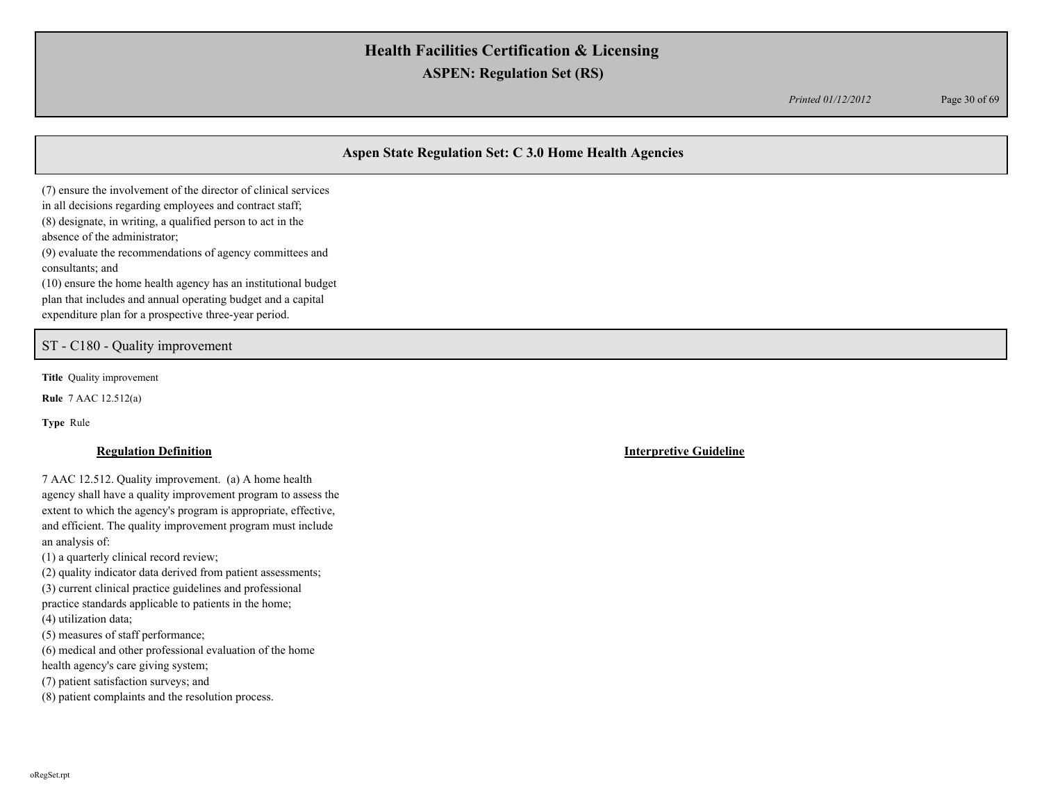## Aspen State Regulation Set: C 3.0 Home Health Agencies

(7) ensure the involvement of the director of clinical services in all decisions regarding employees and contract staff;
(8) designate, in writing, a qualified person to act in the absence of the administrator;
(9) evaluate the recommendations of agency committees and consultants; and
(10) ensure the home health agency has an institutional budget plan that includes and annual operating budget and a capital expenditure plan for a prospective three-year period.

## ST - C180 - Quality improvement

**Title** Quality improvement

**Rule** 7 AAC 12.512(a)

**Type** Rule

### Regulation Definition

7 AAC 12.512. Quality improvement. (a) A home health agency shall have a quality improvement program to assess the extent to which the agency's program is appropriate, effective, and efficient. The quality improvement program must include an analysis of:
(1) a quarterly clinical record review;
(2) quality indicator data derived from patient assessments;
(3) current clinical practice guidelines and professional practice standards applicable to patients in the home;
(4) utilization data;
(5) measures of staff performance;
(6) medical and other professional evaluation of the home health agency's care giving system;
(7) patient satisfaction surveys; and
(8) patient complaints and the resolution process.

### Interpretive Guideline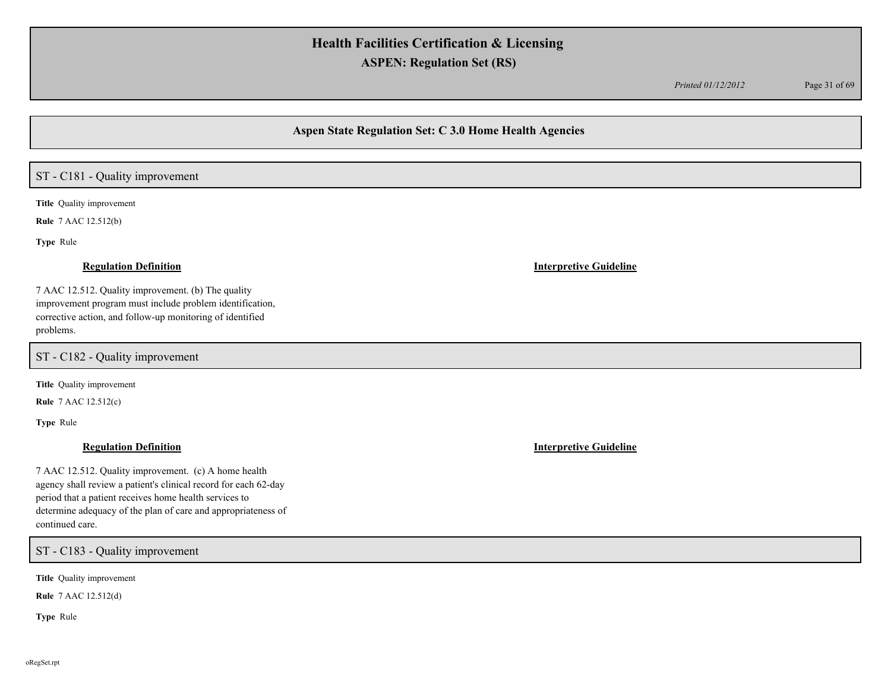## Aspen State Regulation Set: C 3.0 Home Health Agencies

### ST - C181 - Quality improvement

**Title** Quality improvement

**Rule** 7 AAC 12.512(b)

**Type** Rule

**Regulation Definition**

7 AAC 12.512. Quality improvement. (b) The quality improvement program must include problem identification, corrective action, and follow-up monitoring of identified problems.

**Interpretive Guideline**

### ST - C182 - Quality improvement

**Title** Quality improvement

**Rule** 7 AAC 12.512(c)

**Type** Rule

**Regulation Definition**

7 AAC 12.512. Quality improvement. (c) A home health agency shall review a patient's clinical record for each 62-day period that a patient receives home health services to determine adequacy of the plan of care and appropriateness of continued care.

**Interpretive Guideline**

### ST - C183 - Quality improvement

**Title** Quality improvement

**Rule** 7 AAC 12.512(d)

**Type** Rule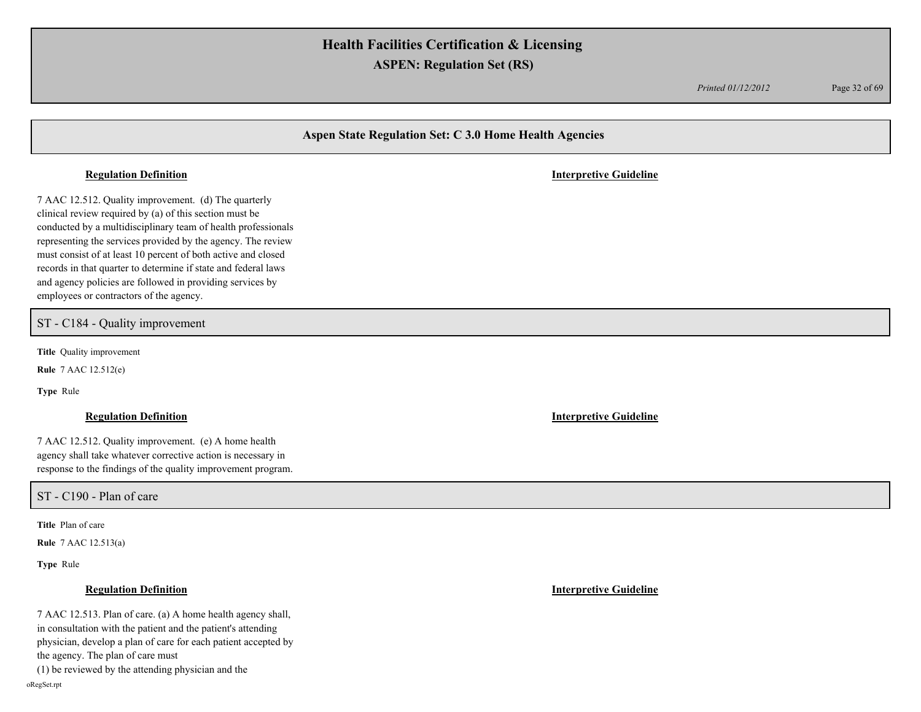## Aspen State Regulation Set: C 3.0 Home Health Agencies

**Regulation Definition** | **Interpretive Guideline**

7 AAC 12.512. Quality improvement. (d) The quarterly clinical review required by (a) of this section must be conducted by a multidisciplinary team of health professionals representing the services provided by the agency. The review must consist of at least 10 percent of both active and closed records in that quarter to determine if state and federal laws and agency policies are followed in providing services by employees or contractors of the agency.

## ST - C184 - Quality improvement

**Title** Quality improvement

**Rule** 7 AAC 12.512(e)

**Type** Rule

**Regulation Definition** | **Interpretive Guideline**

7 AAC 12.512. Quality improvement. (e) A home health agency shall take whatever corrective action is necessary in response to the findings of the quality improvement program.

## ST - C190 - Plan of care

**Title** Plan of care

**Rule** 7 AAC 12.513(a)

**Type** Rule

**Regulation Definition** | **Interpretive Guideline**

7 AAC 12.513. Plan of care. (a) A home health agency shall, in consultation with the patient and the patient's attending physician, develop a plan of care for each patient accepted by the agency. The plan of care must

(1) be reviewed by the attending physician and the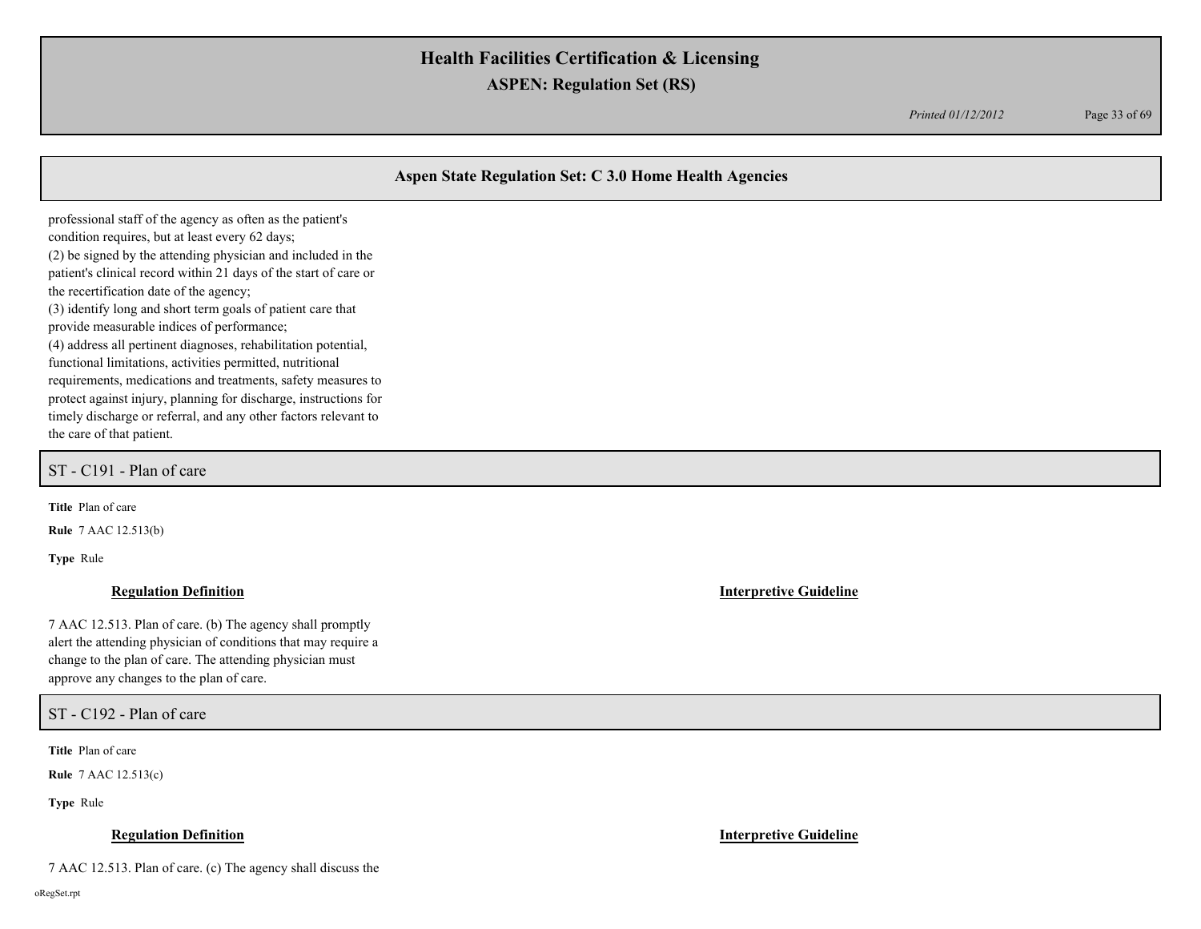professional staff of the agency as often as the patient's condition requires, but at least every 62 days;
(2) be signed by the attending physician and included in the patient's clinical record within 21 days of the start of care or the recertification date of the agency;
(3) identify long and short term goals of patient care that provide measurable indices of performance;
(4) address all pertinent diagnoses, rehabilitation potential, functional limitations, activities permitted, nutritional requirements, medications and treatments, safety measures to protect against injury, planning for discharge, instructions for timely discharge or referral, and any other factors relevant to the care of that patient.

## ST - C191 - Plan of care

**Title** Plan of care

**Rule** 7 AAC 12.513(b)

**Type** Rule

**Regulation Definition**

7 AAC 12.513. Plan of care. (b) The agency shall promptly alert the attending physician of conditions that may require a change to the plan of care. The attending physician must approve any changes to the plan of care.

**Interpretive Guideline**

## ST - C192 - Plan of care

**Title** Plan of care

**Rule** 7 AAC 12.513(c)

**Type** Rule

**Regulation Definition**

7 AAC 12.513. Plan of care. (c) The agency shall discuss the

**Interpretive Guideline**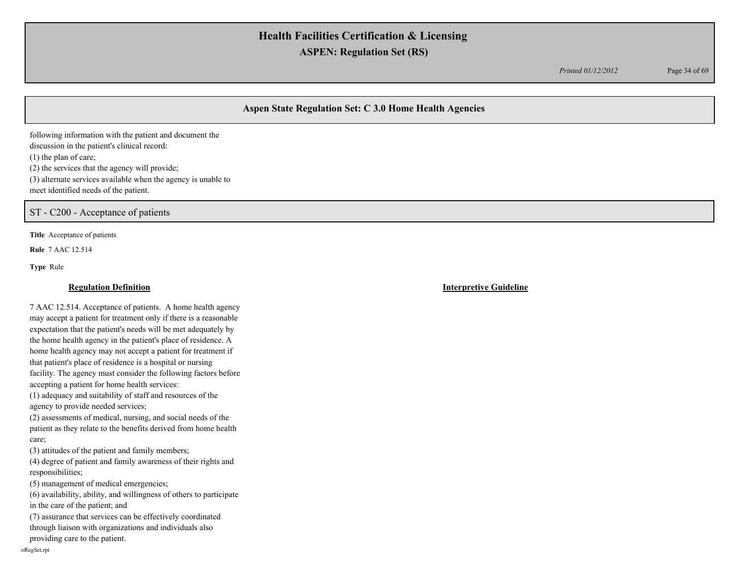following information with the patient and document the discussion in the patient's clinical record:
(1) the plan of care;
(2) the services that the agency will provide;
(3) alternate services available when the agency is unable to meet identified needs of the patient.

## ST - C200 - Acceptance of patients

**Title** Acceptance of patients

**Rule** 7 AAC 12.514

**Type** Rule

| **Regulation Definition** | **Interpretive Guideline** |
|---|---|
| 7 AAC 12.514. Acceptance of patients. A home health agency may accept a patient for treatment only if there is a reasonable expectation that the patient's needs will be met adequately by the home health agency in the patient's place of residence. A home health agency may not accept a patient for treatment if that patient's place of residence is a hospital or nursing facility. The agency must consider the following factors before accepting a patient for home health services:<br>(1) adequacy and suitability of staff and resources of the agency to provide needed services;<br>(2) assessments of medical, nursing, and social needs of the patient as they relate to the benefits derived from home health care;<br>(3) attitudes of the patient and family members;<br>(4) degree of patient and family awareness of their rights and responsibilities;<br>(5) management of medical emergencies;<br>(6) availability, ability, and willingness of others to participate in the care of the patient; and<br>(7) assurance that services can be effectively coordinated through liaison with organizations and individuals also providing care to the patient. | |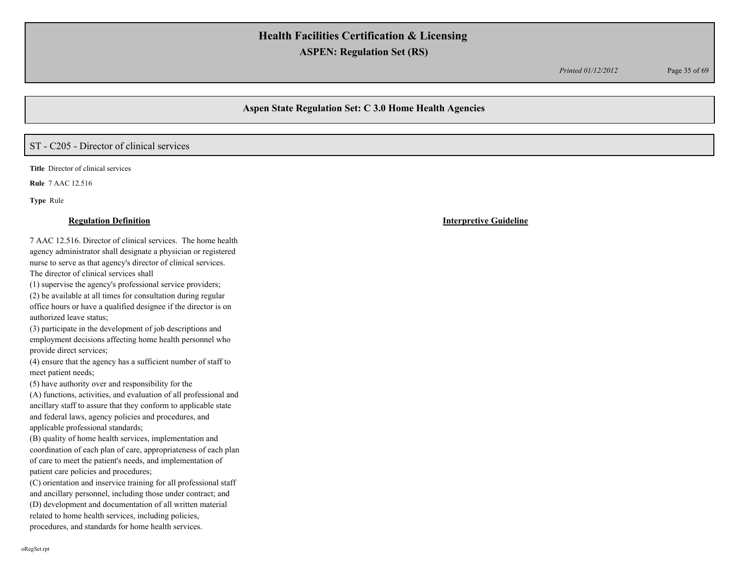## Aspen State Regulation Set: C 3.0 Home Health Agencies

### ST - C205 - Director of clinical services

**Title** Director of clinical services

**Rule** 7 AAC 12.516

**Type** Rule

**Regulation Definition**

7 AAC 12.516. Director of clinical services. The home health agency administrator shall designate a physician or registered nurse to serve as that agency's director of clinical services. The director of clinical services shall

(1) supervise the agency's professional service providers;
(2) be available at all times for consultation during regular office hours or have a qualified designee if the director is on authorized leave status;
(3) participate in the development of job descriptions and employment decisions affecting home health personnel who provide direct services;
(4) ensure that the agency has a sufficient number of staff to meet patient needs;
(5) have authority over and responsibility for the
(A) functions, activities, and evaluation of all professional and ancillary staff to assure that they conform to applicable state and federal laws, agency policies and procedures, and applicable professional standards;
(B) quality of home health services, implementation and coordination of each plan of care, appropriateness of each plan of care to meet the patient's needs, and implementation of patient care policies and procedures;
(C) orientation and inservice training for all professional staff and ancillary personnel, including those under contract; and
(D) development and documentation of all written material related to home health services, including policies, procedures, and standards for home health services.

**Interpretive Guideline**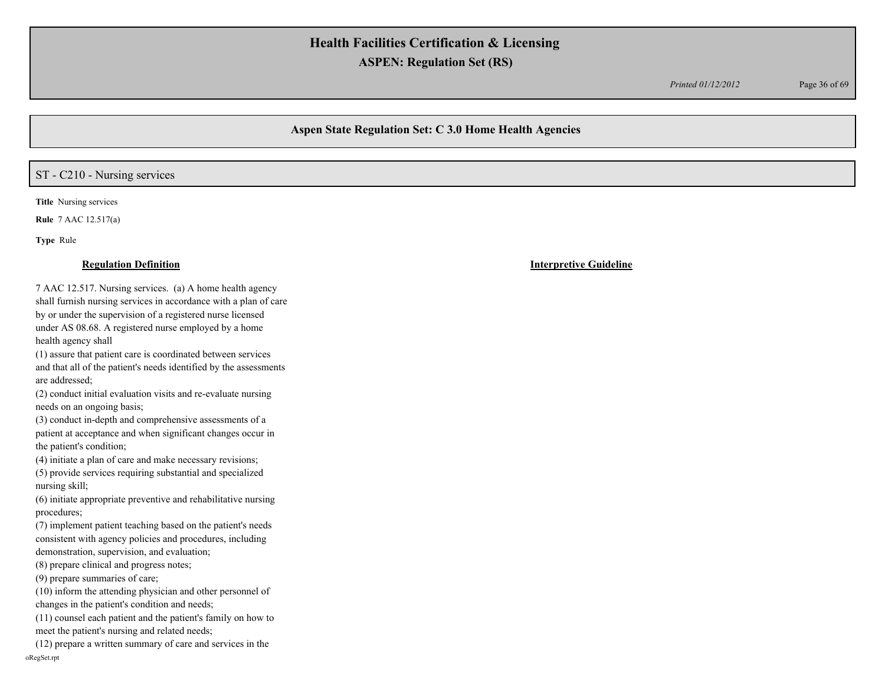## Aspen State Regulation Set: C 3.0 Home Health Agencies

### ST - C210 - Nursing services

**Title** Nursing services

**Rule** 7 AAC 12.517(a)

**Type** Rule

| Regulation Definition | Interpretive Guideline |
|---|---|
| 7 AAC 12.517. Nursing services. (a) A home health agency shall furnish nursing services in accordance with a plan of care by or under the supervision of a registered nurse licensed under AS 08.68. A registered nurse employed by a home health agency shall<br>(1) assure that patient care is coordinated between services and that all of the patient's needs identified by the assessments are addressed;<br>(2) conduct initial evaluation visits and re-evaluate nursing needs on an ongoing basis;<br>(3) conduct in-depth and comprehensive assessments of a patient at acceptance and when significant changes occur in the patient's condition;<br>(4) initiate a plan of care and make necessary revisions;<br>(5) provide services requiring substantial and specialized nursing skill;<br>(6) initiate appropriate preventive and rehabilitative nursing procedures;<br>(7) implement patient teaching based on the patient's needs consistent with agency policies and procedures, including demonstration, supervision, and evaluation;<br>(8) prepare clinical and progress notes;<br>(9) prepare summaries of care;<br>(10) inform the attending physician and other personnel of changes in the patient's condition and needs;<br>(11) counsel each patient and the patient's family on how to meet the patient's nursing and related needs;<br>(12) prepare a written summary of care and services in the | |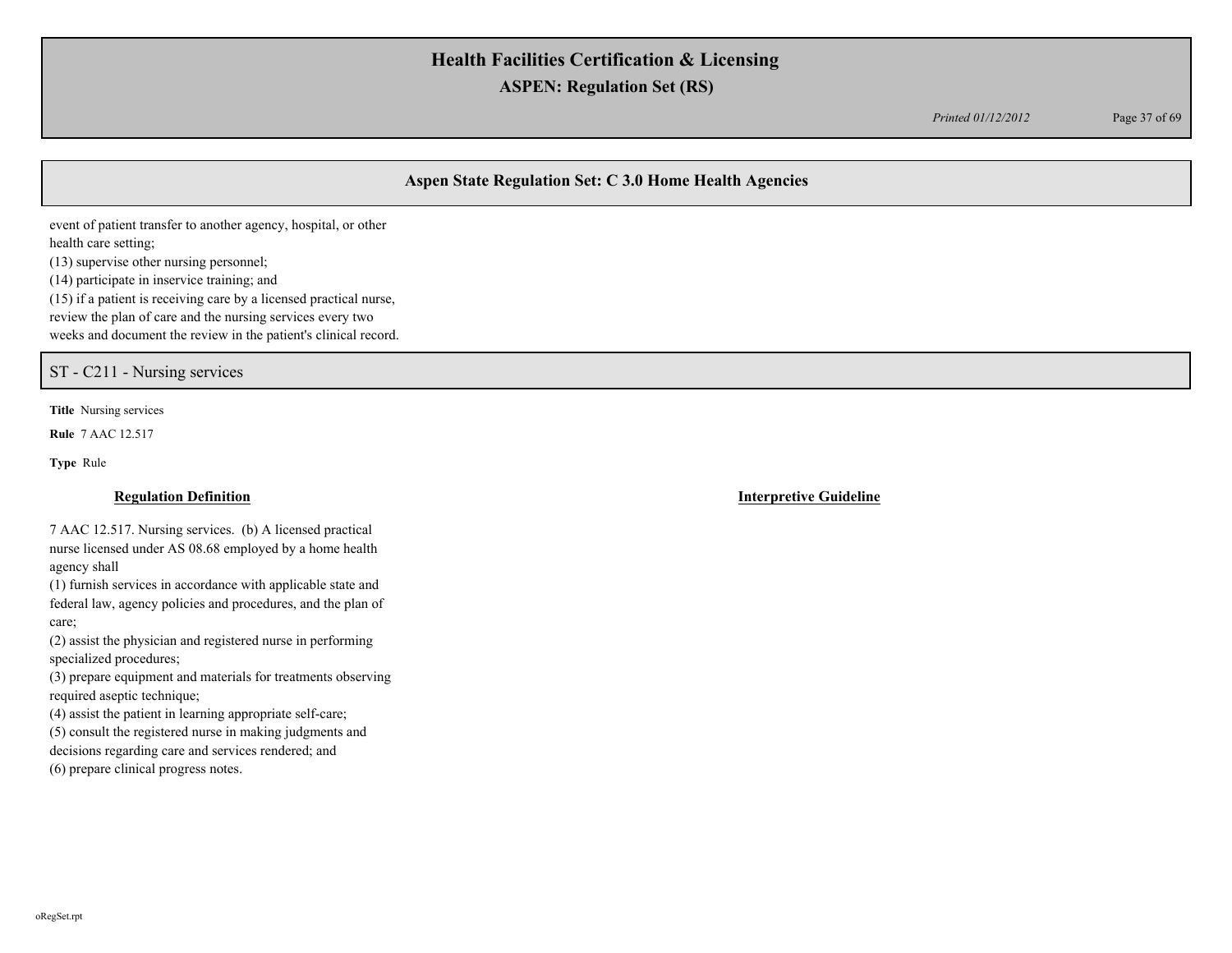event of patient transfer to another agency, hospital, or other health care setting;
(13) supervise other nursing personnel;
(14) participate in inservice training; and
(15) if a patient is receiving care by a licensed practical nurse, review the plan of care and the nursing services every two weeks and document the review in the patient's clinical record.

## ST - C211 - Nursing services

**Title** Nursing services

**Rule** 7 AAC 12.517

**Type** Rule

**Regulation Definition**

7 AAC 12.517. Nursing services. (b) A licensed practical nurse licensed under AS 08.68 employed by a home health agency shall
(1) furnish services in accordance with applicable state and federal law, agency policies and procedures, and the plan of care;
(2) assist the physician and registered nurse in performing specialized procedures;
(3) prepare equipment and materials for treatments observing required aseptic technique;
(4) assist the patient in learning appropriate self-care;
(5) consult the registered nurse in making judgments and decisions regarding care and services rendered; and
(6) prepare clinical progress notes.

**Interpretive Guideline**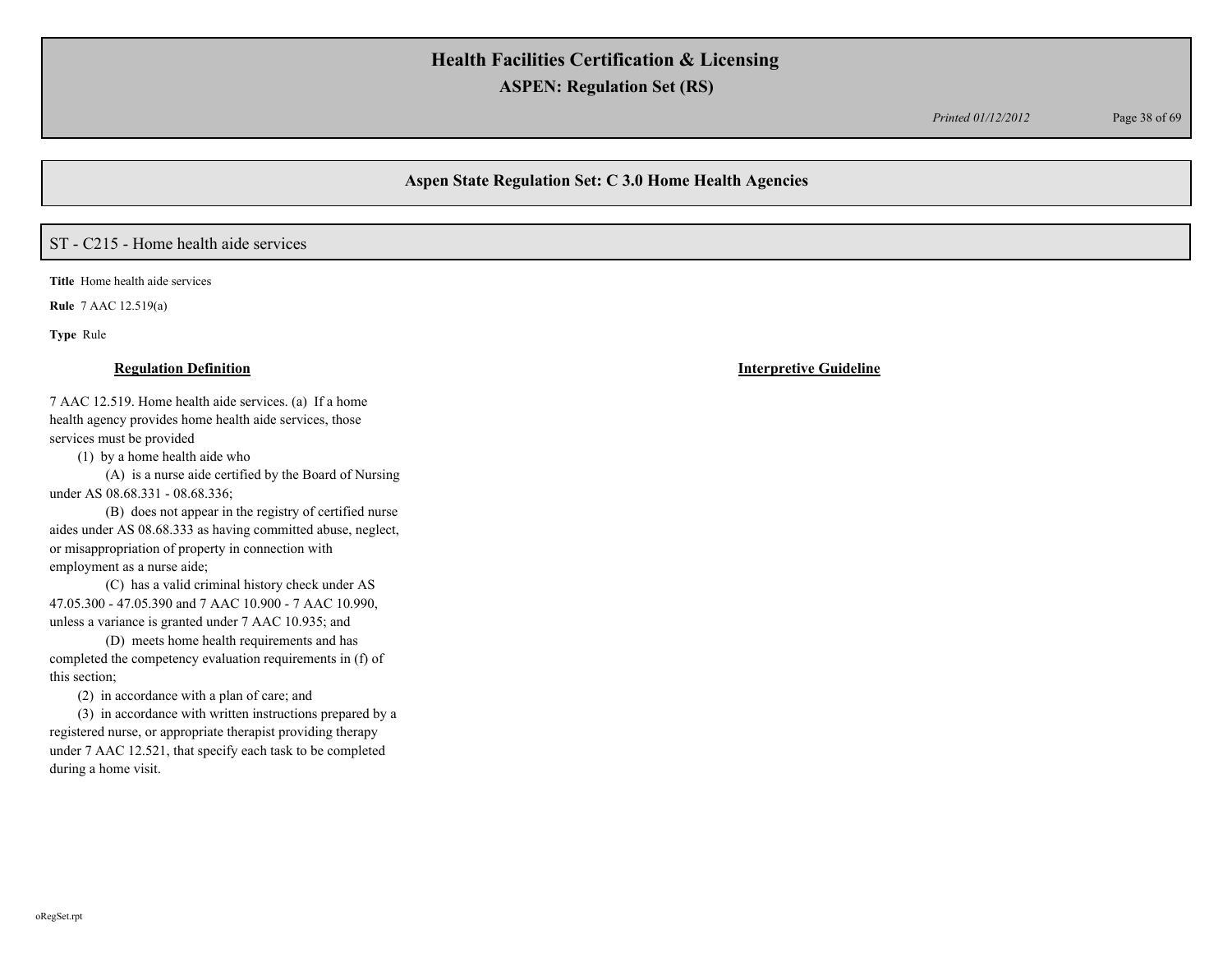## Aspen State Regulation Set: C 3.0 Home Health Agencies

### ST - C215 - Home health aide services

**Title** Home health aide services

**Rule** 7 AAC 12.519(a)

**Type** Rule

**Regulation Definition**

7 AAC 12.519. Home health aide services. (a) If a home health agency provides home health aide services, those services must be provided

(1) by a home health aide who

(A) is a nurse aide certified by the Board of Nursing under AS 08.68.331 - 08.68.336;

(B) does not appear in the registry of certified nurse aides under AS 08.68.333 as having committed abuse, neglect, or misappropriation of property in connection with employment as a nurse aide;

(C) has a valid criminal history check under AS 47.05.300 - 47.05.390 and 7 AAC 10.900 - 7 AAC 10.990, unless a variance is granted under 7 AAC 10.935; and

(D) meets home health requirements and has completed the competency evaluation requirements in (f) of this section;

(2) in accordance with a plan of care; and

(3) in accordance with written instructions prepared by a registered nurse, or appropriate therapist providing therapy under 7 AAC 12.521, that specify each task to be completed during a home visit.

**Interpretive Guideline**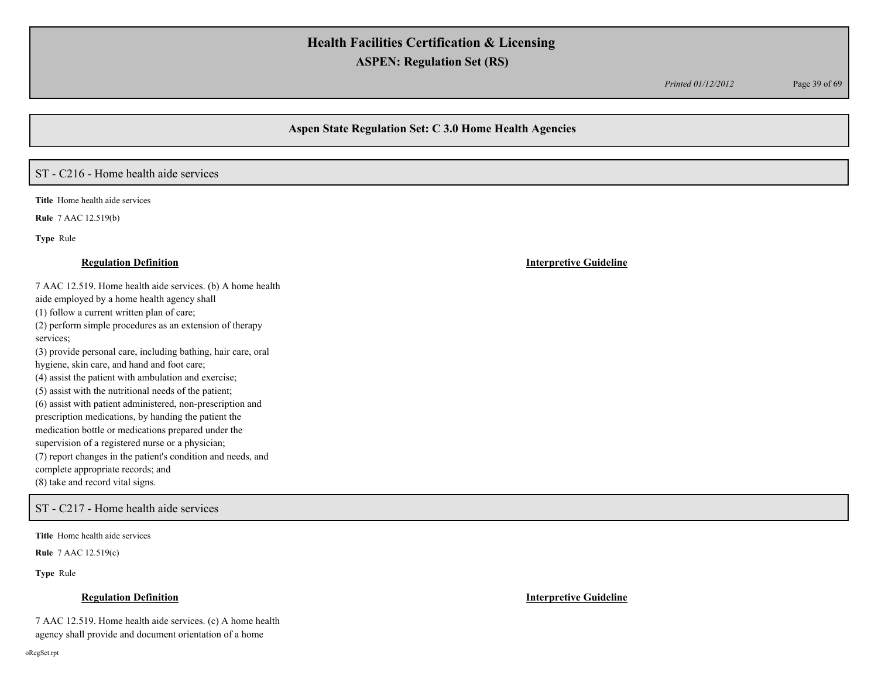## Aspen State Regulation Set: C 3.0 Home Health Agencies

### ST - C216 - Home health aide services

**Title** Home health aide services

**Rule** 7 AAC 12.519(b)

**Type** Rule

**Regulation Definition**

7 AAC 12.519. Home health aide services. (b) A home health aide employed by a home health agency shall

(1) follow a current written plan of care;

(2) perform simple procedures as an extension of therapy services;

(3) provide personal care, including bathing, hair care, oral hygiene, skin care, and hand and foot care;

(4) assist the patient with ambulation and exercise;

(5) assist with the nutritional needs of the patient;

(6) assist with patient administered, non-prescription and prescription medications, by handing the patient the medication bottle or medications prepared under the supervision of a registered nurse or a physician;

(7) report changes in the patient's condition and needs, and complete appropriate records; and

(8) take and record vital signs.

**Interpretive Guideline**

### ST - C217 - Home health aide services

**Title** Home health aide services

**Rule** 7 AAC 12.519(c)

**Type** Rule

**Regulation Definition**

7 AAC 12.519. Home health aide services. (c) A home health agency shall provide and document orientation of a home

**Interpretive Guideline**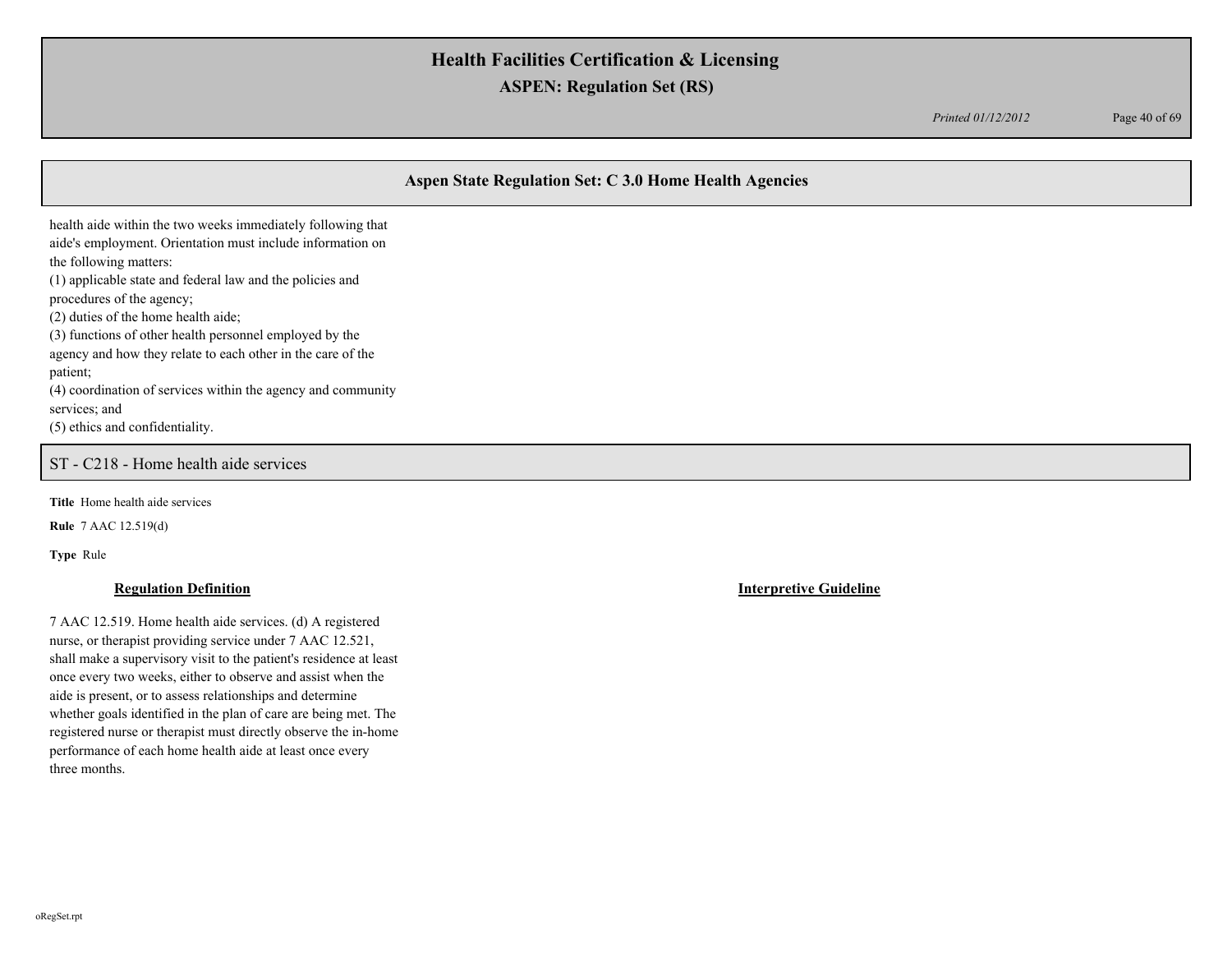health aide within the two weeks immediately following that aide's employment. Orientation must include information on the following matters:
(1) applicable state and federal law and the policies and procedures of the agency;
(2) duties of the home health aide;
(3) functions of other health personnel employed by the agency and how they relate to each other in the care of the patient;
(4) coordination of services within the agency and community services; and
(5) ethics and confidentiality.

## ST - C218 - Home health aide services

**Title** Home health aide services

**Rule** 7 AAC 12.519(d)

**Type** Rule

**Regulation Definition**

7 AAC 12.519. Home health aide services. (d) A registered nurse, or therapist providing service under 7 AAC 12.521, shall make a supervisory visit to the patient's residence at least once every two weeks, either to observe and assist when the aide is present, or to assess relationships and determine whether goals identified in the plan of care are being met. The registered nurse or therapist must directly observe the in-home performance of each home health aide at least once every three months.

**Interpretive Guideline**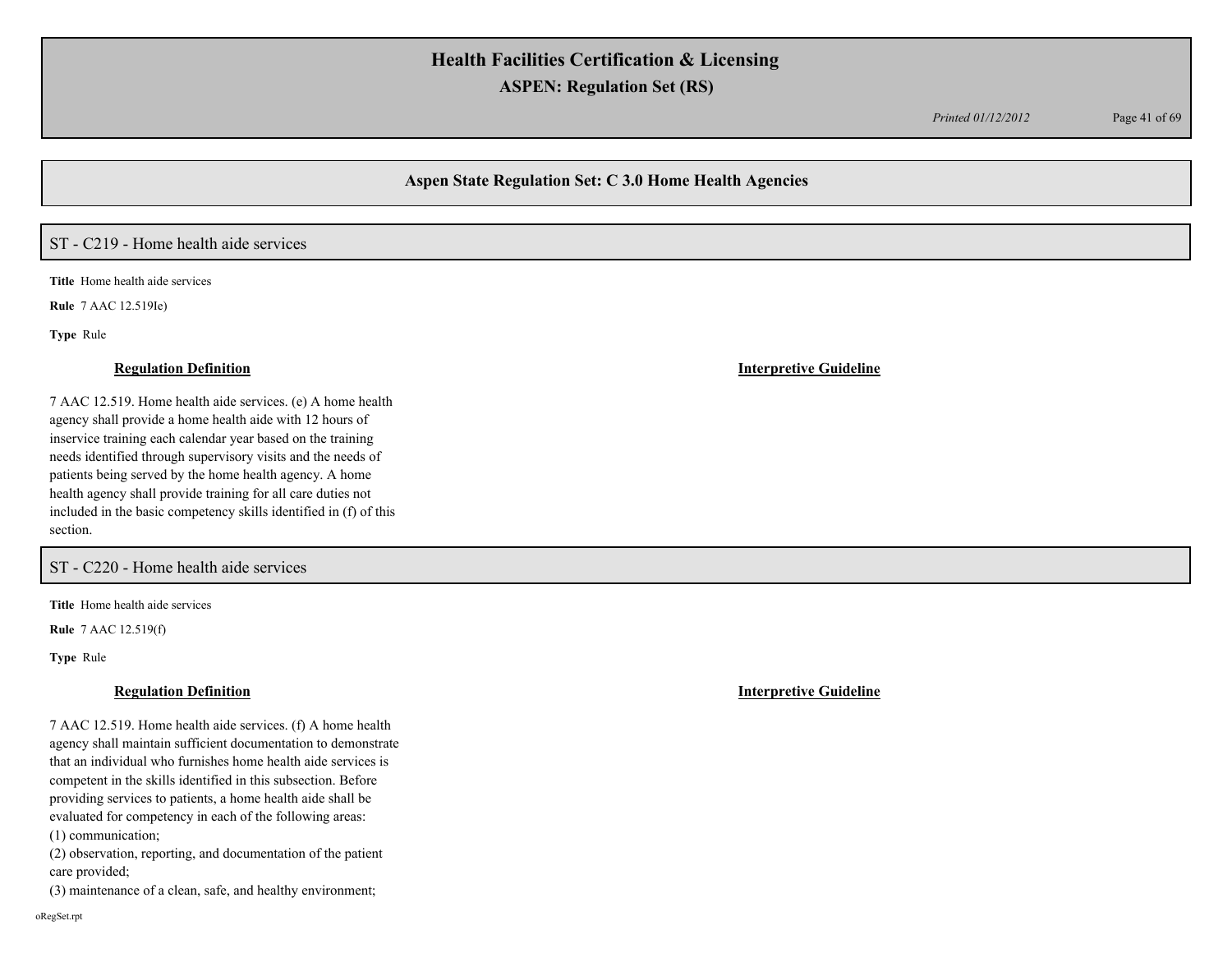## Aspen State Regulation Set: C 3.0 Home Health Agencies

### ST - C219 - Home health aide services

**Title** Home health aide services

**Rule** 7 AAC 12.519Ie)

**Type** Rule

**Regulation Definition**

7 AAC 12.519. Home health aide services. (e) A home health agency shall provide a home health aide with 12 hours of inservice training each calendar year based on the training needs identified through supervisory visits and the needs of patients being served by the home health agency. A home health agency shall provide training for all care duties not included in the basic competency skills identified in (f) of this section.

**Interpretive Guideline**

### ST - C220 - Home health aide services

**Title** Home health aide services

**Rule** 7 AAC 12.519(f)

**Type** Rule

**Regulation Definition**

7 AAC 12.519. Home health aide services. (f) A home health agency shall maintain sufficient documentation to demonstrate that an individual who furnishes home health aide services is competent in the skills identified in this subsection. Before providing services to patients, a home health aide shall be evaluated for competency in each of the following areas:
(1) communication;
(2) observation, reporting, and documentation of the patient care provided;
(3) maintenance of a clean, safe, and healthy environment;

**Interpretive Guideline**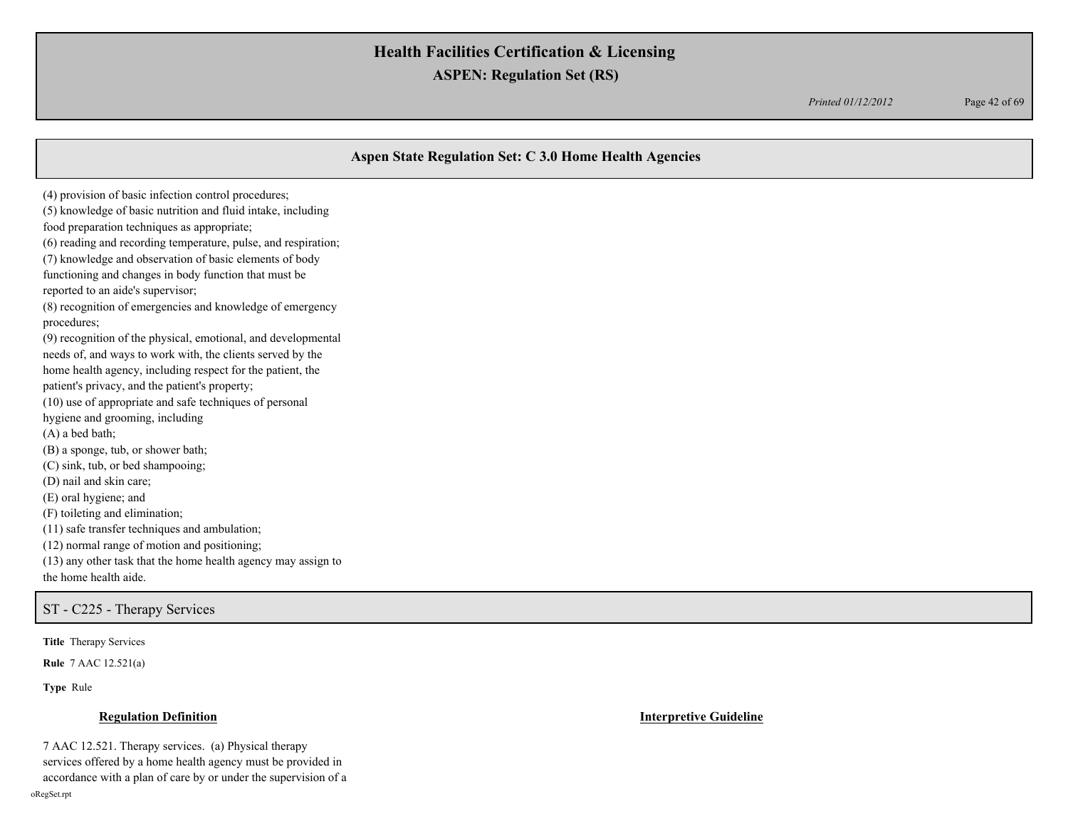## Aspen State Regulation Set: C 3.0 Home Health Agencies

(4) provision of basic infection control procedures;
(5) knowledge of basic nutrition and fluid intake, including food preparation techniques as appropriate;
(6) reading and recording temperature, pulse, and respiration;
(7) knowledge and observation of basic elements of body functioning and changes in body function that must be reported to an aide's supervisor;
(8) recognition of emergencies and knowledge of emergency procedures;
(9) recognition of the physical, emotional, and developmental needs of, and ways to work with, the clients served by the home health agency, including respect for the patient, the patient's privacy, and the patient's property;
(10) use of appropriate and safe techniques of personal hygiene and grooming, including
(A) a bed bath;
(B) a sponge, tub, or shower bath;
(C) sink, tub, or bed shampooing;
(D) nail and skin care;
(E) oral hygiene; and
(F) toileting and elimination;
(11) safe transfer techniques and ambulation;
(12) normal range of motion and positioning;
(13) any other task that the home health agency may assign to the home health aide.

## ST - C225 - Therapy Services

**Title** Therapy Services

**Rule** 7 AAC 12.521(a)

**Type** Rule

**Regulation Definition**

**Interpretive Guideline**

7 AAC 12.521. Therapy services. (a) Physical therapy services offered by a home health agency must be provided in accordance with a plan of care by or under the supervision of a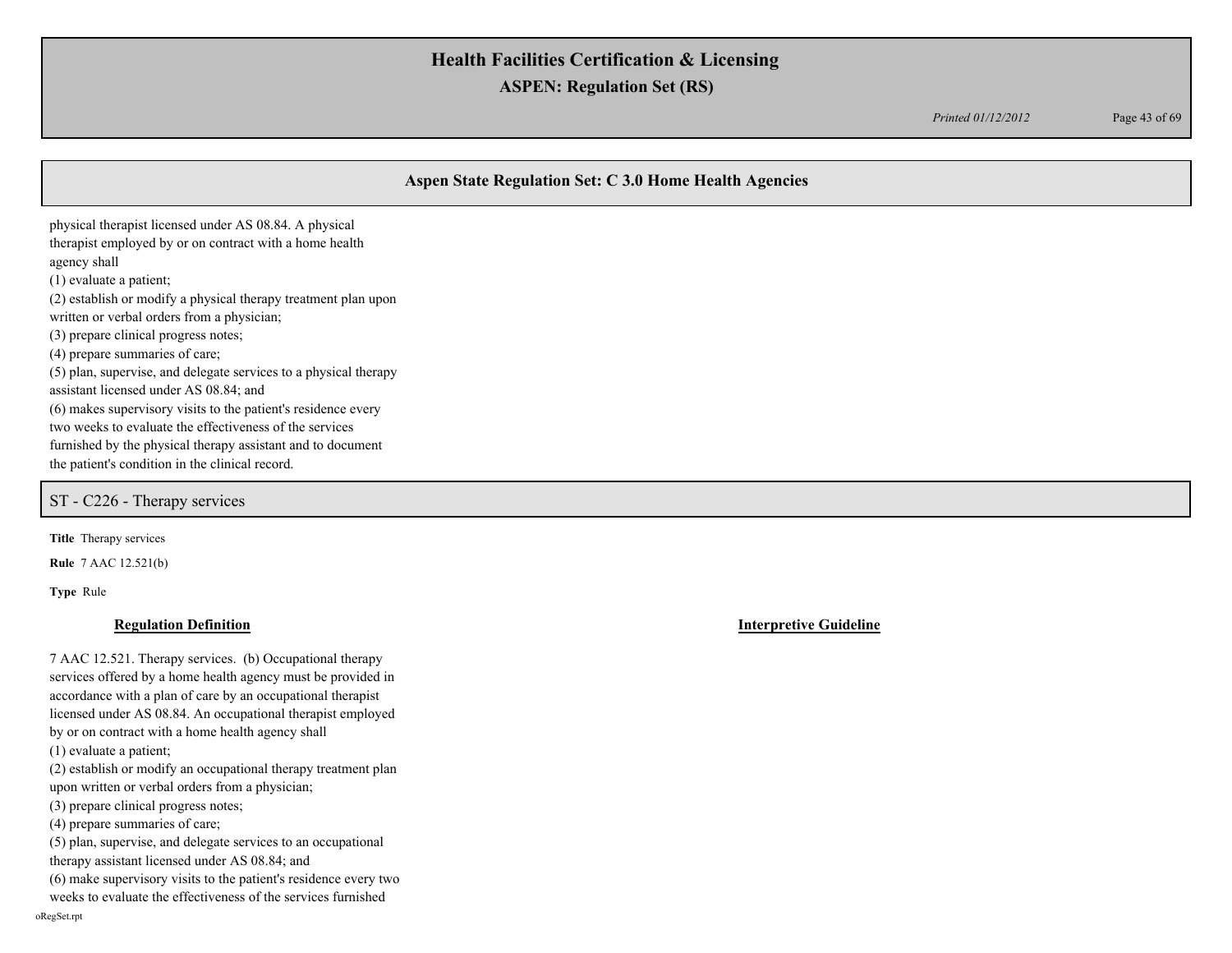physical therapist licensed under AS 08.84. A physical therapist employed by or on contract with a home health agency shall
(1) evaluate a patient;
(2) establish or modify a physical therapy treatment plan upon written or verbal orders from a physician;
(3) prepare clinical progress notes;
(4) prepare summaries of care;
(5) plan, supervise, and delegate services to a physical therapy assistant licensed under AS 08.84; and
(6) makes supervisory visits to the patient's residence every two weeks to evaluate the effectiveness of the services furnished by the physical therapy assistant and to document the patient's condition in the clinical record.

## ST - C226 - Therapy services

**Title** Therapy services

**Rule** 7 AAC 12.521(b)

**Type** Rule

**Regulation Definition**

7 AAC 12.521. Therapy services. (b) Occupational therapy services offered by a home health agency must be provided in accordance with a plan of care by an occupational therapist licensed under AS 08.84. An occupational therapist employed by or on contract with a home health agency shall
(1) evaluate a patient;
(2) establish or modify an occupational therapy treatment plan upon written or verbal orders from a physician;
(3) prepare clinical progress notes;
(4) prepare summaries of care;
(5) plan, supervise, and delegate services to an occupational therapy assistant licensed under AS 08.84; and
(6) make supervisory visits to the patient's residence every two weeks to evaluate the effectiveness of the services furnished

**Interpretive Guideline**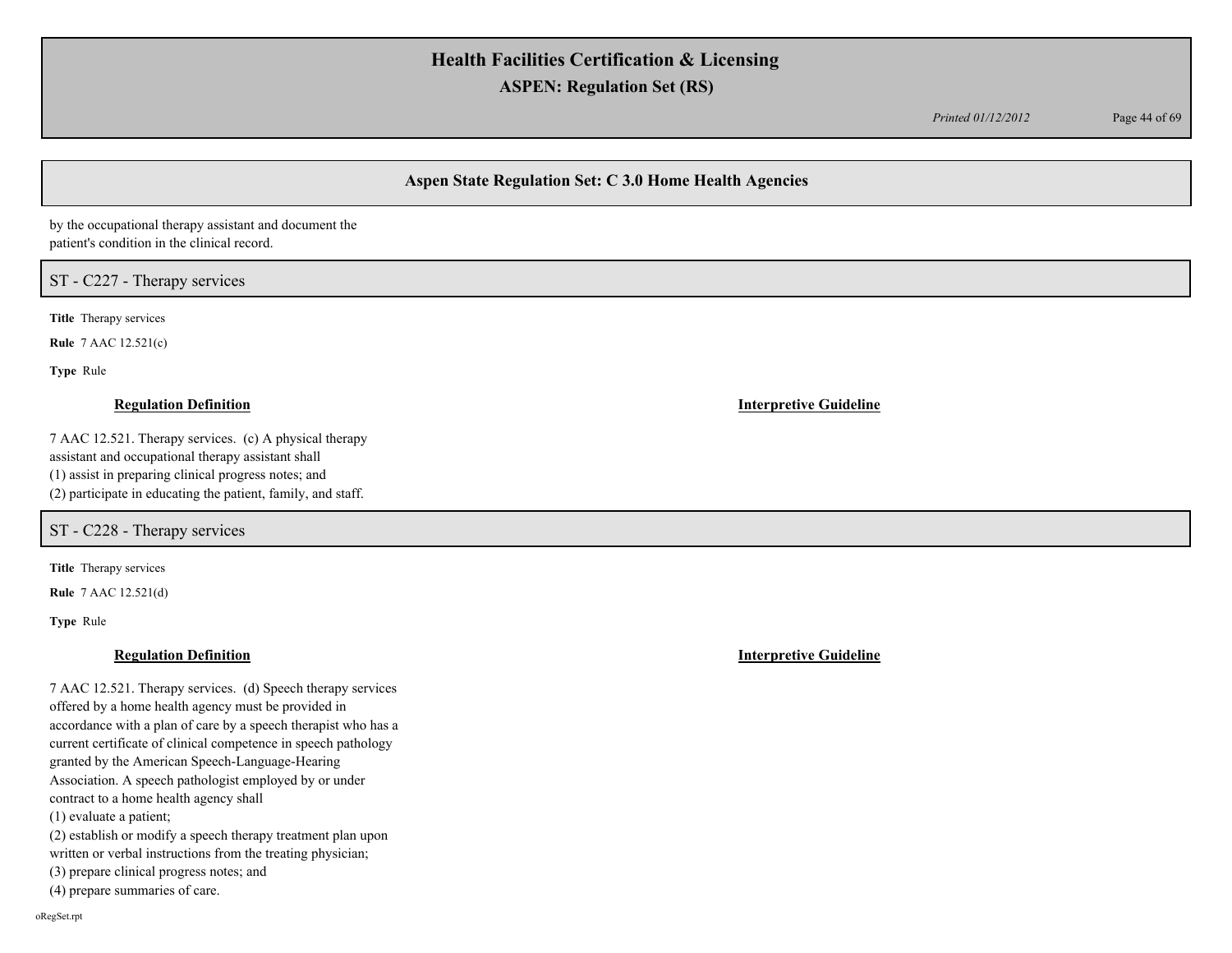by the occupational therapy assistant and document the patient's condition in the clinical record.

## ST - C227 - Therapy services

**Title** Therapy services

**Rule** 7 AAC 12.521(c)

**Type** Rule

**Regulation Definition**

7 AAC 12.521. Therapy services. (c) A physical therapy assistant and occupational therapy assistant shall
(1) assist in preparing clinical progress notes; and
(2) participate in educating the patient, family, and staff.

**Interpretive Guideline**

## ST - C228 - Therapy services

**Title** Therapy services

**Rule** 7 AAC 12.521(d)

**Type** Rule

**Regulation Definition**

7 AAC 12.521. Therapy services. (d) Speech therapy services offered by a home health agency must be provided in accordance with a plan of care by a speech therapist who has a current certificate of clinical competence in speech pathology granted by the American Speech-Language-Hearing Association. A speech pathologist employed by or under contract to a home health agency shall
(1) evaluate a patient;
(2) establish or modify a speech therapy treatment plan upon written or verbal instructions from the treating physician;
(3) prepare clinical progress notes; and
(4) prepare summaries of care.

**Interpretive Guideline**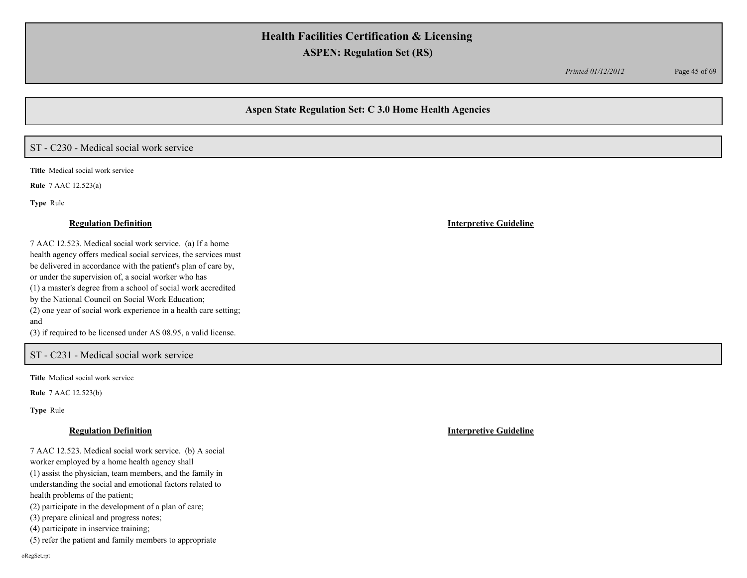## Aspen State Regulation Set: C 3.0 Home Health Agencies

### ST - C230 - Medical social work service

**Title** Medical social work service

**Rule** 7 AAC 12.523(a)

**Type** Rule

**Regulation Definition**

7 AAC 12.523. Medical social work service. (a) If a home health agency offers medical social services, the services must be delivered in accordance with the patient's plan of care by, or under the supervision of, a social worker who has
(1) a master's degree from a school of social work accredited by the National Council on Social Work Education;
(2) one year of social work experience in a health care setting; and
(3) if required to be licensed under AS 08.95, a valid license.

**Interpretive Guideline**

### ST - C231 - Medical social work service

**Title** Medical social work service

**Rule** 7 AAC 12.523(b)

**Type** Rule

**Regulation Definition**

7 AAC 12.523. Medical social work service. (b) A social worker employed by a home health agency shall
(1) assist the physician, team members, and the family in understanding the social and emotional factors related to health problems of the patient;
(2) participate in the development of a plan of care;
(3) prepare clinical and progress notes;
(4) participate in inservice training;
(5) refer the patient and family members to appropriate

**Interpretive Guideline**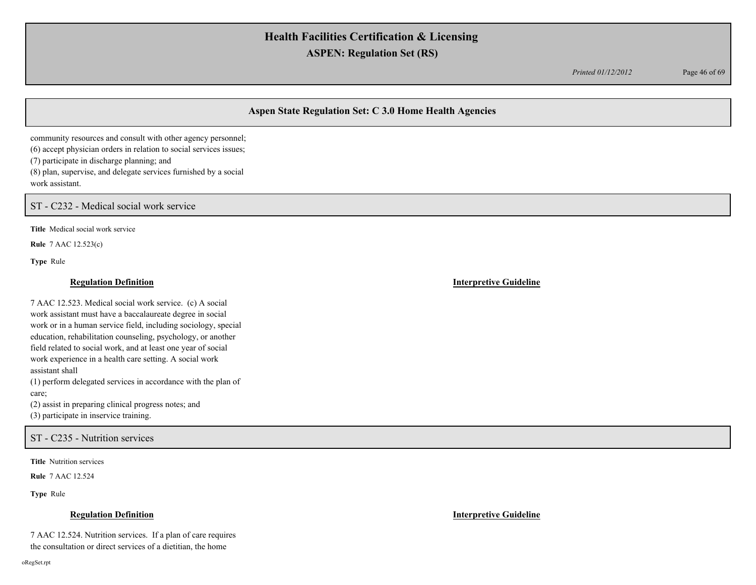## Aspen State Regulation Set: C 3.0 Home Health Agencies

community resources and consult with other agency personnel;
(6) accept physician orders in relation to social services issues;
(7) participate in discharge planning; and
(8) plan, supervise, and delegate services furnished by a social work assistant.

### ST - C232 - Medical social work service

**Title** Medical social work service

**Rule** 7 AAC 12.523(c)

**Type** Rule

**Regulation Definition**

7 AAC 12.523. Medical social work service. (c) A social work assistant must have a baccalaureate degree in social work or in a human service field, including sociology, special education, rehabilitation counseling, psychology, or another field related to social work, and at least one year of social work experience in a health care setting. A social work assistant shall
(1) perform delegated services in accordance with the plan of care;
(2) assist in preparing clinical progress notes; and
(3) participate in inservice training.

**Interpretive Guideline**

### ST - C235 - Nutrition services

**Title** Nutrition services

**Rule** 7 AAC 12.524

**Type** Rule

**Regulation Definition**

7 AAC 12.524. Nutrition services. If a plan of care requires the consultation or direct services of a dietitian, the home

**Interpretive Guideline**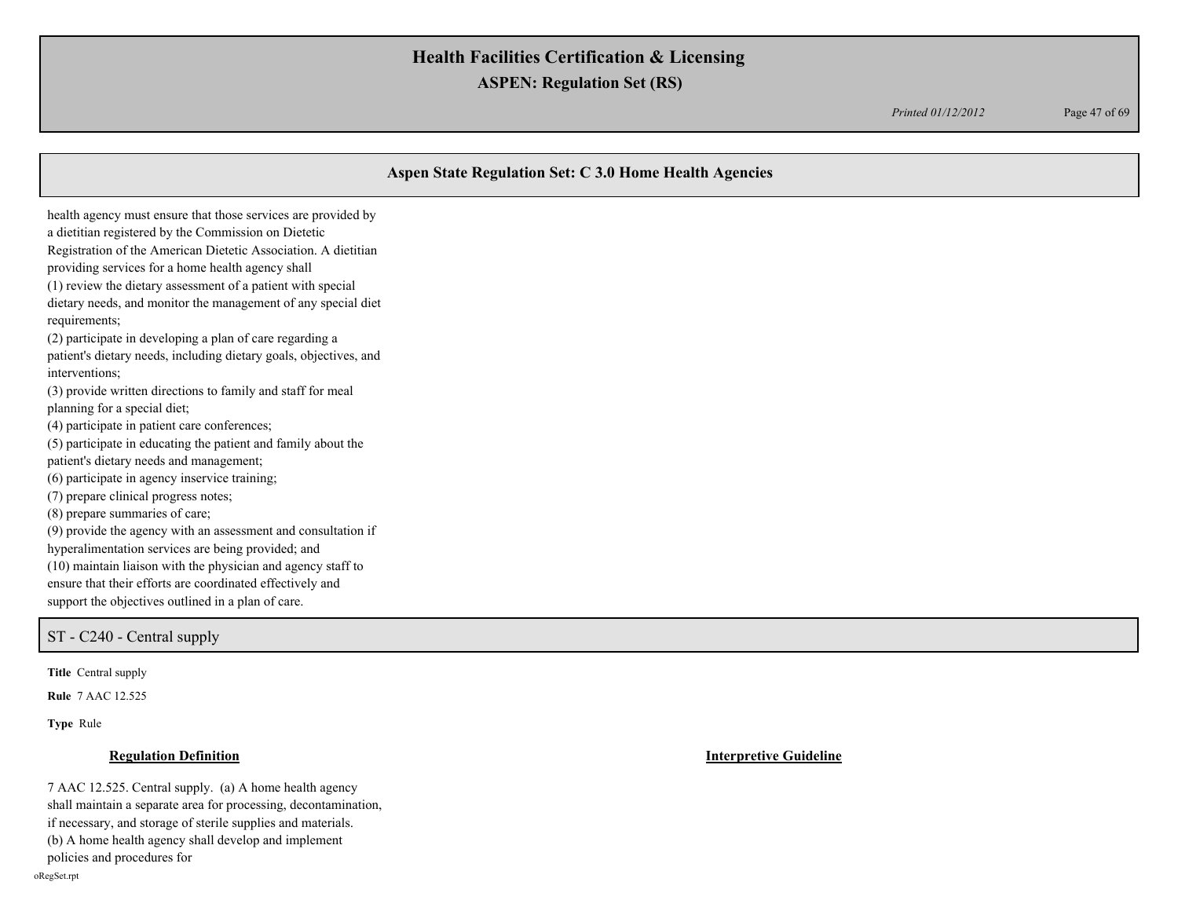health agency must ensure that those services are provided by a dietitian registered by the Commission on Dietetic Registration of the American Dietetic Association. A dietitian providing services for a home health agency shall

(1) review the dietary assessment of a patient with special dietary needs, and monitor the management of any special diet requirements;

(2) participate in developing a plan of care regarding a patient's dietary needs, including dietary goals, objectives, and interventions;

(3) provide written directions to family and staff for meal planning for a special diet;

(4) participate in patient care conferences;

(5) participate in educating the patient and family about the patient's dietary needs and management;

(6) participate in agency inservice training;

(7) prepare clinical progress notes;

(8) prepare summaries of care;

(9) provide the agency with an assessment and consultation if hyperalimentation services are being provided; and

(10) maintain liaison with the physician and agency staff to ensure that their efforts are coordinated effectively and support the objectives outlined in a plan of care.

## ST - C240 - Central supply

**Title** Central supply

**Rule** 7 AAC 12.525

**Type** Rule

**Regulation Definition**

7 AAC 12.525. Central supply. (a) A home health agency shall maintain a separate area for processing, decontamination, if necessary, and storage of sterile supplies and materials.

(b) A home health agency shall develop and implement policies and procedures for

**Interpretive Guideline**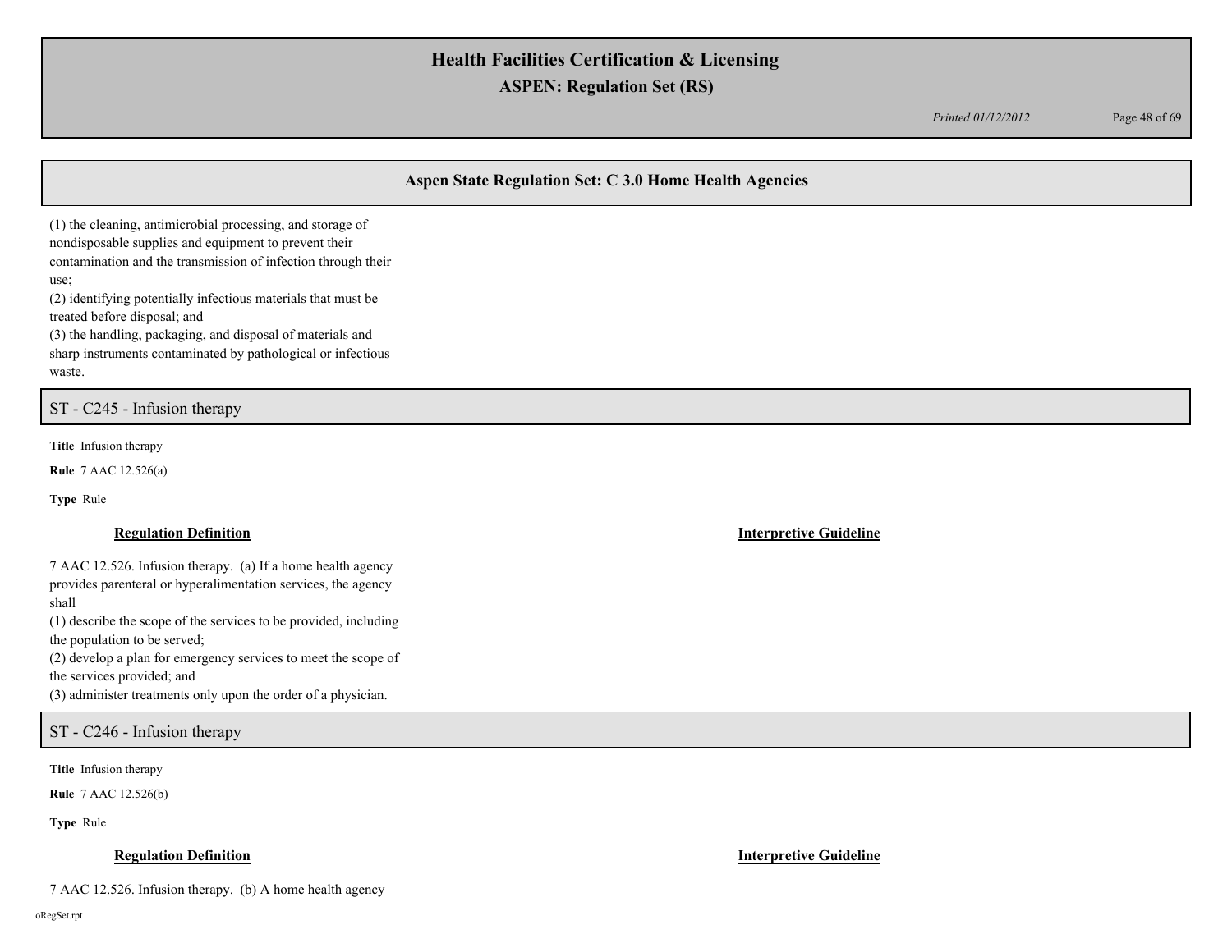## Aspen State Regulation Set: C 3.0 Home Health Agencies

(1) the cleaning, antimicrobial processing, and storage of nondisposable supplies and equipment to prevent their contamination and the transmission of infection through their use;
(2) identifying potentially infectious materials that must be treated before disposal; and
(3) the handling, packaging, and disposal of materials and sharp instruments contaminated by pathological or infectious waste.

### ST - C245 - Infusion therapy

**Title** Infusion therapy

**Rule** 7 AAC 12.526(a)

**Type** Rule

**Regulation Definition**

7 AAC 12.526. Infusion therapy. (a) If a home health agency provides parenteral or hyperalimentation services, the agency shall
(1) describe the scope of the services to be provided, including the population to be served;
(2) develop a plan for emergency services to meet the scope of the services provided; and
(3) administer treatments only upon the order of a physician.

**Interpretive Guideline**

### ST - C246 - Infusion therapy

**Title** Infusion therapy

**Rule** 7 AAC 12.526(b)

**Type** Rule

**Regulation Definition**

7 AAC 12.526. Infusion therapy. (b) A home health agency

**Interpretive Guideline**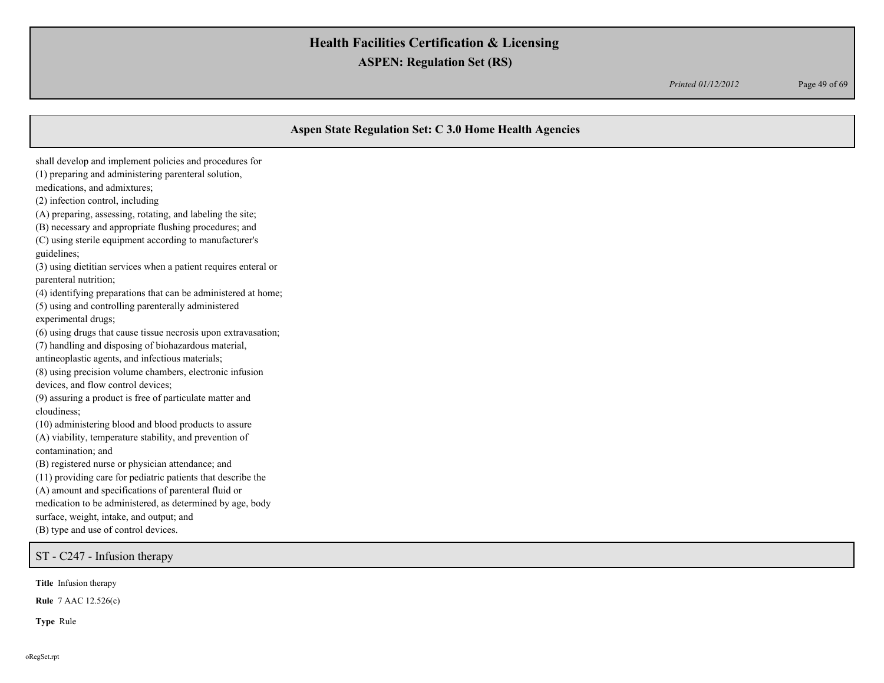## Aspen State Regulation Set: C 3.0 Home Health Agencies

shall develop and implement policies and procedures for
(1) preparing and administering parenteral solution, medications, and admixtures;
(2) infection control, including
(A) preparing, assessing, rotating, and labeling the site;
(B) necessary and appropriate flushing procedures; and
(C) using sterile equipment according to manufacturer's guidelines;
(3) using dietitian services when a patient requires enteral or parenteral nutrition;
(4) identifying preparations that can be administered at home;
(5) using and controlling parenterally administered experimental drugs;
(6) using drugs that cause tissue necrosis upon extravasation;
(7) handling and disposing of biohazardous material, antineoplastic agents, and infectious materials;
(8) using precision volume chambers, electronic infusion devices, and flow control devices;
(9) assuring a product is free of particulate matter and cloudiness;
(10) administering blood and blood products to assure
(A) viability, temperature stability, and prevention of contamination; and
(B) registered nurse or physician attendance; and
(11) providing care for pediatric patients that describe the
(A) amount and specifications of parenteral fluid or medication to be administered, as determined by age, body surface, weight, intake, and output; and
(B) type and use of control devices.

### ST - C247 - Infusion therapy

**Title** Infusion therapy

**Rule** 7 AAC 12.526(c)

**Type** Rule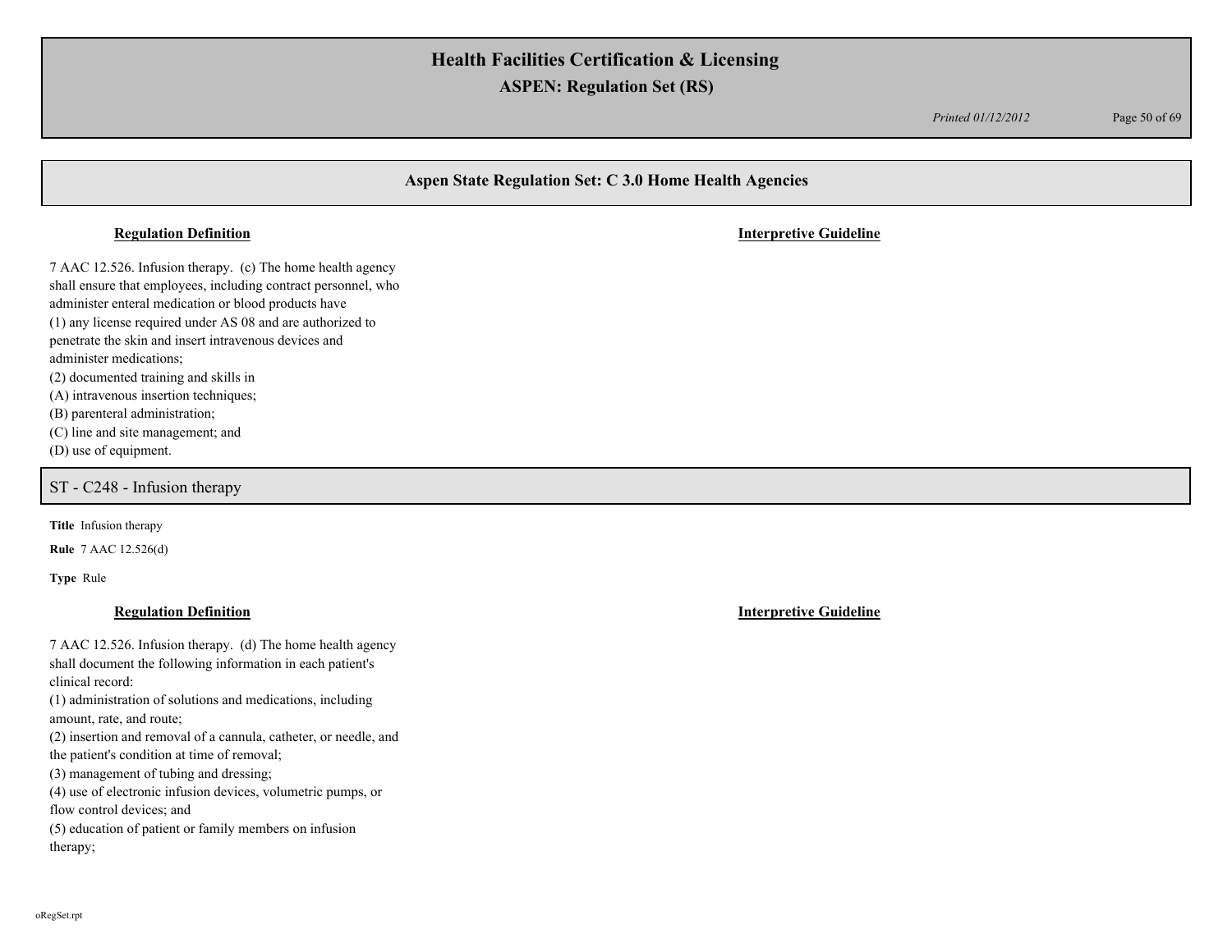## Aspen State Regulation Set: C 3.0 Home Health Agencies

**Regulation Definition** | **Interpretive Guideline**

7 AAC 12.526. Infusion therapy. (c) The home health agency shall ensure that employees, including contract personnel, who administer enteral medication or blood products have
(1) any license required under AS 08 and are authorized to penetrate the skin and insert intravenous devices and administer medications;
(2) documented training and skills in
(A) intravenous insertion techniques;
(B) parenteral administration;
(C) line and site management; and
(D) use of equipment.

### ST - C248 - Infusion therapy

**Title** Infusion therapy

**Rule** 7 AAC 12.526(d)

**Type** Rule

**Regulation Definition** | **Interpretive Guideline**

7 AAC 12.526. Infusion therapy. (d) The home health agency shall document the following information in each patient's clinical record:
(1) administration of solutions and medications, including amount, rate, and route;
(2) insertion and removal of a cannula, catheter, or needle, and the patient's condition at time of removal;
(3) management of tubing and dressing;
(4) use of electronic infusion devices, volumetric pumps, or flow control devices; and
(5) education of patient or family members on infusion therapy;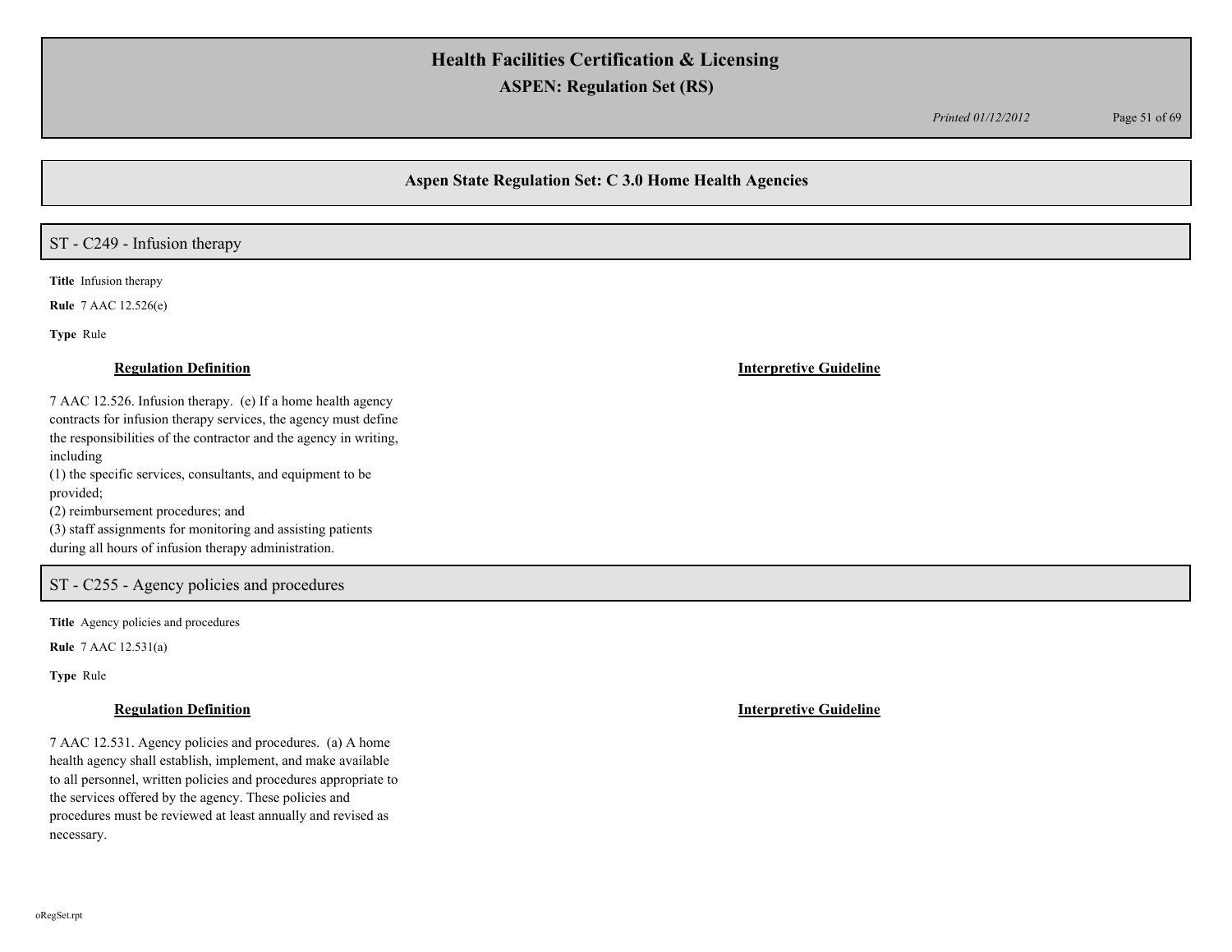## ST - C249 - Infusion therapy

**Title** Infusion therapy

**Rule** 7 AAC 12.526(e)

**Type** Rule

**Regulation Definition**

7 AAC 12.526. Infusion therapy. (e) If a home health agency contracts for infusion therapy services, the agency must define the responsibilities of the contractor and the agency in writing, including

(1) the specific services, consultants, and equipment to be provided;

(2) reimbursement procedures; and

(3) staff assignments for monitoring and assisting patients during all hours of infusion therapy administration.

**Interpretive Guideline**

## ST - C255 - Agency policies and procedures

**Title** Agency policies and procedures

**Rule** 7 AAC 12.531(a)

**Type** Rule

**Regulation Definition**

7 AAC 12.531. Agency policies and procedures. (a) A home health agency shall establish, implement, and make available to all personnel, written policies and procedures appropriate to the services offered by the agency. These policies and procedures must be reviewed at least annually and revised as necessary.

**Interpretive Guideline**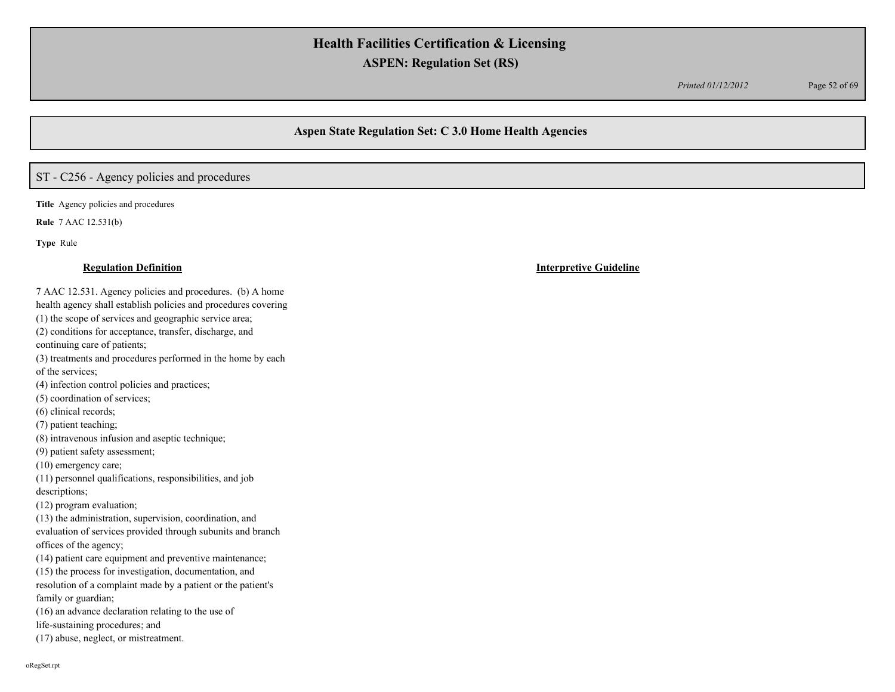## Aspen State Regulation Set: C 3.0 Home Health Agencies

### ST - C256 - Agency policies and procedures

**Title** Agency policies and procedures

**Rule** 7 AAC 12.531(b)

**Type** Rule

| **Regulation Definition** | **Interpretive Guideline** |
|---|---|
| 7 AAC 12.531. Agency policies and procedures. (b) A home health agency shall establish policies and procedures covering<br>(1) the scope of services and geographic service area;<br>(2) conditions for acceptance, transfer, discharge, and continuing care of patients;<br>(3) treatments and procedures performed in the home by each of the services;<br>(4) infection control policies and practices;<br>(5) coordination of services;<br>(6) clinical records;<br>(7) patient teaching;<br>(8) intravenous infusion and aseptic technique;<br>(9) patient safety assessment;<br>(10) emergency care;<br>(11) personnel qualifications, responsibilities, and job descriptions;<br>(12) program evaluation;<br>(13) the administration, supervision, coordination, and evaluation of services provided through subunits and branch offices of the agency;<br>(14) patient care equipment and preventive maintenance;<br>(15) the process for investigation, documentation, and resolution of a complaint made by a patient or the patient's family or guardian;<br>(16) an advance declaration relating to the use of life-sustaining procedures; and<br>(17) abuse, neglect, or mistreatment. | |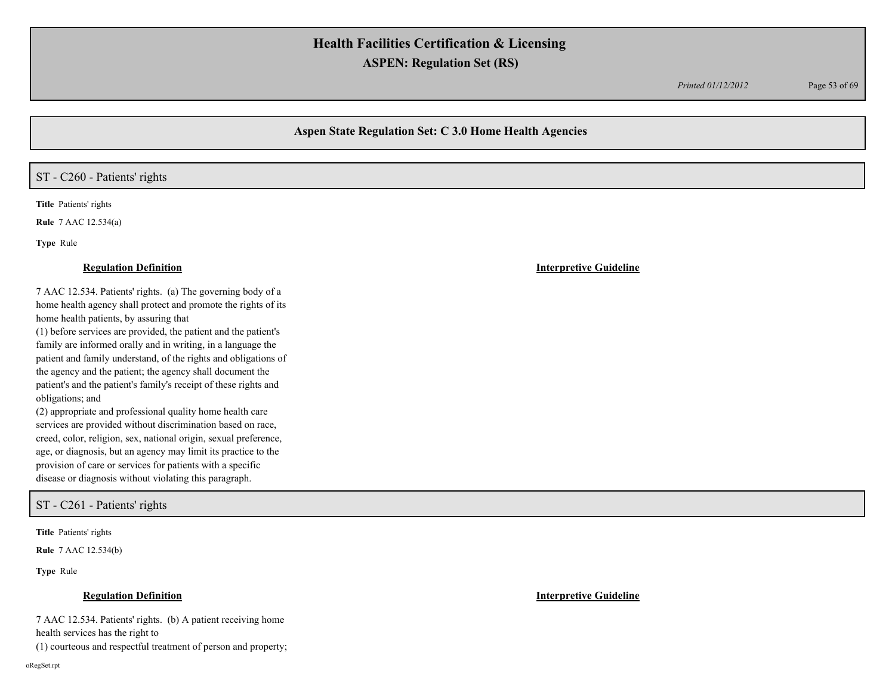## Aspen State Regulation Set: C 3.0 Home Health Agencies

### ST - C260 - Patients' rights

**Title** Patients' rights

**Rule** 7 AAC 12.534(a)

**Type** Rule

**Regulation Definition**

7 AAC 12.534. Patients' rights. (a) The governing body of a home health agency shall protect and promote the rights of its home health patients, by assuring that

(1) before services are provided, the patient and the patient's family are informed orally and in writing, in a language the patient and family understand, of the rights and obligations of the agency and the patient; the agency shall document the patient's and the patient's family's receipt of these rights and obligations; and

(2) appropriate and professional quality home health care services are provided without discrimination based on race, creed, color, religion, sex, national origin, sexual preference, age, or diagnosis, but an agency may limit its practice to the provision of care or services for patients with a specific disease or diagnosis without violating this paragraph.

**Interpretive Guideline**

### ST - C261 - Patients' rights

**Title** Patients' rights

**Rule** 7 AAC 12.534(b)

**Type** Rule

**Regulation Definition**

7 AAC 12.534. Patients' rights. (b) A patient receiving home health services has the right to

(1) courteous and respectful treatment of person and property;

**Interpretive Guideline**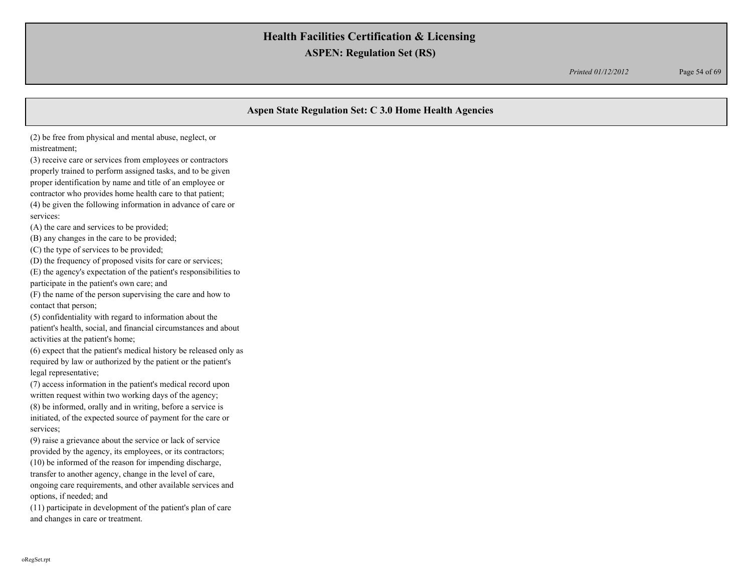## Aspen State Regulation Set: C 3.0 Home Health Agencies

(2) be free from physical and mental abuse, neglect, or mistreatment;
(3) receive care or services from employees or contractors properly trained to perform assigned tasks, and to be given proper identification by name and title of an employee or contractor who provides home health care to that patient;
(4) be given the following information in advance of care or services:
(A) the care and services to be provided;
(B) any changes in the care to be provided;
(C) the type of services to be provided;
(D) the frequency of proposed visits for care or services;
(E) the agency's expectation of the patient's responsibilities to participate in the patient's own care; and
(F) the name of the person supervising the care and how to contact that person;
(5) confidentiality with regard to information about the patient's health, social, and financial circumstances and about activities at the patient's home;
(6) expect that the patient's medical history be released only as required by law or authorized by the patient or the patient's legal representative;
(7) access information in the patient's medical record upon written request within two working days of the agency;
(8) be informed, orally and in writing, before a service is initiated, of the expected source of payment for the care or services;
(9) raise a grievance about the service or lack of service provided by the agency, its employees, or its contractors;
(10) be informed of the reason for impending discharge, transfer to another agency, change in the level of care, ongoing care requirements, and other available services and options, if needed; and
(11) participate in development of the patient's plan of care and changes in care or treatment.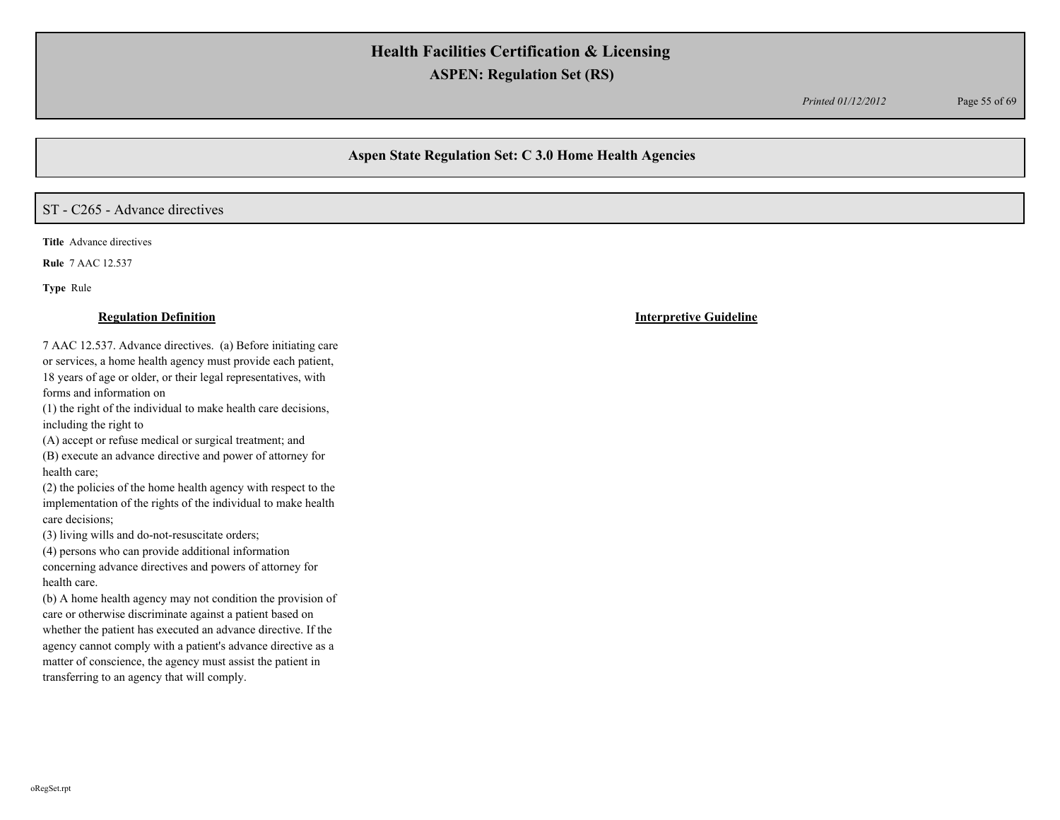## Aspen State Regulation Set: C 3.0 Home Health Agencies

### ST - C265 - Advance directives

**Title** Advance directives

**Rule** 7 AAC 12.537

**Type** Rule

| **Regulation Definition** | **Interpretive Guideline** |
|---|---|
| 7 AAC 12.537. Advance directives. (a) Before initiating care or services, a home health agency must provide each patient, 18 years of age or older, or their legal representatives, with forms and information on<br>(1) the right of the individual to make health care decisions, including the right to<br>(A) accept or refuse medical or surgical treatment; and<br>(B) execute an advance directive and power of attorney for health care;<br>(2) the policies of the home health agency with respect to the implementation of the rights of the individual to make health care decisions;<br>(3) living wills and do-not-resuscitate orders;<br>(4) persons who can provide additional information concerning advance directives and powers of attorney for health care.<br>(b) A home health agency may not condition the provision of care or otherwise discriminate against a patient based on whether the patient has executed an advance directive. If the agency cannot comply with a patient's advance directive as a matter of conscience, the agency must assist the patient in transferring to an agency that will comply. | |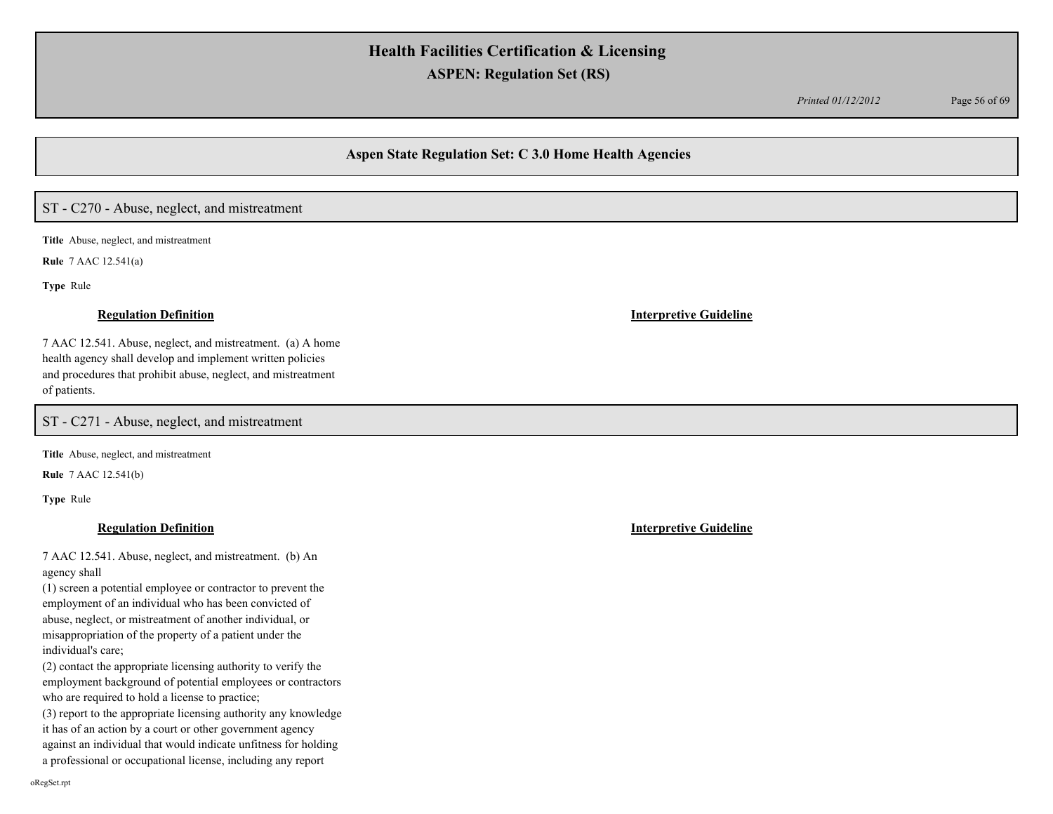## Aspen State Regulation Set: C 3.0 Home Health Agencies

### ST - C270 - Abuse, neglect, and mistreatment

**Title** Abuse, neglect, and mistreatment

**Rule** 7 AAC 12.541(a)

**Type** Rule

**Regulation Definition**

7 AAC 12.541. Abuse, neglect, and mistreatment. (a) A home health agency shall develop and implement written policies and procedures that prohibit abuse, neglect, and mistreatment of patients.

**Interpretive Guideline**

### ST - C271 - Abuse, neglect, and mistreatment

**Title** Abuse, neglect, and mistreatment

**Rule** 7 AAC 12.541(b)

**Type** Rule

**Regulation Definition**

7 AAC 12.541. Abuse, neglect, and mistreatment. (b) An agency shall

(1) screen a potential employee or contractor to prevent the employment of an individual who has been convicted of abuse, neglect, or mistreatment of another individual, or misappropriation of the property of a patient under the individual's care;

(2) contact the appropriate licensing authority to verify the employment background of potential employees or contractors who are required to hold a license to practice;

(3) report to the appropriate licensing authority any knowledge it has of an action by a court or other government agency against an individual that would indicate unfitness for holding a professional or occupational license, including any report

**Interpretive Guideline**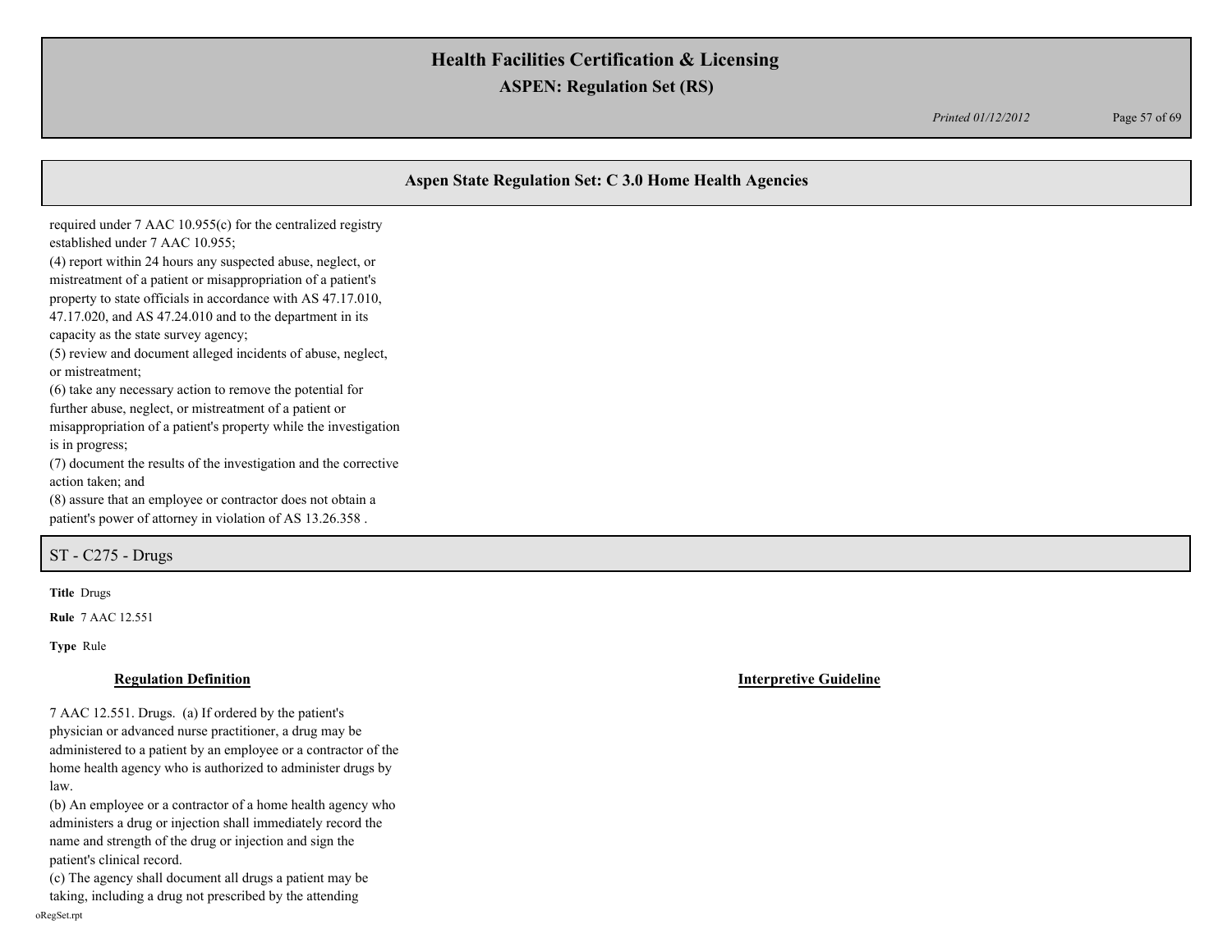required under 7 AAC 10.955(c) for the centralized registry established under 7 AAC 10.955;
(4) report within 24 hours any suspected abuse, neglect, or mistreatment of a patient or misappropriation of a patient's property to state officials in accordance with AS 47.17.010, 47.17.020, and AS 47.24.010 and to the department in its capacity as the state survey agency;
(5) review and document alleged incidents of abuse, neglect, or mistreatment;
(6) take any necessary action to remove the potential for further abuse, neglect, or mistreatment of a patient or misappropriation of a patient's property while the investigation is in progress;
(7) document the results of the investigation and the corrective action taken; and
(8) assure that an employee or contractor does not obtain a patient's power of attorney in violation of AS 13.26.358 .

## ST - C275 - Drugs

**Title** Drugs

**Rule** 7 AAC 12.551

**Type** Rule

| Regulation Definition | Interpretive Guideline |
| --- | --- |
| 7 AAC 12.551. Drugs. (a) If ordered by the patient's physician or advanced nurse practitioner, a drug may be administered to a patient by an employee or a contractor of the home health agency who is authorized to administer drugs by law.<br>(b) An employee or a contractor of a home health agency who administers a drug or injection shall immediately record the name and strength of the drug or injection and sign the patient's clinical record.<br>(c) The agency shall document all drugs a patient may be taking, including a drug not prescribed by the attending | |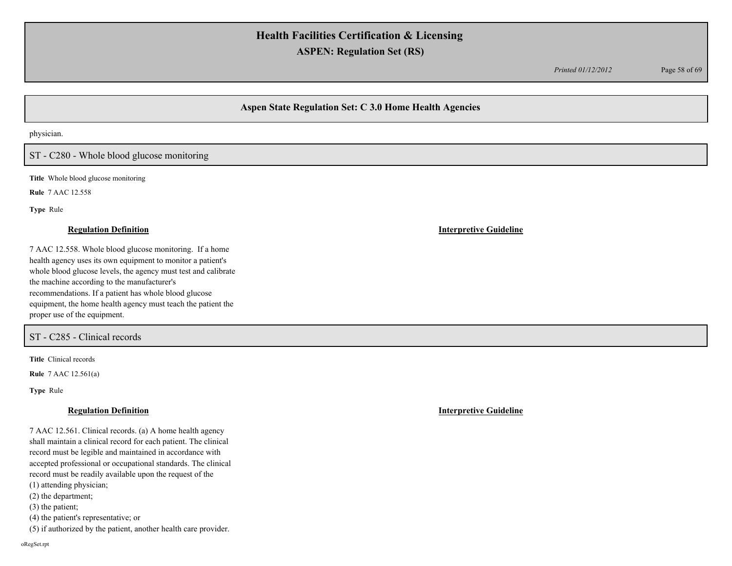physician.

## ST - C280 - Whole blood glucose monitoring

**Title** Whole blood glucose monitoring

**Rule** 7 AAC 12.558

**Type** Rule

**Regulation Definition**

7 AAC 12.558. Whole blood glucose monitoring. If a home health agency uses its own equipment to monitor a patient's whole blood glucose levels, the agency must test and calibrate the machine according to the manufacturer's recommendations. If a patient has whole blood glucose equipment, the home health agency must teach the patient the proper use of the equipment.

**Interpretive Guideline**

## ST - C285 - Clinical records

**Title** Clinical records

**Rule** 7 AAC 12.561(a)

**Type** Rule

**Regulation Definition**

7 AAC 12.561. Clinical records. (a) A home health agency shall maintain a clinical record for each patient. The clinical record must be legible and maintained in accordance with accepted professional or occupational standards. The clinical record must be readily available upon the request of the

(1) attending physician;
(2) the department;
(3) the patient;
(4) the patient's representative; or
(5) if authorized by the patient, another health care provider.

**Interpretive Guideline**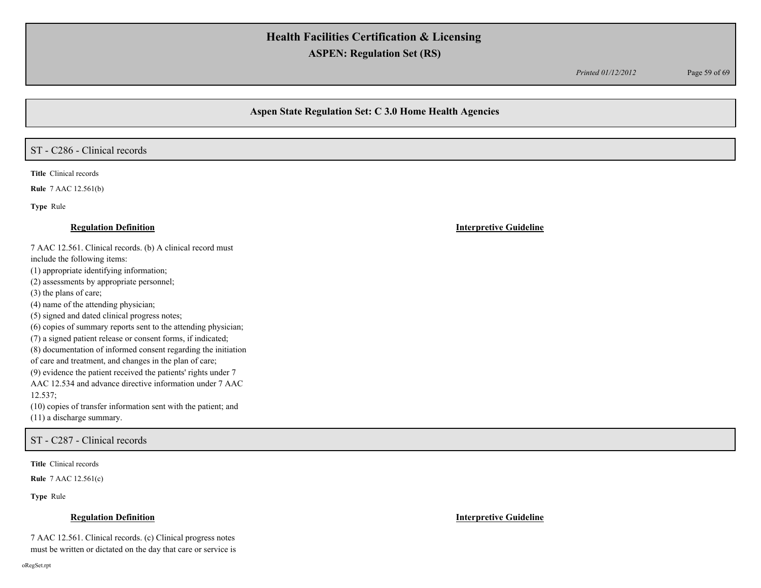## Aspen State Regulation Set: C 3.0 Home Health Agencies

### ST - C286 - Clinical records

**Title** Clinical records

**Rule** 7 AAC 12.561(b)

**Type** Rule

**Regulation Definition**

7 AAC 12.561. Clinical records. (b) A clinical record must include the following items:
(1) appropriate identifying information;
(2) assessments by appropriate personnel;
(3) the plans of care;
(4) name of the attending physician;
(5) signed and dated clinical progress notes;
(6) copies of summary reports sent to the attending physician;
(7) a signed patient release or consent forms, if indicated;
(8) documentation of informed consent regarding the initiation of care and treatment, and changes in the plan of care;
(9) evidence the patient received the patients' rights under 7 AAC 12.534 and advance directive information under 7 AAC 12.537;
(10) copies of transfer information sent with the patient; and
(11) a discharge summary.

**Interpretive Guideline**

### ST - C287 - Clinical records

**Title** Clinical records

**Rule** 7 AAC 12.561(c)

**Type** Rule

**Regulation Definition**

7 AAC 12.561. Clinical records. (c) Clinical progress notes must be written or dictated on the day that care or service is

**Interpretive Guideline**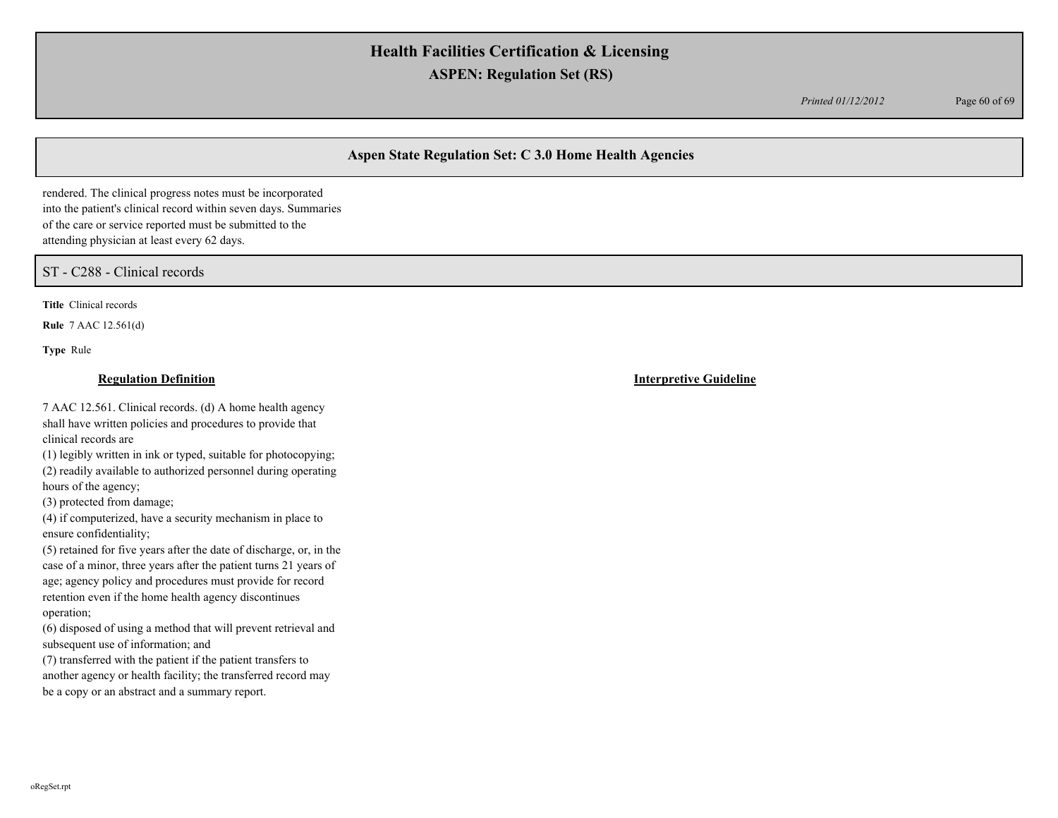rendered. The clinical progress notes must be incorporated into the patient's clinical record within seven days. Summaries of the care or service reported must be submitted to the attending physician at least every 62 days.

## ST - C288 - Clinical records

**Title** Clinical records

**Rule** 7 AAC 12.561(d)

**Type** Rule

**Regulation Definition**

7 AAC 12.561. Clinical records. (d) A home health agency shall have written policies and procedures to provide that clinical records are

(1) legibly written in ink or typed, suitable for photocopying;
(2) readily available to authorized personnel during operating hours of the agency;
(3) protected from damage;
(4) if computerized, have a security mechanism in place to ensure confidentiality;
(5) retained for five years after the date of discharge, or, in the case of a minor, three years after the patient turns 21 years of age; agency policy and procedures must provide for record retention even if the home health agency discontinues operation;
(6) disposed of using a method that will prevent retrieval and subsequent use of information; and
(7) transferred with the patient if the patient transfers to another agency or health facility; the transferred record may be a copy or an abstract and a summary report.

**Interpretive Guideline**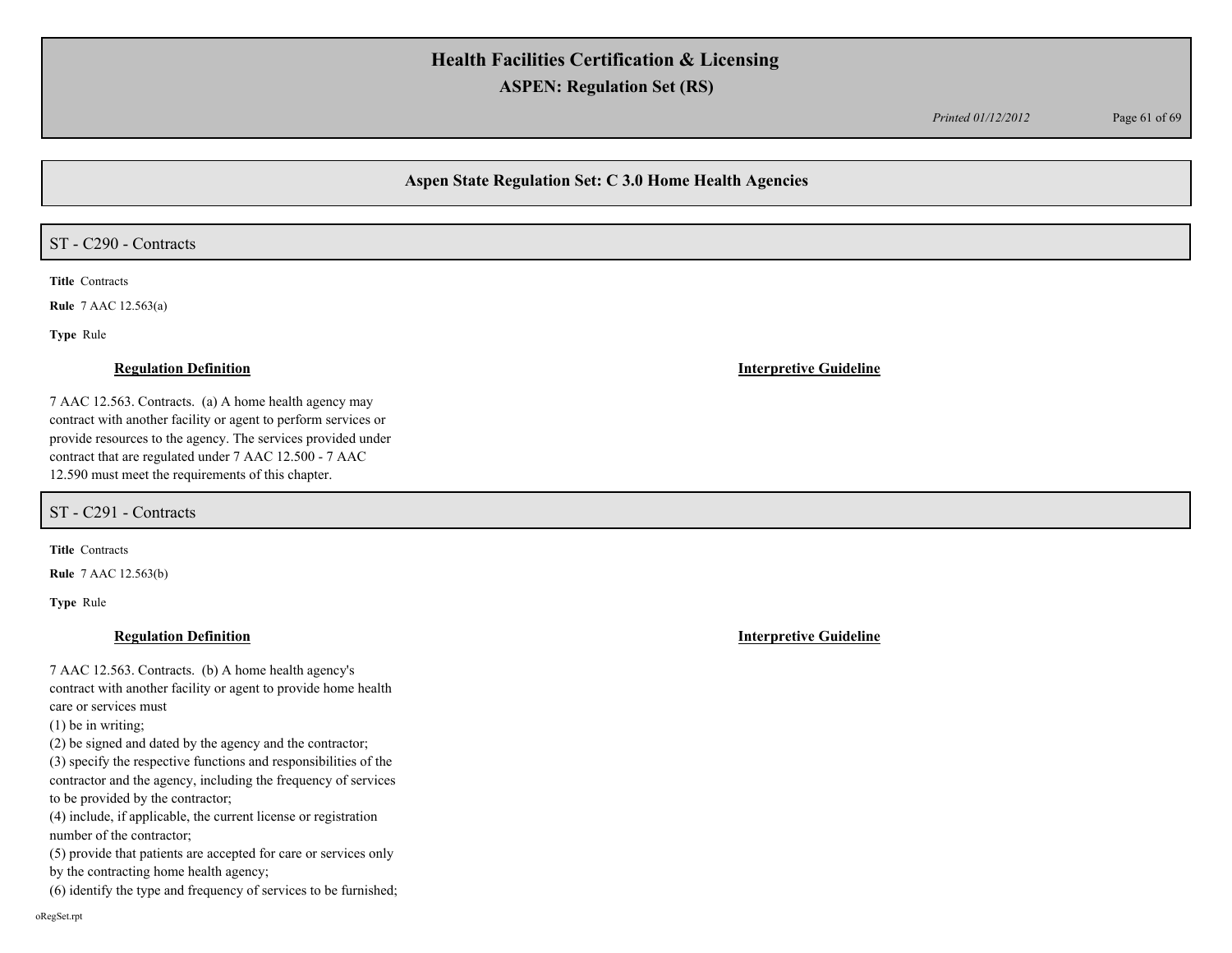## Aspen State Regulation Set: C 3.0 Home Health Agencies

### ST - C290 - Contracts

**Title** Contracts

**Rule** 7 AAC 12.563(a)

**Type** Rule

**Regulation Definition**

7 AAC 12.563. Contracts. (a) A home health agency may contract with another facility or agent to perform services or provide resources to the agency. The services provided under contract that are regulated under 7 AAC 12.500 - 7 AAC 12.590 must meet the requirements of this chapter.

**Interpretive Guideline**

### ST - C291 - Contracts

**Title** Contracts

**Rule** 7 AAC 12.563(b)

**Type** Rule

**Regulation Definition**

7 AAC 12.563. Contracts. (b) A home health agency's contract with another facility or agent to provide home health care or services must

(1) be in writing;
(2) be signed and dated by the agency and the contractor;
(3) specify the respective functions and responsibilities of the contractor and the agency, including the frequency of services to be provided by the contractor;
(4) include, if applicable, the current license or registration number of the contractor;
(5) provide that patients are accepted for care or services only by the contracting home health agency;
(6) identify the type and frequency of services to be furnished;

**Interpretive Guideline**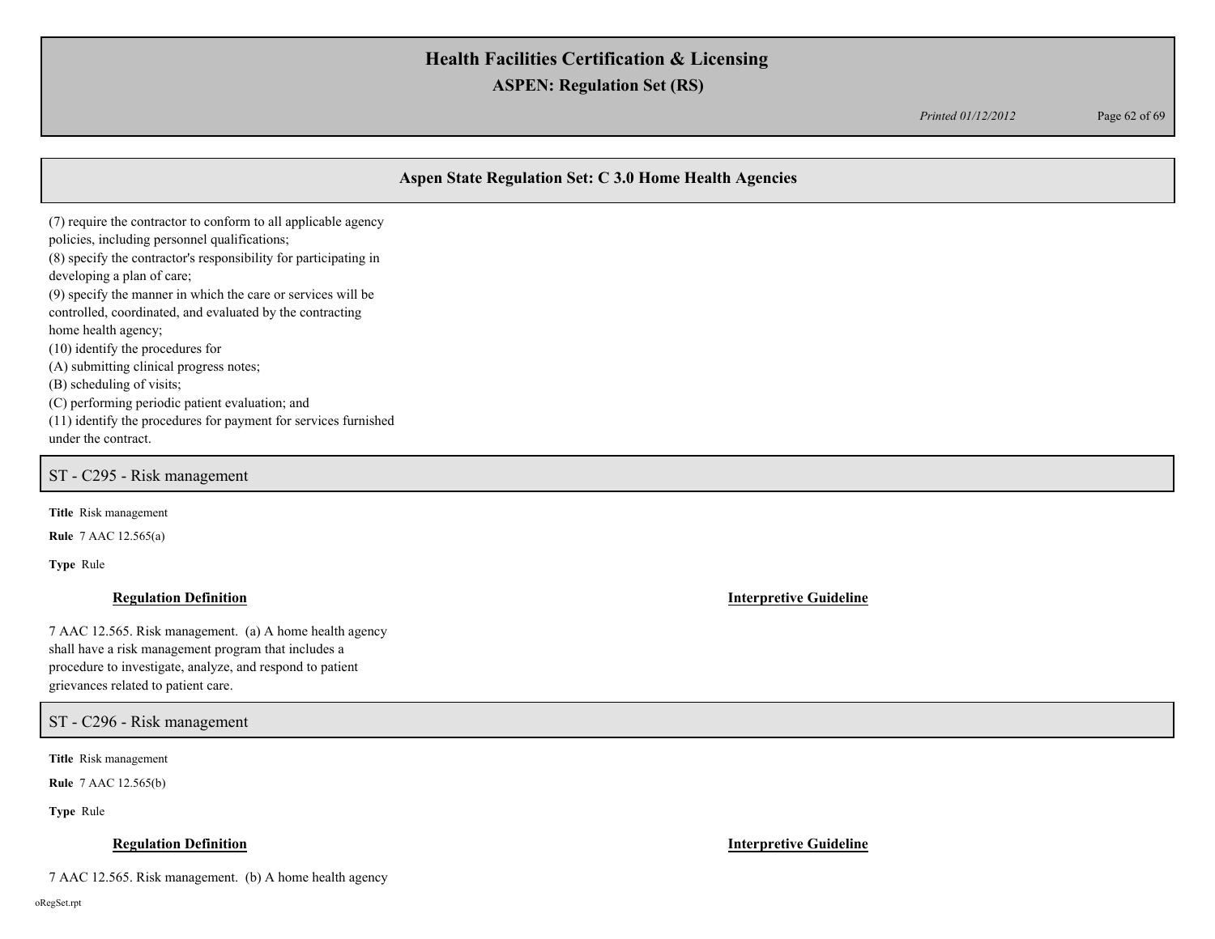## Aspen State Regulation Set: C 3.0 Home Health Agencies

(7) require the contractor to conform to all applicable agency policies, including personnel qualifications;
(8) specify the contractor's responsibility for participating in developing a plan of care;
(9) specify the manner in which the care or services will be controlled, coordinated, and evaluated by the contracting home health agency;
(10) identify the procedures for
(A) submitting clinical progress notes;
(B) scheduling of visits;
(C) performing periodic patient evaluation; and
(11) identify the procedures for payment for services furnished under the contract.

### ST - C295 - Risk management

**Title** Risk management

**Rule** 7 AAC 12.565(a)

**Type** Rule

**Regulation Definition**

7 AAC 12.565. Risk management. (a) A home health agency shall have a risk management program that includes a procedure to investigate, analyze, and respond to patient grievances related to patient care.

**Interpretive Guideline**

### ST - C296 - Risk management

**Title** Risk management

**Rule** 7 AAC 12.565(b)

**Type** Rule

**Regulation Definition**

7 AAC 12.565. Risk management. (b) A home health agency

**Interpretive Guideline**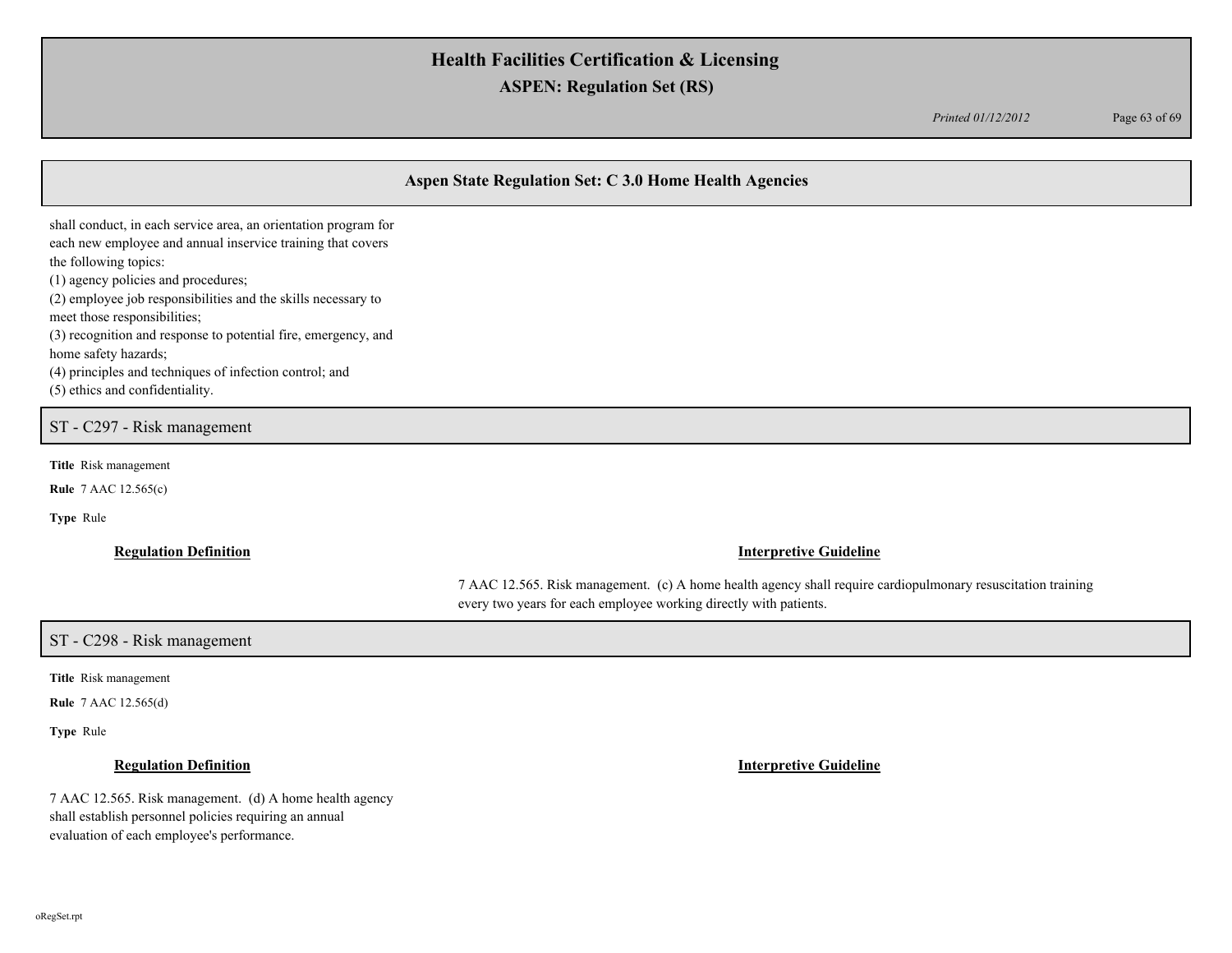## Aspen State Regulation Set: C 3.0 Home Health Agencies

shall conduct, in each service area, an orientation program for each new employee and annual inservice training that covers the following topics:
(1) agency policies and procedures;
(2) employee job responsibilities and the skills necessary to meet those responsibilities;
(3) recognition and response to potential fire, emergency, and home safety hazards;
(4) principles and techniques of infection control; and
(5) ethics and confidentiality.

### ST - C297 - Risk management

**Title** Risk management

**Rule** 7 AAC 12.565(c)

**Type** Rule

**Regulation Definition**

**Interpretive Guideline**

7 AAC 12.565. Risk management. (c) A home health agency shall require cardiopulmonary resuscitation training every two years for each employee working directly with patients.

### ST - C298 - Risk management

**Title** Risk management

**Rule** 7 AAC 12.565(d)

**Type** Rule

**Regulation Definition**

7 AAC 12.565. Risk management. (d) A home health agency shall establish personnel policies requiring an annual evaluation of each employee's performance.

**Interpretive Guideline**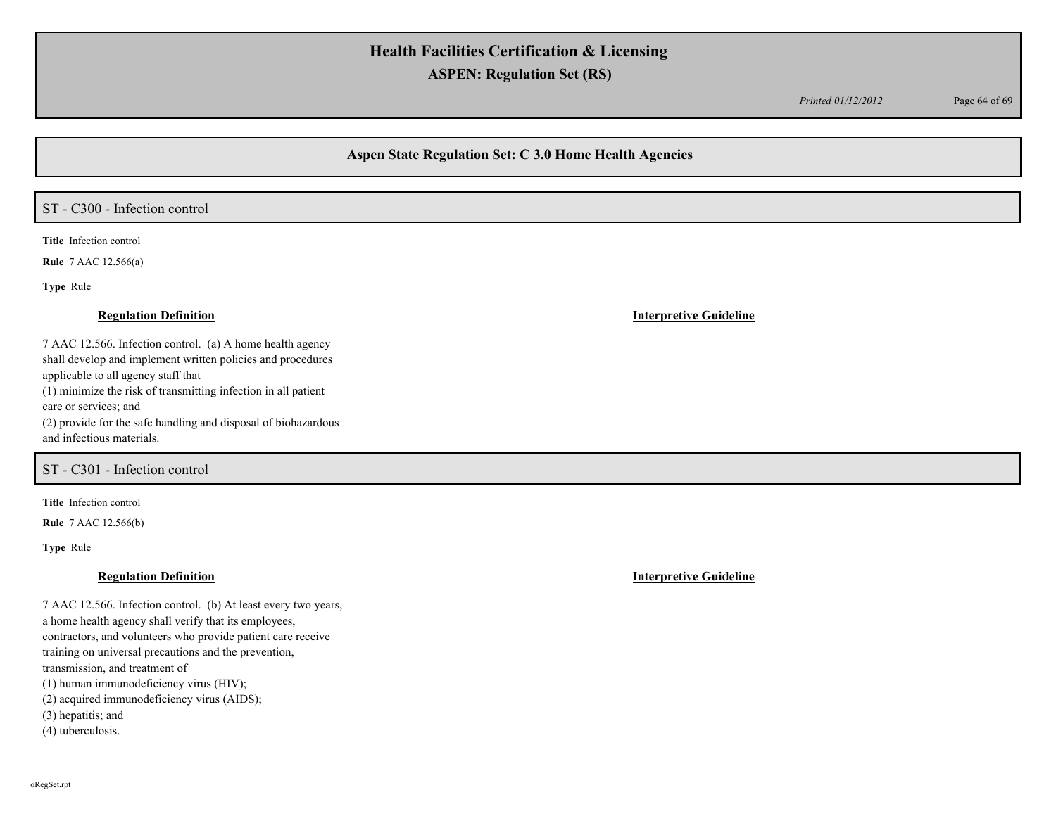## Aspen State Regulation Set: C 3.0 Home Health Agencies

### ST - C300 - Infection control

**Title** Infection control

**Rule** 7 AAC 12.566(a)

**Type** Rule

**Regulation Definition**

7 AAC 12.566. Infection control. (a) A home health agency shall develop and implement written policies and procedures applicable to all agency staff that
(1) minimize the risk of transmitting infection in all patient care or services; and
(2) provide for the safe handling and disposal of biohazardous and infectious materials.

**Interpretive Guideline**

### ST - C301 - Infection control

**Title** Infection control

**Rule** 7 AAC 12.566(b)

**Type** Rule

**Regulation Definition**

7 AAC 12.566. Infection control. (b) At least every two years, a home health agency shall verify that its employees, contractors, and volunteers who provide patient care receive training on universal precautions and the prevention, transmission, and treatment of
(1) human immunodeficiency virus (HIV);
(2) acquired immunodeficiency virus (AIDS);
(3) hepatitis; and
(4) tuberculosis.

**Interpretive Guideline**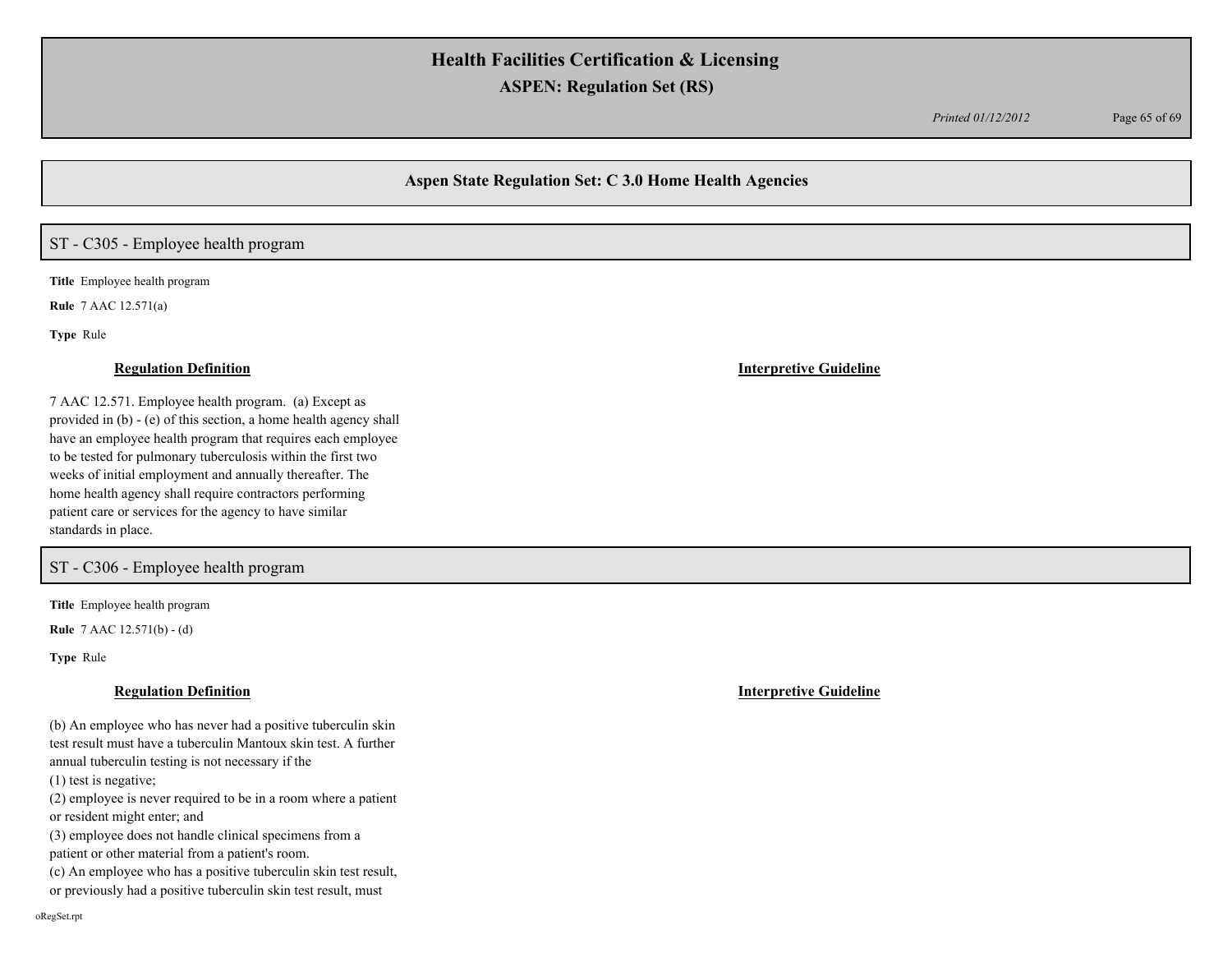## Aspen State Regulation Set: C 3.0 Home Health Agencies

### ST - C305 - Employee health program

**Title** Employee health program

**Rule** 7 AAC 12.571(a)

**Type** Rule

**Regulation Definition**

7 AAC 12.571. Employee health program. (a) Except as provided in (b) - (e) of this section, a home health agency shall have an employee health program that requires each employee to be tested for pulmonary tuberculosis within the first two weeks of initial employment and annually thereafter. The home health agency shall require contractors performing patient care or services for the agency to have similar standards in place.

**Interpretive Guideline**

### ST - C306 - Employee health program

**Title** Employee health program

**Rule** 7 AAC 12.571(b) - (d)

**Type** Rule

**Regulation Definition**

(b) An employee who has never had a positive tuberculin skin test result must have a tuberculin Mantoux skin test. A further annual tuberculin testing is not necessary if the
(1) test is negative;
(2) employee is never required to be in a room where a patient or resident might enter; and
(3) employee does not handle clinical specimens from a patient or other material from a patient's room.
(c) An employee who has a positive tuberculin skin test result, or previously had a positive tuberculin skin test result, must

**Interpretive Guideline**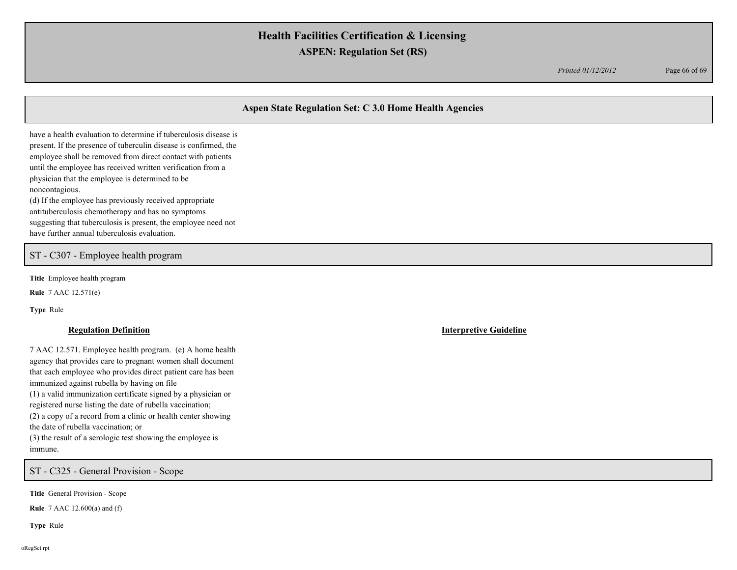## Aspen State Regulation Set: C 3.0 Home Health Agencies

have a health evaluation to determine if tuberculosis disease is present. If the presence of tuberculin disease is confirmed, the employee shall be removed from direct contact with patients until the employee has received written verification from a physician that the employee is determined to be noncontagious.
(d) If the employee has previously received appropriate antituberculosis chemotherapy and has no symptoms suggesting that tuberculosis is present, the employee need not have further annual tuberculosis evaluation.

### ST - C307 - Employee health program

**Title** Employee health program

**Rule** 7 AAC 12.571(e)

**Type** Rule

| Regulation Definition | Interpretive Guideline |
|---|---|
| 7 AAC 12.571. Employee health program. (e) A home health agency that provides care to pregnant women shall document that each employee who provides direct patient care has been immunized against rubella by having on file<br>(1) a valid immunization certificate signed by a physician or registered nurse listing the date of rubella vaccination;<br>(2) a copy of a record from a clinic or health center showing the date of rubella vaccination; or<br>(3) the result of a serologic test showing the employee is immune. | |

### ST - C325 - General Provision - Scope

**Title** General Provision - Scope

**Rule** 7 AAC 12.600(a) and (f)

**Type** Rule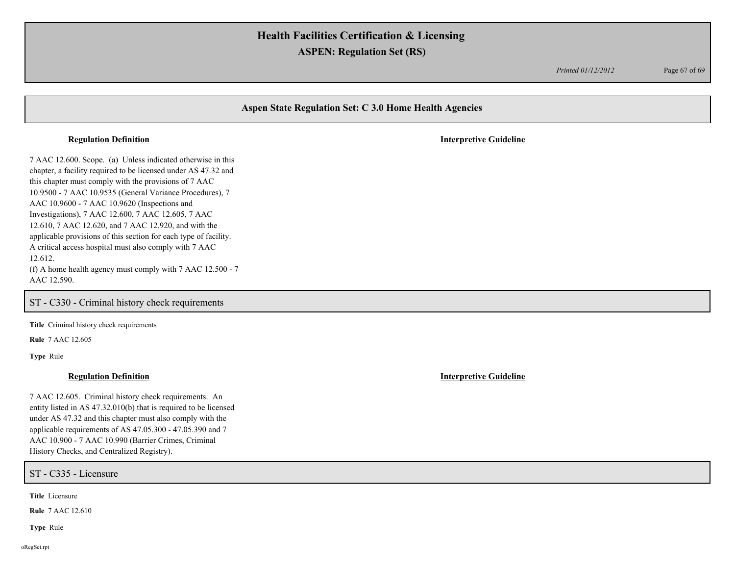## Aspen State Regulation Set: C 3.0 Home Health Agencies

**Regulation Definition** | **Interpretive Guideline**

7 AAC 12.600. Scope. (a) Unless indicated otherwise in this chapter, a facility required to be licensed under AS 47.32 and this chapter must comply with the provisions of 7 AAC 10.9500 - 7 AAC 10.9535 (General Variance Procedures), 7 AAC 10.9600 - 7 AAC 10.9620 (Inspections and Investigations), 7 AAC 12.600, 7 AAC 12.605, 7 AAC 12.610, 7 AAC 12.620, and 7 AAC 12.920, and with the applicable provisions of this section for each type of facility. A critical access hospital must also comply with 7 AAC 12.612.
(f) A home health agency must comply with 7 AAC 12.500 - 7 AAC 12.590.

### ST - C330 - Criminal history check requirements

**Title** Criminal history check requirements

**Rule** 7 AAC 12.605

**Type** Rule

**Regulation Definition** | **Interpretive Guideline**

7 AAC 12.605. Criminal history check requirements. An entity listed in AS 47.32.010(b) that is required to be licensed under AS 47.32 and this chapter must also comply with the applicable requirements of AS 47.05.300 - 47.05.390 and 7 AAC 10.900 - 7 AAC 10.990 (Barrier Crimes, Criminal History Checks, and Centralized Registry).

### ST - C335 - Licensure

**Title** Licensure

**Rule** 7 AAC 12.610

**Type** Rule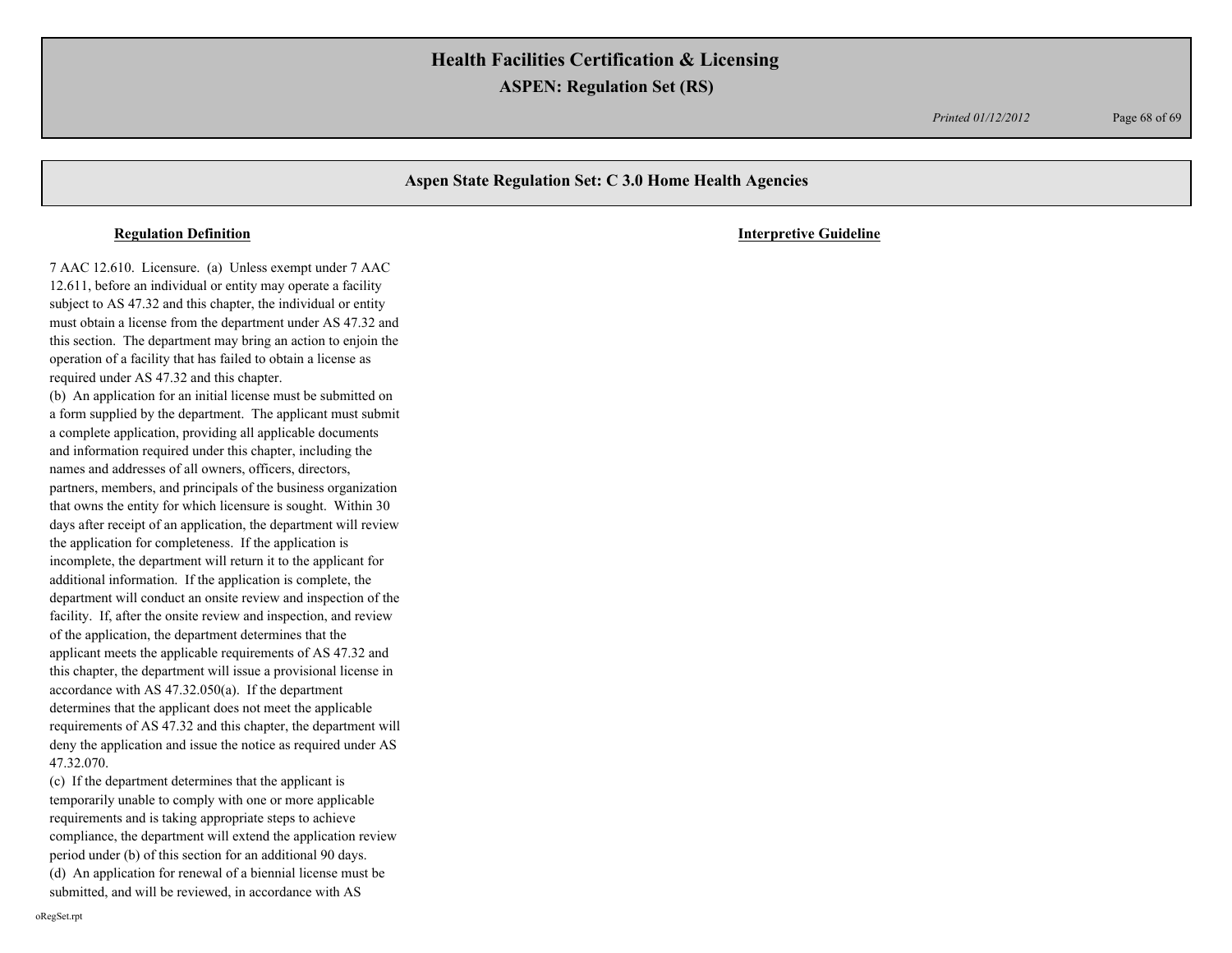## Aspen State Regulation Set: C 3.0 Home Health Agencies

| Regulation Definition | Interpretive Guideline |
|---|---|
| 7 AAC 12.610. Licensure. (a) Unless exempt under 7 AAC 12.611, before an individual or entity may operate a facility subject to AS 47.32 and this chapter, the individual or entity must obtain a license from the department under AS 47.32 and this section. The department may bring an action to enjoin the operation of a facility that has failed to obtain a license as required under AS 47.32 and this chapter.<br>(b) An application for an initial license must be submitted on a form supplied by the department. The applicant must submit a complete application, providing all applicable documents and information required under this chapter, including the names and addresses of all owners, officers, directors, partners, members, and principals of the business organization that owns the entity for which licensure is sought. Within 30 days after receipt of an application, the department will review the application for completeness. If the application is incomplete, the department will return it to the applicant for additional information. If the application is complete, the department will conduct an onsite review and inspection of the facility. If, after the onsite review and inspection, and review of the application, the department determines that the applicant meets the applicable requirements of AS 47.32 and this chapter, the department will issue a provisional license in accordance with AS 47.32.050(a). If the department determines that the applicant does not meet the applicable requirements of AS 47.32 and this chapter, the department will deny the application and issue the notice as required under AS 47.32.070.<br>(c) If the department determines that the applicant is temporarily unable to comply with one or more applicable requirements and is taking appropriate steps to achieve compliance, the department will extend the application review period under (b) of this section for an additional 90 days.<br>(d) An application for renewal of a biennial license must be submitted, and will be reviewed, in accordance with AS | |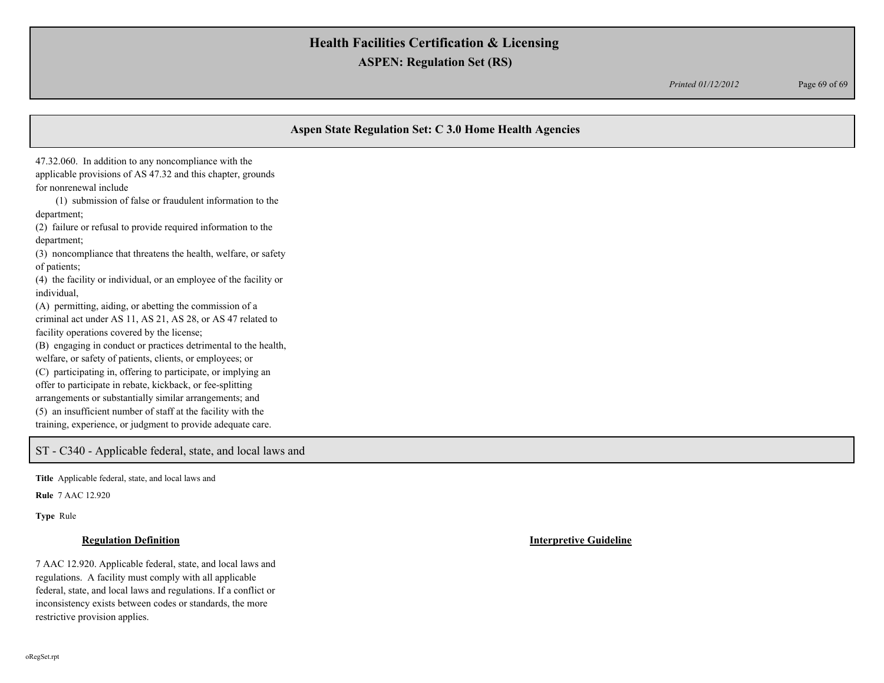## Aspen State Regulation Set: C 3.0 Home Health Agencies

47.32.060. In addition to any noncompliance with the applicable provisions of AS 47.32 and this chapter, grounds for nonrenewal include

(1) submission of false or fraudulent information to the department;
(2) failure or refusal to provide required information to the department;
(3) noncompliance that threatens the health, welfare, or safety of patients;
(4) the facility or individual, or an employee of the facility or individual,
(A) permitting, aiding, or abetting the commission of a criminal act under AS 11, AS 21, AS 28, or AS 47 related to facility operations covered by the license;
(B) engaging in conduct or practices detrimental to the health, welfare, or safety of patients, clients, or employees; or
(C) participating in, offering to participate, or implying an offer to participate in rebate, kickback, or fee-splitting arrangements or substantially similar arrangements; and
(5) an insufficient number of staff at the facility with the training, experience, or judgment to provide adequate care.

## ST - C340 - Applicable federal, state, and local laws and

**Title** Applicable federal, state, and local laws and

**Rule** 7 AAC 12.920

**Type** Rule

### Regulation Definition

7 AAC 12.920. Applicable federal, state, and local laws and regulations. A facility must comply with all applicable federal, state, and local laws and regulations. If a conflict or inconsistency exists between codes or standards, the more restrictive provision applies.

### Interpretive Guideline